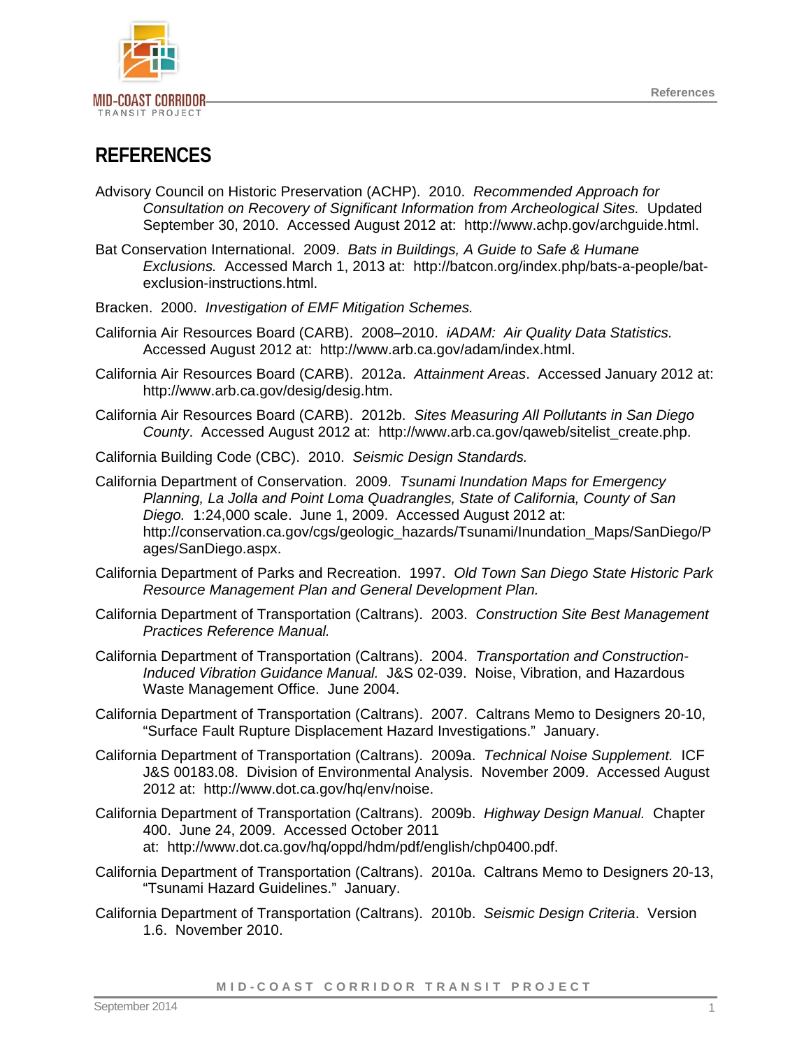# REFERENCES

Advisory Council on Historic Preservation (ACHP). 2010. *Recommended Approach for Consultation on Recovery of Significant Information from Archeological Sites.* Updated September 30, 2010. Accessed August 2012 at: http://www.achp.gov/archguide.html.

Bat Conservation International. 2009. *Bats in Buildings, A Guide to Safe & Humane Exclusions.* Accessed March 1, 2013 at: http://batcon.org/index.php/bats-a-people/bat-exclusion-instructions.html.

Bracken. 2000. *Investigation of EMF Mitigation Schemes.*

California Air Resources Board (CARB). 2008–2010. *iADAM: Air Quality Data Statistics.* Accessed August 2012 at: http://www.arb.ca.gov/adam/index.html.

California Air Resources Board (CARB). 2012a. *Attainment Areas*. Accessed January 2012 at: http://www.arb.ca.gov/desig/desig.htm.

California Air Resources Board (CARB). 2012b. *Sites Measuring All Pollutants in San Diego County*. Accessed August 2012 at: http://www.arb.ca.gov/qaweb/sitelist_create.php.

California Building Code (CBC). 2010. *Seismic Design Standards.*

California Department of Conservation. 2009. *Tsunami Inundation Maps for Emergency Planning, La Jolla and Point Loma Quadrangles, State of California, County of San Diego.* 1:24,000 scale. June 1, 2009. Accessed August 2012 at: http://conservation.ca.gov/cgs/geologic_hazards/Tsunami/Inundation_Maps/SanDiego/Pages/SanDiego.aspx.

California Department of Parks and Recreation. 1997. *Old Town San Diego State Historic Park Resource Management Plan and General Development Plan.*

California Department of Transportation (Caltrans). 2003. *Construction Site Best Management Practices Reference Manual.*

California Department of Transportation (Caltrans). 2004. *Transportation and Construction-Induced Vibration Guidance Manual.* J&S 02-039. Noise, Vibration, and Hazardous Waste Management Office. June 2004.

California Department of Transportation (Caltrans). 2007. Caltrans Memo to Designers 20-10, "Surface Fault Rupture Displacement Hazard Investigations." January.

California Department of Transportation (Caltrans). 2009a. *Technical Noise Supplement.* ICF J&S 00183.08. Division of Environmental Analysis. November 2009. Accessed August 2012 at: http://www.dot.ca.gov/hq/env/noise.

California Department of Transportation (Caltrans). 2009b. *Highway Design Manual.* Chapter 400. June 24, 2009. Accessed October 2011 at: http://www.dot.ca.gov/hq/oppd/hdm/pdf/english/chp0400.pdf.

California Department of Transportation (Caltrans). 2010a. Caltrans Memo to Designers 20-13, "Tsunami Hazard Guidelines." January.

California Department of Transportation (Caltrans). 2010b. *Seismic Design Criteria*. Version 1.6. November 2010.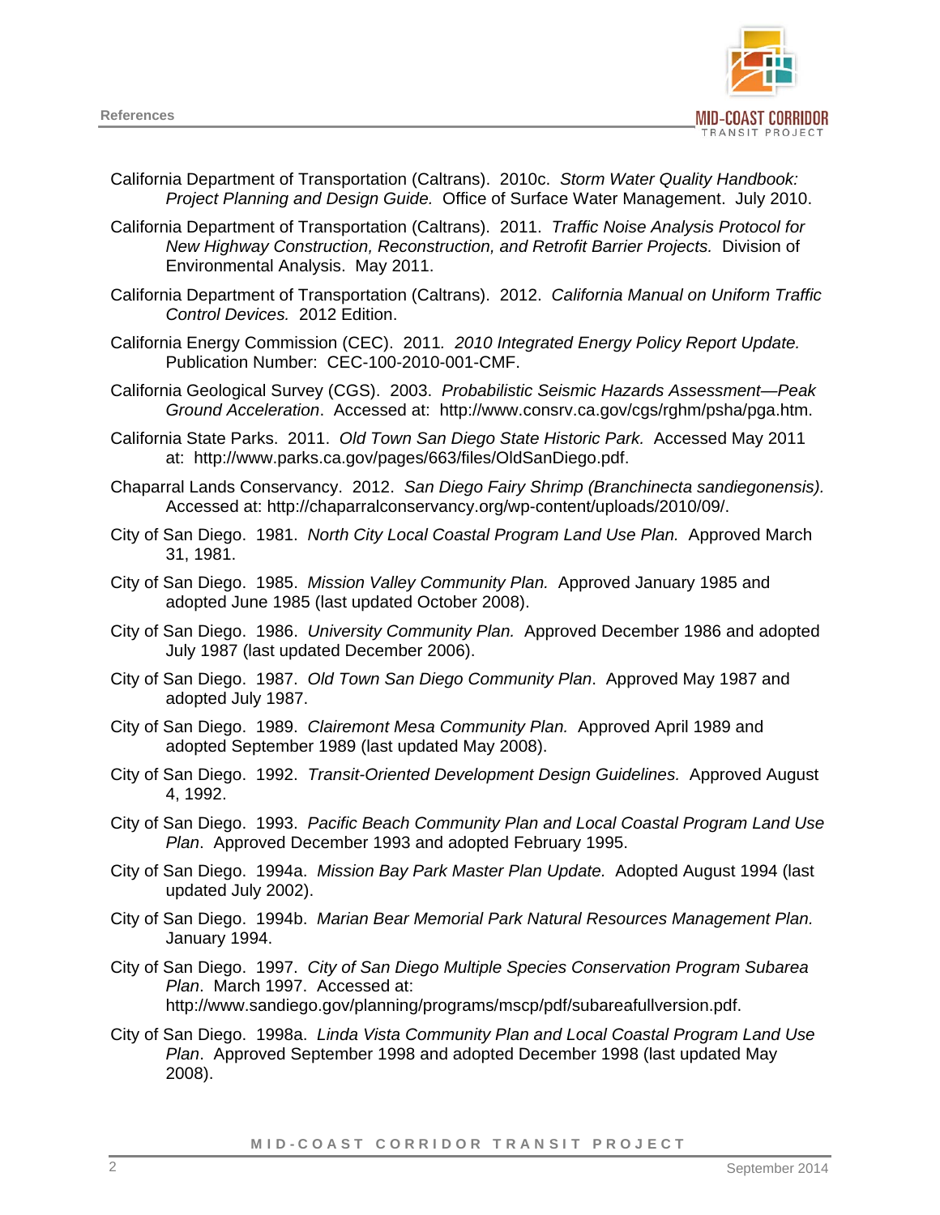California Department of Transportation (Caltrans). 2010c. *Storm Water Quality Handbook: Project Planning and Design Guide.* Office of Surface Water Management. July 2010.

California Department of Transportation (Caltrans). 2011. *Traffic Noise Analysis Protocol for New Highway Construction, Reconstruction, and Retrofit Barrier Projects.* Division of Environmental Analysis. May 2011.

California Department of Transportation (Caltrans). 2012. *California Manual on Uniform Traffic Control Devices.* 2012 Edition.

California Energy Commission (CEC). 2011. *2010 Integrated Energy Policy Report Update.* Publication Number: CEC-100-2010-001-CMF.

California Geological Survey (CGS). 2003. *Probabilistic Seismic Hazards Assessment—Peak Ground Acceleration*. Accessed at: http://www.consrv.ca.gov/cgs/rghm/psha/pga.htm.

California State Parks. 2011. *Old Town San Diego State Historic Park.* Accessed May 2011 at: http://www.parks.ca.gov/pages/663/files/OldSanDiego.pdf.

Chaparral Lands Conservancy. 2012. *San Diego Fairy Shrimp (Branchinecta sandiegonensis).* Accessed at: http://chaparralconservancy.org/wp-content/uploads/2010/09/.

City of San Diego. 1981. *North City Local Coastal Program Land Use Plan.* Approved March 31, 1981.

City of San Diego. 1985. *Mission Valley Community Plan.* Approved January 1985 and adopted June 1985 (last updated October 2008).

City of San Diego. 1986. *University Community Plan.* Approved December 1986 and adopted July 1987 (last updated December 2006).

City of San Diego. 1987. *Old Town San Diego Community Plan*. Approved May 1987 and adopted July 1987.

City of San Diego. 1989. *Clairemont Mesa Community Plan.* Approved April 1989 and adopted September 1989 (last updated May 2008).

City of San Diego. 1992. *Transit-Oriented Development Design Guidelines.* Approved August 4, 1992.

City of San Diego. 1993. *Pacific Beach Community Plan and Local Coastal Program Land Use Plan*. Approved December 1993 and adopted February 1995.

City of San Diego. 1994a. *Mission Bay Park Master Plan Update.* Adopted August 1994 (last updated July 2002).

City of San Diego. 1994b. *Marian Bear Memorial Park Natural Resources Management Plan.* January 1994.

City of San Diego. 1997. *City of San Diego Multiple Species Conservation Program Subarea Plan*. March 1997. Accessed at: http://www.sandiego.gov/planning/programs/mscp/pdf/subareafullversion.pdf.

City of San Diego. 1998a. *Linda Vista Community Plan and Local Coastal Program Land Use Plan*. Approved September 1998 and adopted December 1998 (last updated May 2008).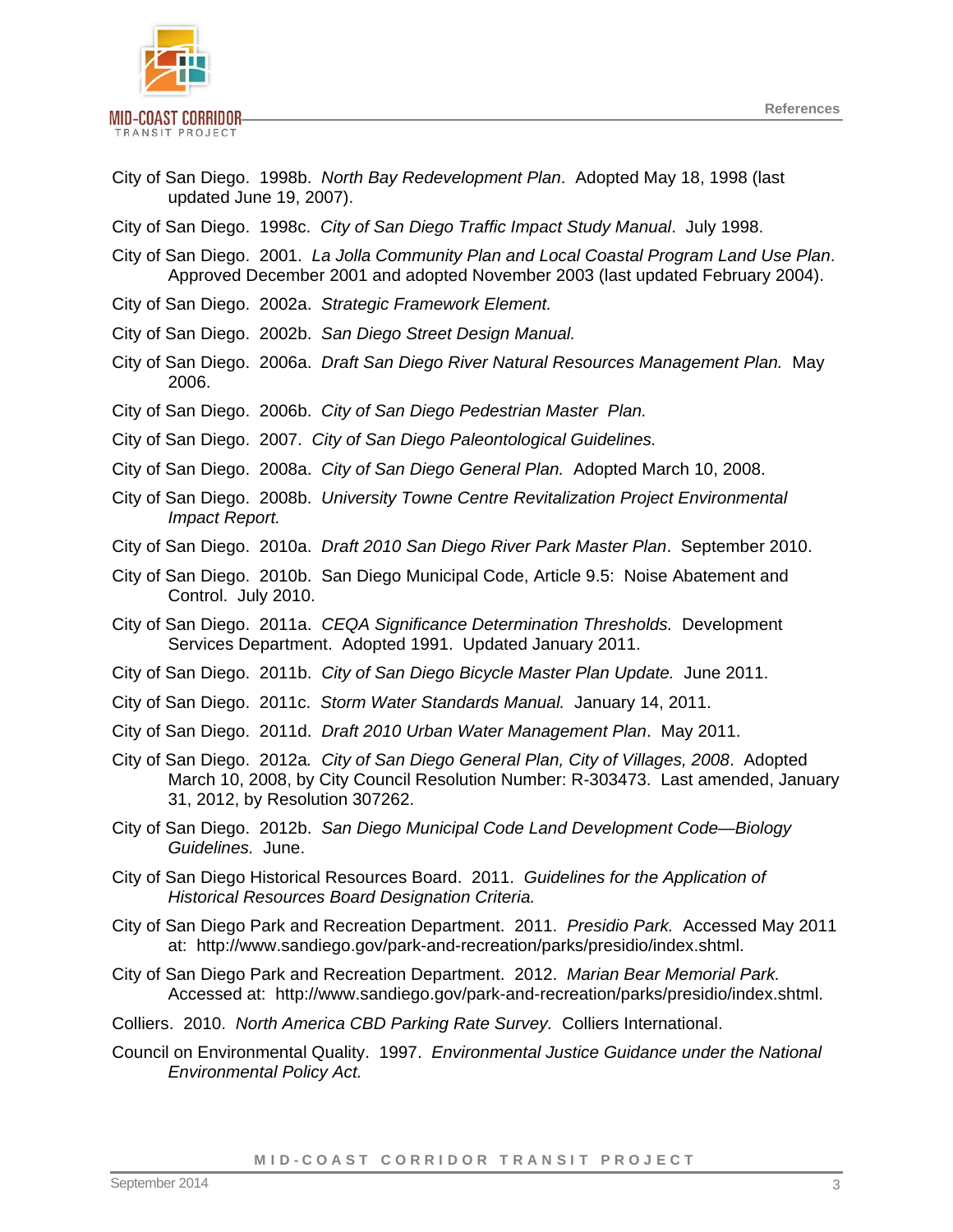City of San Diego. 1998b. *North Bay Redevelopment Plan*. Adopted May 18, 1998 (last updated June 19, 2007).

City of San Diego. 1998c. *City of San Diego Traffic Impact Study Manual*. July 1998.

City of San Diego. 2001. *La Jolla Community Plan and Local Coastal Program Land Use Plan*. Approved December 2001 and adopted November 2003 (last updated February 2004).

City of San Diego. 2002a. *Strategic Framework Element.*

City of San Diego. 2002b. *San Diego Street Design Manual.*

City of San Diego. 2006a. *Draft San Diego River Natural Resources Management Plan.* May 2006.

City of San Diego. 2006b. *City of San Diego Pedestrian Master Plan.*

City of San Diego. 2007. *City of San Diego Paleontological Guidelines.*

City of San Diego. 2008a. *City of San Diego General Plan.* Adopted March 10, 2008.

City of San Diego. 2008b. *University Towne Centre Revitalization Project Environmental Impact Report.*

City of San Diego. 2010a. *Draft 2010 San Diego River Park Master Plan*. September 2010.

City of San Diego. 2010b. San Diego Municipal Code, Article 9.5: Noise Abatement and Control. July 2010.

City of San Diego. 2011a. *CEQA Significance Determination Thresholds.* Development Services Department. Adopted 1991. Updated January 2011.

City of San Diego. 2011b. *City of San Diego Bicycle Master Plan Update.* June 2011.

City of San Diego. 2011c. *Storm Water Standards Manual.* January 14, 2011.

City of San Diego. 2011d. *Draft 2010 Urban Water Management Plan*. May 2011.

City of San Diego. 2012a*. City of San Diego General Plan, City of Villages, 2008*. Adopted March 10, 2008, by City Council Resolution Number: R-303473. Last amended, January 31, 2012, by Resolution 307262.

City of San Diego. 2012b. *San Diego Municipal Code Land Development Code—Biology Guidelines.* June.

City of San Diego Historical Resources Board. 2011. *Guidelines for the Application of Historical Resources Board Designation Criteria.*

City of San Diego Park and Recreation Department. 2011. *Presidio Park.* Accessed May 2011 at: http://www.sandiego.gov/park-and-recreation/parks/presidio/index.shtml.

City of San Diego Park and Recreation Department. 2012. *Marian Bear Memorial Park.* Accessed at: http://www.sandiego.gov/park-and-recreation/parks/presidio/index.shtml.

Colliers. 2010. *North America CBD Parking Rate Survey*. Colliers International.

Council on Environmental Quality. 1997. *Environmental Justice Guidance under the National Environmental Policy Act.*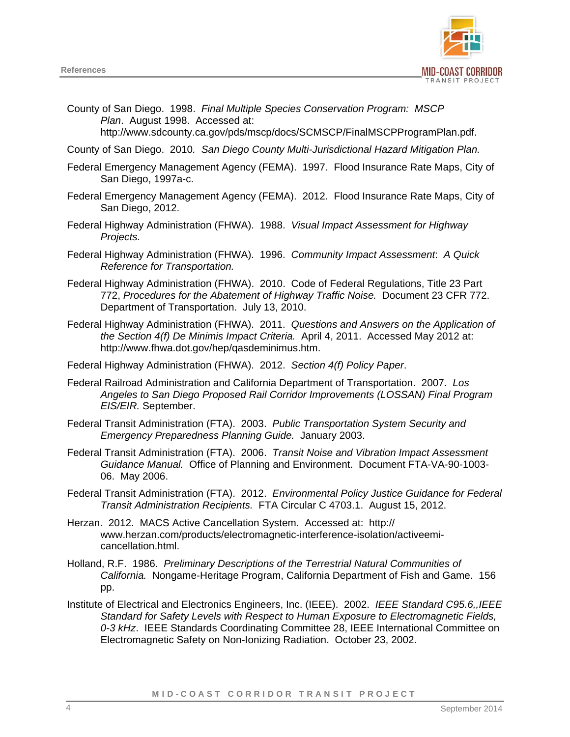County of San Diego. 1998. *Final Multiple Species Conservation Program: MSCP Plan*. August 1998. Accessed at: http://www.sdcounty.ca.gov/pds/mscp/docs/SCMSCP/FinalMSCPProgramPlan.pdf.

County of San Diego. 2010. *San Diego County Multi-Jurisdictional Hazard Mitigation Plan.*

Federal Emergency Management Agency (FEMA). 1997. Flood Insurance Rate Maps, City of San Diego, 1997a-c.

Federal Emergency Management Agency (FEMA). 2012. Flood Insurance Rate Maps, City of San Diego, 2012.

Federal Highway Administration (FHWA). 1988. *Visual Impact Assessment for Highway Projects.*

Federal Highway Administration (FHWA). 1996. *Community Impact Assessment*: *A Quick Reference for Transportation.*

Federal Highway Administration (FHWA). 2010. Code of Federal Regulations, Title 23 Part 772, *Procedures for the Abatement of Highway Traffic Noise.* Document 23 CFR 772. Department of Transportation. July 13, 2010.

Federal Highway Administration (FHWA). 2011. *Questions and Answers on the Application of the Section 4(f) De Minimis Impact Criteria.* April 4, 2011. Accessed May 2012 at: http://www.fhwa.dot.gov/hep/qasdeminimus.htm.

Federal Highway Administration (FHWA). 2012. *Section 4(f) Policy Paper*.

Federal Railroad Administration and California Department of Transportation. 2007. *Los Angeles to San Diego Proposed Rail Corridor Improvements (LOSSAN) Final Program EIS/EIR.* September.

Federal Transit Administration (FTA). 2003. *Public Transportation System Security and Emergency Preparedness Planning Guide.* January 2003.

Federal Transit Administration (FTA). 2006. *Transit Noise and Vibration Impact Assessment Guidance Manual.* Office of Planning and Environment. Document FTA-VA-90-1003-06. May 2006.

Federal Transit Administration (FTA). 2012. *Environmental Policy Justice Guidance for Federal Transit Administration Recipients.* FTA Circular C 4703.1. August 15, 2012.

Herzan. 2012. MACS Active Cancellation System. Accessed at: http:// www.herzan.com/products/electromagnetic-interference-isolation/activeemi-cancellation.html.

Holland, R.F. 1986. *Preliminary Descriptions of the Terrestrial Natural Communities of California.* Nongame-Heritage Program, California Department of Fish and Game. 156 pp.

Institute of Electrical and Electronics Engineers, Inc. (IEEE). 2002. *IEEE Standard C95.6,,IEEE Standard for Safety Levels with Respect to Human Exposure to Electromagnetic Fields, 0-3 kHz*. IEEE Standards Coordinating Committee 28, IEEE International Committee on Electromagnetic Safety on Non-Ionizing Radiation. October 23, 2002.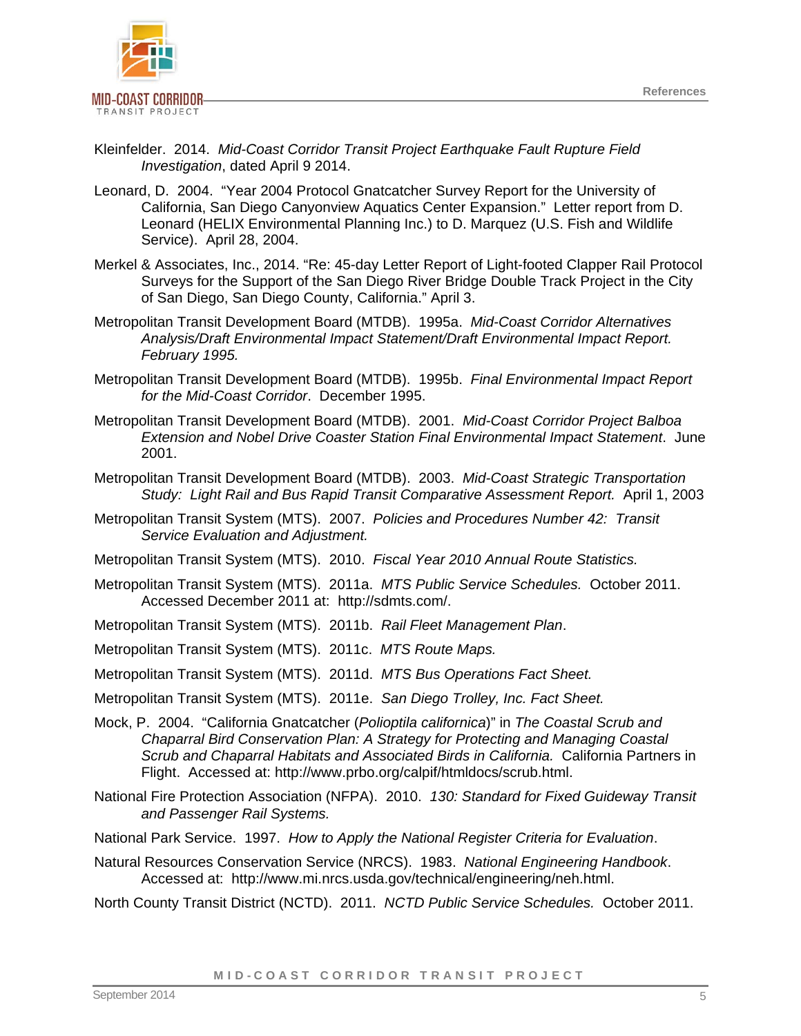Kleinfelder. 2014. *Mid-Coast Corridor Transit Project Earthquake Fault Rupture Field Investigation*, dated April 9 2014.

Leonard, D. 2004. "Year 2004 Protocol Gnatcatcher Survey Report for the University of California, San Diego Canyonview Aquatics Center Expansion." Letter report from D. Leonard (HELIX Environmental Planning Inc.) to D. Marquez (U.S. Fish and Wildlife Service). April 28, 2004.

Merkel & Associates, Inc., 2014. "Re: 45-day Letter Report of Light-footed Clapper Rail Protocol Surveys for the Support of the San Diego River Bridge Double Track Project in the City of San Diego, San Diego County, California." April 3.

Metropolitan Transit Development Board (MTDB). 1995a. *Mid-Coast Corridor Alternatives Analysis/Draft Environmental Impact Statement/Draft Environmental Impact Report. February 1995.*

Metropolitan Transit Development Board (MTDB). 1995b. *Final Environmental Impact Report for the Mid-Coast Corridor*. December 1995.

Metropolitan Transit Development Board (MTDB). 2001. *Mid-Coast Corridor Project Balboa Extension and Nobel Drive Coaster Station Final Environmental Impact Statement*. June 2001.

Metropolitan Transit Development Board (MTDB). 2003. *Mid-Coast Strategic Transportation Study: Light Rail and Bus Rapid Transit Comparative Assessment Report.* April 1, 2003

Metropolitan Transit System (MTS). 2007. *Policies and Procedures Number 42: Transit Service Evaluation and Adjustment.*

Metropolitan Transit System (MTS). 2010. *Fiscal Year 2010 Annual Route Statistics.*

Metropolitan Transit System (MTS). 2011a. *MTS Public Service Schedules.* October 2011. Accessed December 2011 at: http://sdmts.com/.

Metropolitan Transit System (MTS). 2011b. *Rail Fleet Management Plan*.

Metropolitan Transit System (MTS). 2011c. *MTS Route Maps.*

Metropolitan Transit System (MTS). 2011d. *MTS Bus Operations Fact Sheet.*

Metropolitan Transit System (MTS). 2011e. *San Diego Trolley, Inc. Fact Sheet.*

Mock, P. 2004. "California Gnatcatcher (*Polioptila californica*)" in *The Coastal Scrub and Chaparral Bird Conservation Plan: A Strategy for Protecting and Managing Coastal Scrub and Chaparral Habitats and Associated Birds in California.* California Partners in Flight. Accessed at: http://www.prbo.org/calpif/htmldocs/scrub.html.

National Fire Protection Association (NFPA). 2010. *130: Standard for Fixed Guideway Transit and Passenger Rail Systems.*

National Park Service. 1997. *How to Apply the National Register Criteria for Evaluation*.

Natural Resources Conservation Service (NRCS). 1983. *National Engineering Handbook*. Accessed at: http://www.mi.nrcs.usda.gov/technical/engineering/neh.html.

North County Transit District (NCTD). 2011. *NCTD Public Service Schedules.* October 2011.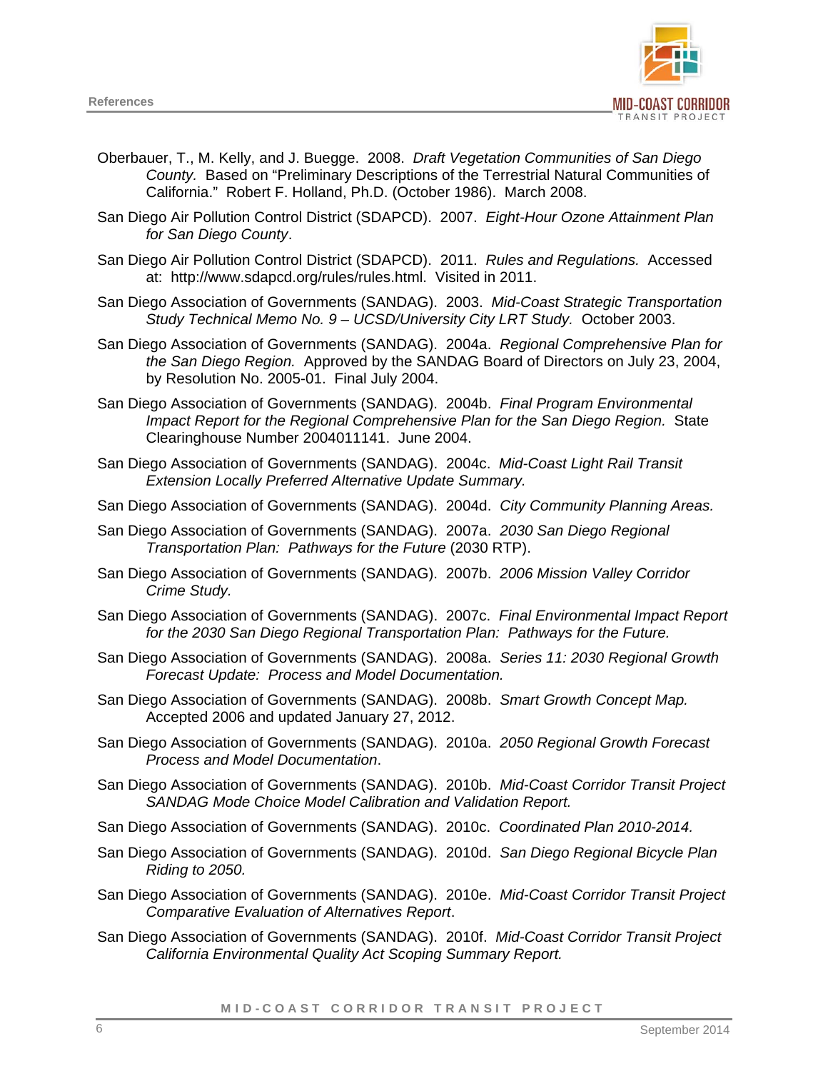Oberbauer, T., M. Kelly, and J. Buegge. 2008. *Draft Vegetation Communities of San Diego County.* Based on "Preliminary Descriptions of the Terrestrial Natural Communities of California." Robert F. Holland, Ph.D. (October 1986). March 2008.

San Diego Air Pollution Control District (SDAPCD). 2007. *Eight-Hour Ozone Attainment Plan for San Diego County*.

San Diego Air Pollution Control District (SDAPCD). 2011. *Rules and Regulations.* Accessed at: http://www.sdapcd.org/rules/rules.html. Visited in 2011.

San Diego Association of Governments (SANDAG). 2003. *Mid-Coast Strategic Transportation Study Technical Memo No. 9 – UCSD/University City LRT Study.* October 2003.

San Diego Association of Governments (SANDAG). 2004a. *Regional Comprehensive Plan for the San Diego Region.* Approved by the SANDAG Board of Directors on July 23, 2004, by Resolution No. 2005-01. Final July 2004.

San Diego Association of Governments (SANDAG). 2004b. *Final Program Environmental Impact Report for the Regional Comprehensive Plan for the San Diego Region.* State Clearinghouse Number 2004011141. June 2004.

San Diego Association of Governments (SANDAG). 2004c. *Mid-Coast Light Rail Transit Extension Locally Preferred Alternative Update Summary.*

San Diego Association of Governments (SANDAG). 2004d. *City Community Planning Areas.*

San Diego Association of Governments (SANDAG). 2007a. *2030 San Diego Regional Transportation Plan: Pathways for the Future* (2030 RTP).

San Diego Association of Governments (SANDAG). 2007b. *2006 Mission Valley Corridor Crime Study.*

San Diego Association of Governments (SANDAG). 2007c. *Final Environmental Impact Report for the 2030 San Diego Regional Transportation Plan: Pathways for the Future.*

San Diego Association of Governments (SANDAG). 2008a. *Series 11: 2030 Regional Growth Forecast Update: Process and Model Documentation.*

San Diego Association of Governments (SANDAG). 2008b. *Smart Growth Concept Map.* Accepted 2006 and updated January 27, 2012.

San Diego Association of Governments (SANDAG). 2010a. *2050 Regional Growth Forecast Process and Model Documentation*.

San Diego Association of Governments (SANDAG). 2010b. *Mid-Coast Corridor Transit Project SANDAG Mode Choice Model Calibration and Validation Report.*

San Diego Association of Governments (SANDAG). 2010c. *Coordinated Plan 2010-2014.*

San Diego Association of Governments (SANDAG). 2010d. *San Diego Regional Bicycle Plan Riding to 2050.*

San Diego Association of Governments (SANDAG). 2010e. *Mid-Coast Corridor Transit Project Comparative Evaluation of Alternatives Report*.

San Diego Association of Governments (SANDAG). 2010f. *Mid-Coast Corridor Transit Project California Environmental Quality Act Scoping Summary Report.*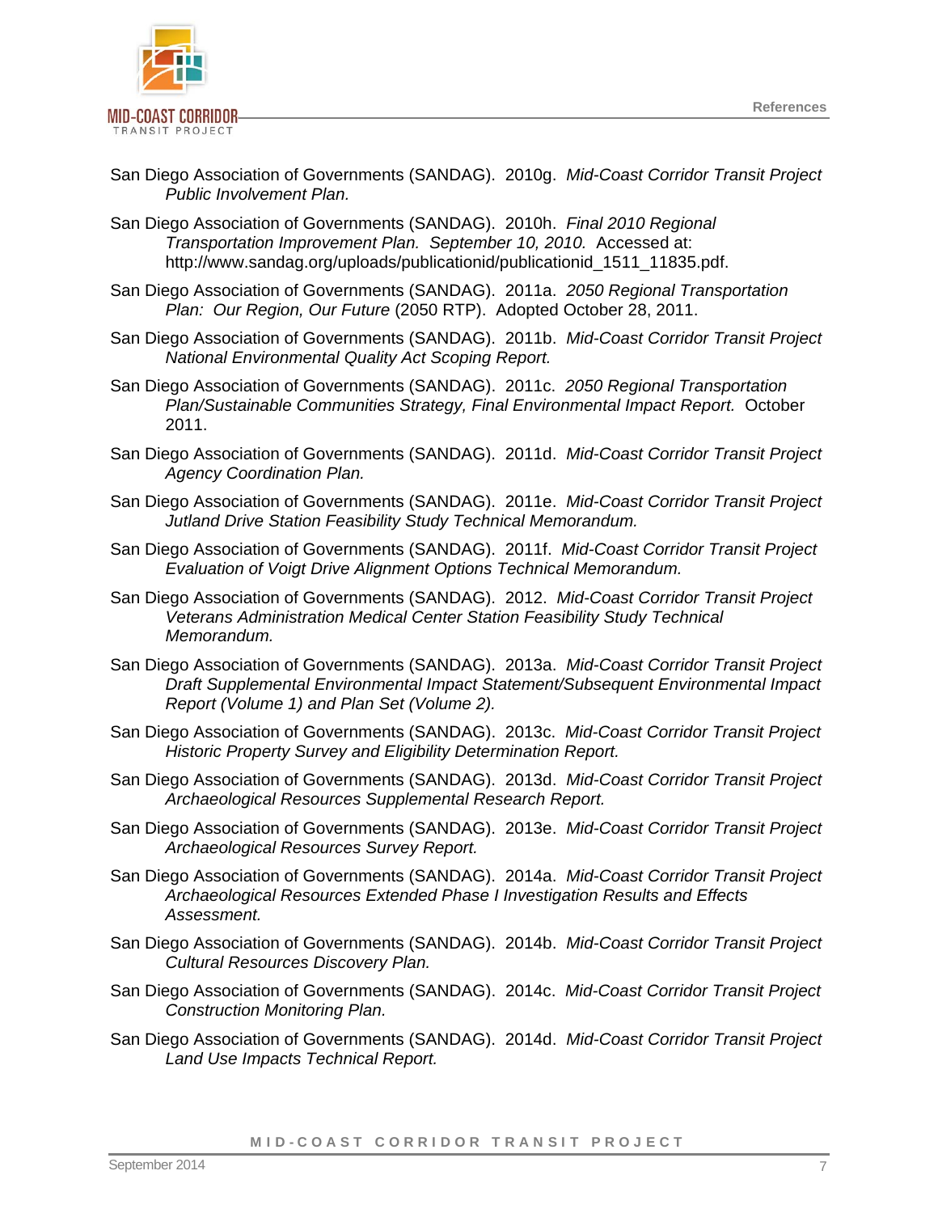San Diego Association of Governments (SANDAG). 2010g. *Mid-Coast Corridor Transit Project Public Involvement Plan.*

San Diego Association of Governments (SANDAG). 2010h. *Final 2010 Regional Transportation Improvement Plan. September 10, 2010.* Accessed at: http://www.sandag.org/uploads/publicationid/publicationid_1511_11835.pdf.

San Diego Association of Governments (SANDAG). 2011a. *2050 Regional Transportation Plan: Our Region, Our Future* (2050 RTP). Adopted October 28, 2011.

San Diego Association of Governments (SANDAG). 2011b. *Mid-Coast Corridor Transit Project National Environmental Quality Act Scoping Report.*

San Diego Association of Governments (SANDAG). 2011c. *2050 Regional Transportation Plan/Sustainable Communities Strategy, Final Environmental Impact Report.* October 2011.

San Diego Association of Governments (SANDAG). 2011d. *Mid-Coast Corridor Transit Project Agency Coordination Plan.*

San Diego Association of Governments (SANDAG). 2011e. *Mid-Coast Corridor Transit Project Jutland Drive Station Feasibility Study Technical Memorandum.*

San Diego Association of Governments (SANDAG). 2011f. *Mid-Coast Corridor Transit Project Evaluation of Voigt Drive Alignment Options Technical Memorandum.*

San Diego Association of Governments (SANDAG). 2012. *Mid-Coast Corridor Transit Project Veterans Administration Medical Center Station Feasibility Study Technical Memorandum.*

San Diego Association of Governments (SANDAG). 2013a. *Mid-Coast Corridor Transit Project Draft Supplemental Environmental Impact Statement/Subsequent Environmental Impact Report (Volume 1) and Plan Set (Volume 2).*

San Diego Association of Governments (SANDAG). 2013c. *Mid-Coast Corridor Transit Project Historic Property Survey and Eligibility Determination Report.*

San Diego Association of Governments (SANDAG). 2013d. *Mid-Coast Corridor Transit Project Archaeological Resources Supplemental Research Report.*

San Diego Association of Governments (SANDAG). 2013e. *Mid-Coast Corridor Transit Project Archaeological Resources Survey Report.*

San Diego Association of Governments (SANDAG). 2014a. *Mid-Coast Corridor Transit Project Archaeological Resources Extended Phase I Investigation Results and Effects Assessment.*

San Diego Association of Governments (SANDAG). 2014b. *Mid-Coast Corridor Transit Project Cultural Resources Discovery Plan.*

San Diego Association of Governments (SANDAG). 2014c. *Mid-Coast Corridor Transit Project Construction Monitoring Plan.*

San Diego Association of Governments (SANDAG). 2014d. *Mid-Coast Corridor Transit Project Land Use Impacts Technical Report.*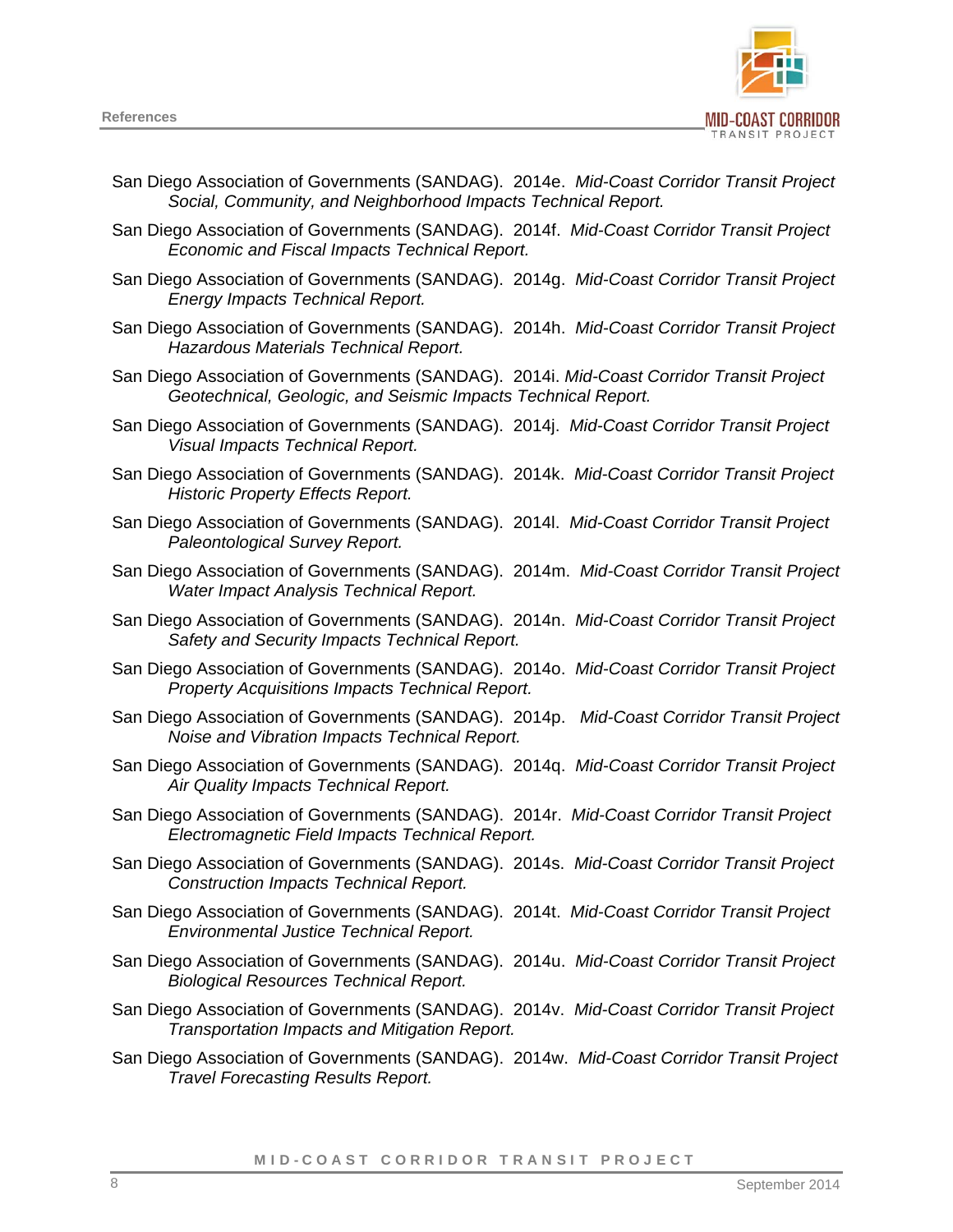San Diego Association of Governments (SANDAG). 2014e. *Mid-Coast Corridor Transit Project Social, Community, and Neighborhood Impacts Technical Report.*

San Diego Association of Governments (SANDAG). 2014f. *Mid-Coast Corridor Transit Project Economic and Fiscal Impacts Technical Report.*

San Diego Association of Governments (SANDAG). 2014g. *Mid-Coast Corridor Transit Project Energy Impacts Technical Report.*

San Diego Association of Governments (SANDAG). 2014h. *Mid-Coast Corridor Transit Project Hazardous Materials Technical Report.*

San Diego Association of Governments (SANDAG). 2014i. *Mid-Coast Corridor Transit Project Geotechnical, Geologic, and Seismic Impacts Technical Report.*

San Diego Association of Governments (SANDAG). 2014j. *Mid-Coast Corridor Transit Project Visual Impacts Technical Report.*

San Diego Association of Governments (SANDAG). 2014k. *Mid-Coast Corridor Transit Project Historic Property Effects Report.*

San Diego Association of Governments (SANDAG). 2014l. *Mid-Coast Corridor Transit Project Paleontological Survey Report.*

San Diego Association of Governments (SANDAG). 2014m. *Mid-Coast Corridor Transit Project Water Impact Analysis Technical Report.*

San Diego Association of Governments (SANDAG). 2014n. *Mid-Coast Corridor Transit Project Safety and Security Impacts Technical Report.*

San Diego Association of Governments (SANDAG). 2014o. *Mid-Coast Corridor Transit Project Property Acquisitions Impacts Technical Report.*

San Diego Association of Governments (SANDAG). 2014p. *Mid-Coast Corridor Transit Project Noise and Vibration Impacts Technical Report.*

San Diego Association of Governments (SANDAG). 2014q. *Mid-Coast Corridor Transit Project Air Quality Impacts Technical Report.*

San Diego Association of Governments (SANDAG). 2014r. *Mid-Coast Corridor Transit Project Electromagnetic Field Impacts Technical Report.*

San Diego Association of Governments (SANDAG). 2014s. *Mid-Coast Corridor Transit Project Construction Impacts Technical Report.*

San Diego Association of Governments (SANDAG). 2014t. *Mid-Coast Corridor Transit Project Environmental Justice Technical Report.*

San Diego Association of Governments (SANDAG). 2014u. *Mid-Coast Corridor Transit Project Biological Resources Technical Report.*

San Diego Association of Governments (SANDAG). 2014v. *Mid-Coast Corridor Transit Project Transportation Impacts and Mitigation Report.*

San Diego Association of Governments (SANDAG). 2014w. *Mid-Coast Corridor Transit Project Travel Forecasting Results Report.*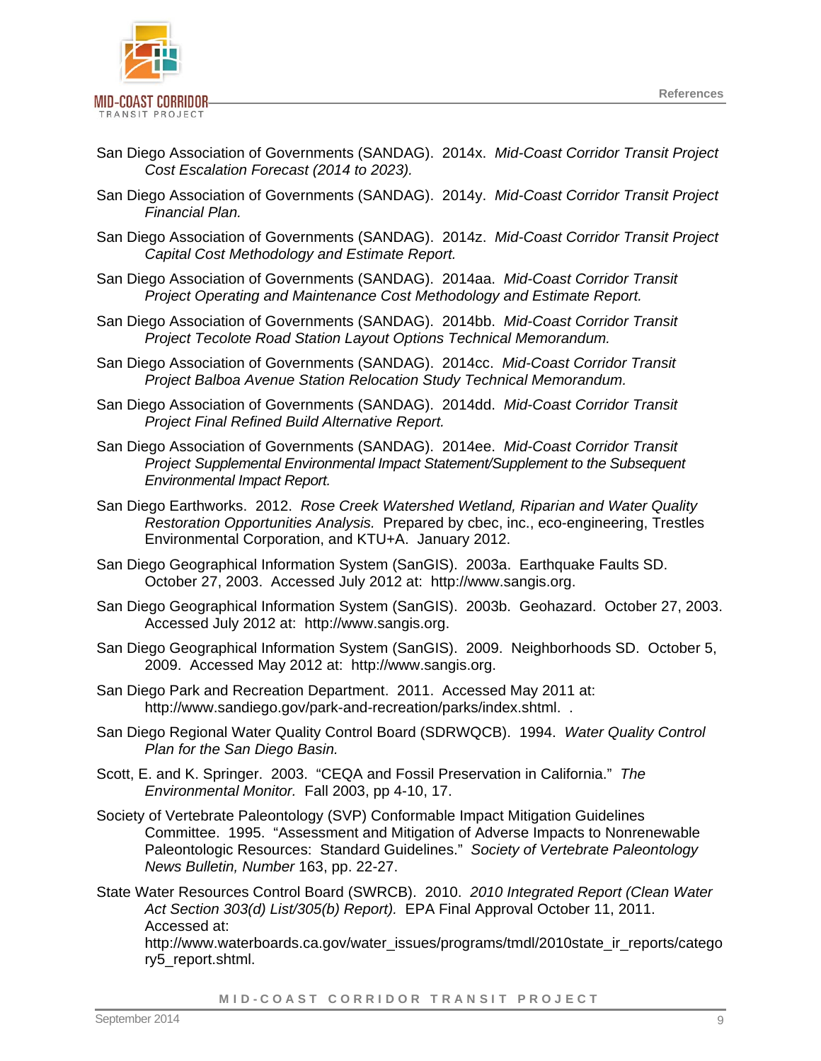San Diego Association of Governments (SANDAG). 2014x. *Mid-Coast Corridor Transit Project Cost Escalation Forecast (2014 to 2023).*

San Diego Association of Governments (SANDAG). 2014y. *Mid-Coast Corridor Transit Project Financial Plan.*

San Diego Association of Governments (SANDAG). 2014z. *Mid-Coast Corridor Transit Project Capital Cost Methodology and Estimate Report.*

San Diego Association of Governments (SANDAG). 2014aa. *Mid-Coast Corridor Transit Project Operating and Maintenance Cost Methodology and Estimate Report.*

San Diego Association of Governments (SANDAG). 2014bb. *Mid-Coast Corridor Transit Project Tecolote Road Station Layout Options Technical Memorandum.*

San Diego Association of Governments (SANDAG). 2014cc. *Mid-Coast Corridor Transit Project Balboa Avenue Station Relocation Study Technical Memorandum.*

San Diego Association of Governments (SANDAG). 2014dd. *Mid-Coast Corridor Transit Project Final Refined Build Alternative Report.*

San Diego Association of Governments (SANDAG). 2014ee. *Mid-Coast Corridor Transit Project Supplemental Environmental Impact Statement/Supplement to the Subsequent Environmental Impact Report.*

San Diego Earthworks. 2012. *Rose Creek Watershed Wetland, Riparian and Water Quality Restoration Opportunities Analysis.* Prepared by cbec, inc., eco-engineering, Trestles Environmental Corporation, and KTU+A. January 2012.

San Diego Geographical Information System (SanGIS). 2003a. Earthquake Faults SD. October 27, 2003. Accessed July 2012 at: http://www.sangis.org.

San Diego Geographical Information System (SanGIS). 2003b. Geohazard. October 27, 2003. Accessed July 2012 at: http://www.sangis.org.

San Diego Geographical Information System (SanGIS). 2009. Neighborhoods SD. October 5, 2009. Accessed May 2012 at: http://www.sangis.org.

San Diego Park and Recreation Department. 2011. Accessed May 2011 at: http://www.sandiego.gov/park-and-recreation/parks/index.shtml. .

San Diego Regional Water Quality Control Board (SDRWQCB). 1994. *Water Quality Control Plan for the San Diego Basin.*

Scott, E. and K. Springer. 2003. "CEQA and Fossil Preservation in California." *The Environmental Monitor.* Fall 2003, pp 4-10, 17.

Society of Vertebrate Paleontology (SVP) Conformable Impact Mitigation Guidelines Committee. 1995. "Assessment and Mitigation of Adverse Impacts to Nonrenewable Paleontologic Resources: Standard Guidelines." *Society of Vertebrate Paleontology News Bulletin, Number* 163, pp. 22-27.

State Water Resources Control Board (SWRCB). 2010. *2010 Integrated Report (Clean Water Act Section 303(d) List/305(b) Report).* EPA Final Approval October 11, 2011. Accessed at: http://www.waterboards.ca.gov/water_issues/programs/tmdl/2010state_ir_reports/category5_report.shtml.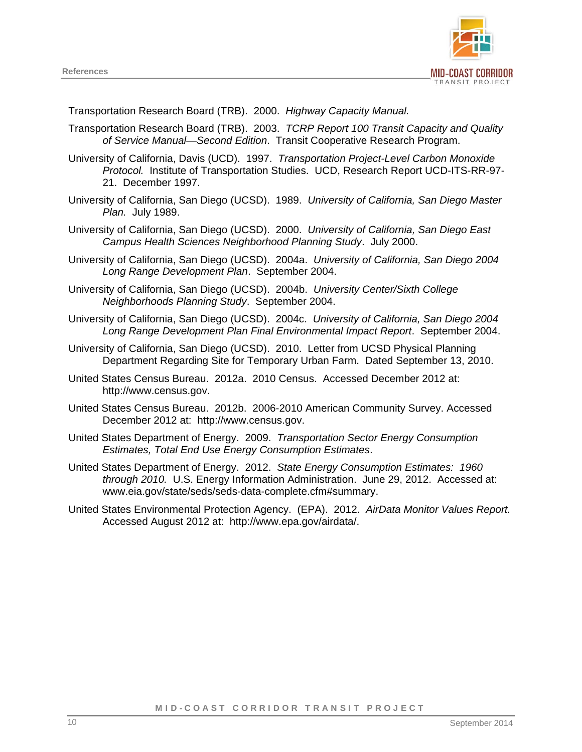Transportation Research Board (TRB). 2000. *Highway Capacity Manual.*

Transportation Research Board (TRB). 2003. *TCRP Report 100 Transit Capacity and Quality of Service Manual—Second Edition*. Transit Cooperative Research Program.

University of California, Davis (UCD). 1997. *Transportation Project-Level Carbon Monoxide Protocol.* Institute of Transportation Studies. UCD, Research Report UCD-ITS-RR-97-21. December 1997.

University of California, San Diego (UCSD). 1989. *University of California, San Diego Master Plan.* July 1989.

University of California, San Diego (UCSD). 2000. *University of California, San Diego East Campus Health Sciences Neighborhood Planning Study*. July 2000.

University of California, San Diego (UCSD). 2004a. *University of California, San Diego 2004 Long Range Development Plan*. September 2004.

University of California, San Diego (UCSD). 2004b. *University Center/Sixth College Neighborhoods Planning Study*. September 2004.

University of California, San Diego (UCSD). 2004c. *University of California, San Diego 2004 Long Range Development Plan Final Environmental Impact Report*. September 2004.

University of California, San Diego (UCSD). 2010. Letter from UCSD Physical Planning Department Regarding Site for Temporary Urban Farm. Dated September 13, 2010.

United States Census Bureau. 2012a. 2010 Census. Accessed December 2012 at: http://www.census.gov.

United States Census Bureau. 2012b. 2006-2010 American Community Survey. Accessed December 2012 at: http://www.census.gov.

United States Department of Energy. 2009. *Transportation Sector Energy Consumption Estimates, Total End Use Energy Consumption Estimates*.

United States Department of Energy. 2012. *State Energy Consumption Estimates: 1960 through 2010.* U.S. Energy Information Administration. June 29, 2012. Accessed at: www.eia.gov/state/seds/seds-data-complete.cfm#summary.

United States Environmental Protection Agency. (EPA). 2012. *AirData Monitor Values Report.* Accessed August 2012 at: http://www.epa.gov/airdata/.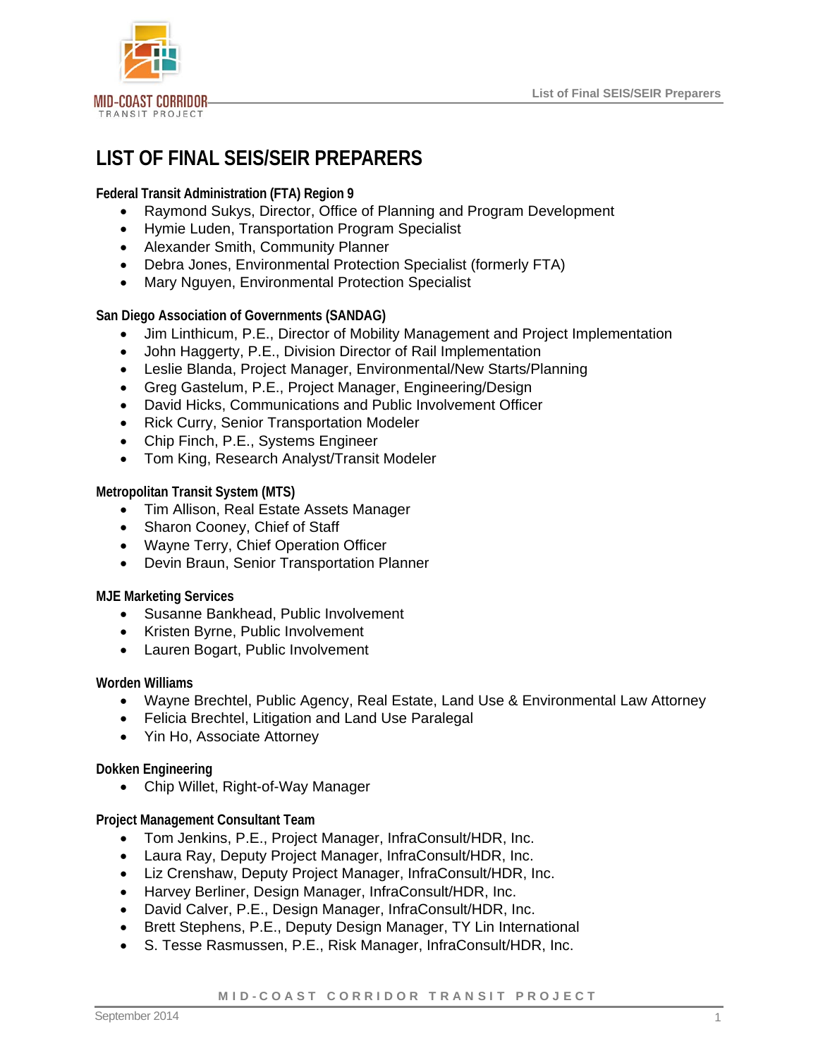# LIST OF FINAL SEIS/SEIR PREPARERS

**Federal Transit Administration (FTA) Region 9**

- Raymond Sukys, Director, Office of Planning and Program Development
- Hymie Luden, Transportation Program Specialist
- Alexander Smith, Community Planner
- Debra Jones, Environmental Protection Specialist (formerly FTA)
- Mary Nguyen, Environmental Protection Specialist

**San Diego Association of Governments (SANDAG)**

- Jim Linthicum, P.E., Director of Mobility Management and Project Implementation
- John Haggerty, P.E., Division Director of Rail Implementation
- Leslie Blanda, Project Manager, Environmental/New Starts/Planning
- Greg Gastelum, P.E., Project Manager, Engineering/Design
- David Hicks, Communications and Public Involvement Officer
- Rick Curry, Senior Transportation Modeler
- Chip Finch, P.E., Systems Engineer
- Tom King, Research Analyst/Transit Modeler

**Metropolitan Transit System (MTS)**

- Tim Allison, Real Estate Assets Manager
- Sharon Cooney, Chief of Staff
- Wayne Terry, Chief Operation Officer
- Devin Braun, Senior Transportation Planner

**MJE Marketing Services**

- Susanne Bankhead, Public Involvement
- Kristen Byrne, Public Involvement
- Lauren Bogart, Public Involvement

**Worden Williams**

- Wayne Brechtel, Public Agency, Real Estate, Land Use & Environmental Law Attorney
- Felicia Brechtel, Litigation and Land Use Paralegal
- Yin Ho, Associate Attorney

**Dokken Engineering**

- Chip Willet, Right-of-Way Manager

**Project Management Consultant Team**

- Tom Jenkins, P.E., Project Manager, InfraConsult/HDR, Inc.
- Laura Ray, Deputy Project Manager, InfraConsult/HDR, Inc.
- Liz Crenshaw, Deputy Project Manager, InfraConsult/HDR, Inc.
- Harvey Berliner, Design Manager, InfraConsult/HDR, Inc.
- David Calver, P.E., Design Manager, InfraConsult/HDR, Inc.
- Brett Stephens, P.E., Deputy Design Manager, TY Lin International
- S. Tesse Rasmussen, P.E., Risk Manager, InfraConsult/HDR, Inc.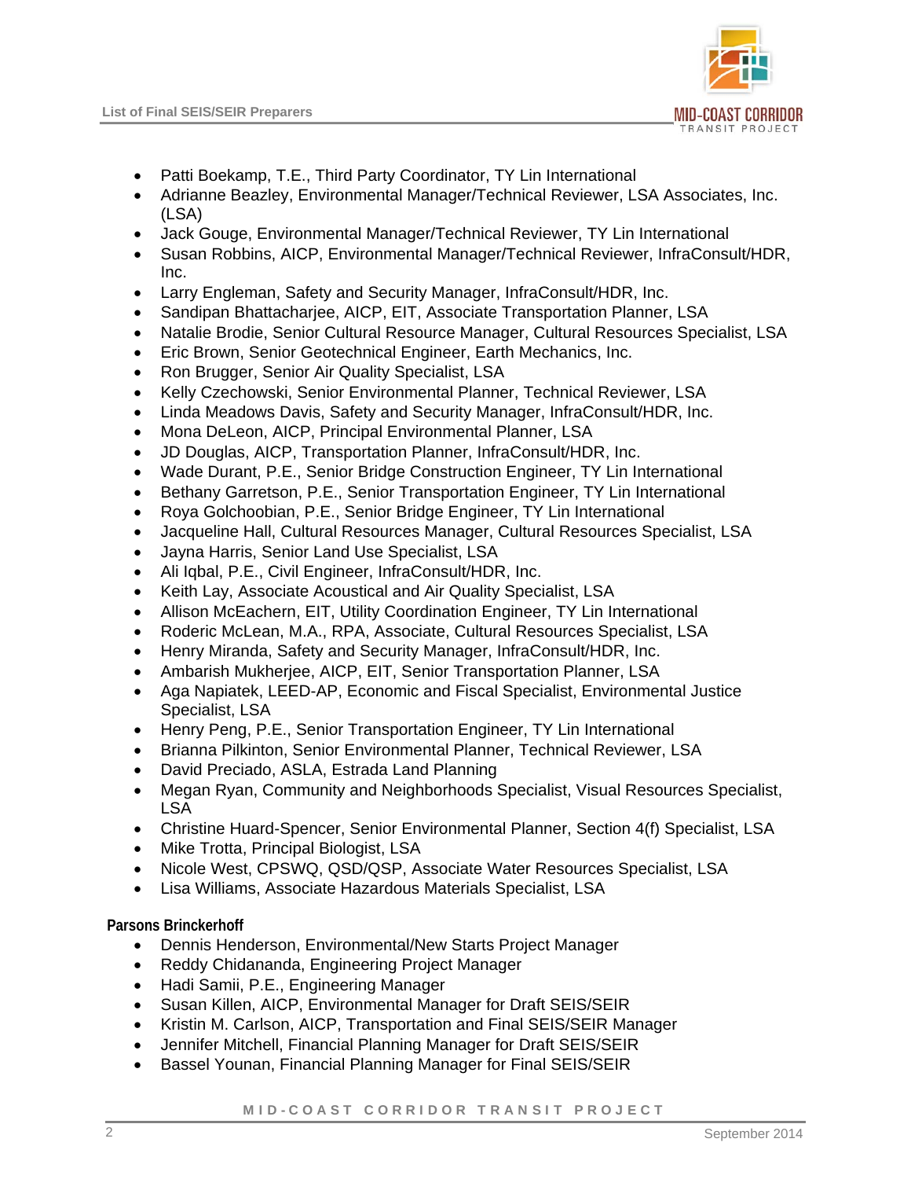- Patti Boekamp, T.E., Third Party Coordinator, TY Lin International
- Adrianne Beazley, Environmental Manager/Technical Reviewer, LSA Associates, Inc. (LSA)
- Jack Gouge, Environmental Manager/Technical Reviewer, TY Lin International
- Susan Robbins, AICP, Environmental Manager/Technical Reviewer, InfraConsult/HDR, Inc.
- Larry Engleman, Safety and Security Manager, InfraConsult/HDR, Inc.
- Sandipan Bhattacharjee, AICP, EIT, Associate Transportation Planner, LSA
- Natalie Brodie, Senior Cultural Resource Manager, Cultural Resources Specialist, LSA
- Eric Brown, Senior Geotechnical Engineer, Earth Mechanics, Inc.
- Ron Brugger, Senior Air Quality Specialist, LSA
- Kelly Czechowski, Senior Environmental Planner, Technical Reviewer, LSA
- Linda Meadows Davis, Safety and Security Manager, InfraConsult/HDR, Inc.
- Mona DeLeon, AICP, Principal Environmental Planner, LSA
- JD Douglas, AICP, Transportation Planner, InfraConsult/HDR, Inc.
- Wade Durant, P.E., Senior Bridge Construction Engineer, TY Lin International
- Bethany Garretson, P.E., Senior Transportation Engineer, TY Lin International
- Roya Golchoobian, P.E., Senior Bridge Engineer, TY Lin International
- Jacqueline Hall, Cultural Resources Manager, Cultural Resources Specialist, LSA
- Jayna Harris, Senior Land Use Specialist, LSA
- Ali Iqbal, P.E., Civil Engineer, InfraConsult/HDR, Inc.
- Keith Lay, Associate Acoustical and Air Quality Specialist, LSA
- Allison McEachern, EIT, Utility Coordination Engineer, TY Lin International
- Roderic McLean, M.A., RPA, Associate, Cultural Resources Specialist, LSA
- Henry Miranda, Safety and Security Manager, InfraConsult/HDR, Inc.
- Ambarish Mukherjee, AICP, EIT, Senior Transportation Planner, LSA
- Aga Napiatek, LEED-AP, Economic and Fiscal Specialist, Environmental Justice Specialist, LSA
- Henry Peng, P.E., Senior Transportation Engineer, TY Lin International
- Brianna Pilkinton, Senior Environmental Planner, Technical Reviewer, LSA
- David Preciado, ASLA, Estrada Land Planning
- Megan Ryan, Community and Neighborhoods Specialist, Visual Resources Specialist, LSA
- Christine Huard-Spencer, Senior Environmental Planner, Section 4(f) Specialist, LSA
- Mike Trotta, Principal Biologist, LSA
- Nicole West, CPSWQ, QSD/QSP, Associate Water Resources Specialist, LSA
- Lisa Williams, Associate Hazardous Materials Specialist, LSA

**Parsons Brinckerhoff**

- Dennis Henderson, Environmental/New Starts Project Manager
- Reddy Chidananda, Engineering Project Manager
- Hadi Samii, P.E., Engineering Manager
- Susan Killen, AICP, Environmental Manager for Draft SEIS/SEIR
- Kristin M. Carlson, AICP, Transportation and Final SEIS/SEIR Manager
- Jennifer Mitchell, Financial Planning Manager for Draft SEIS/SEIR
- Bassel Younan, Financial Planning Manager for Final SEIS/SEIR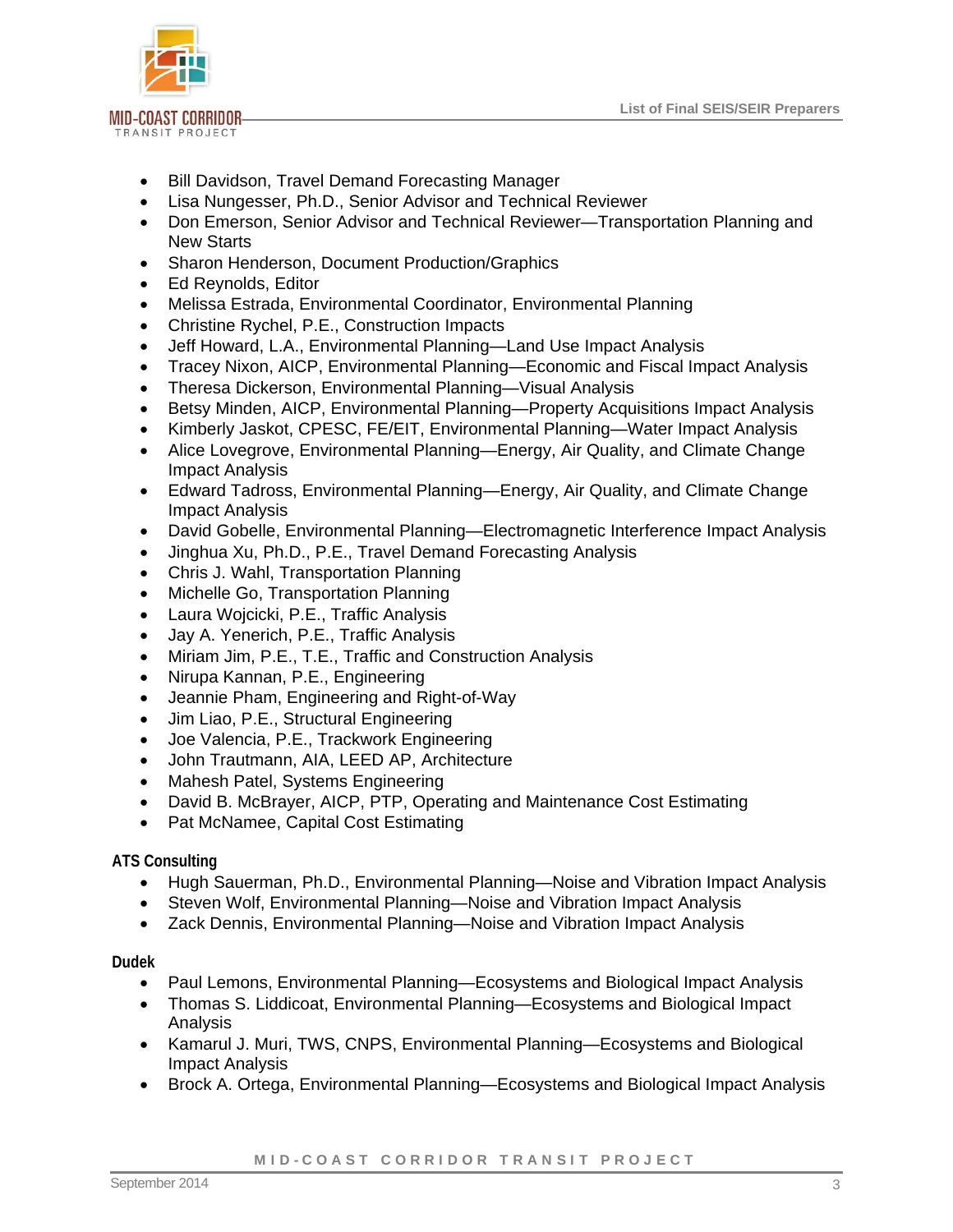- Bill Davidson, Travel Demand Forecasting Manager
- Lisa Nungesser, Ph.D., Senior Advisor and Technical Reviewer
- Don Emerson, Senior Advisor and Technical Reviewer—Transportation Planning and New Starts
- Sharon Henderson, Document Production/Graphics
- Ed Reynolds, Editor
- Melissa Estrada, Environmental Coordinator, Environmental Planning
- Christine Rychel, P.E., Construction Impacts
- Jeff Howard, L.A., Environmental Planning—Land Use Impact Analysis
- Tracey Nixon, AICP, Environmental Planning—Economic and Fiscal Impact Analysis
- Theresa Dickerson, Environmental Planning—Visual Analysis
- Betsy Minden, AICP, Environmental Planning—Property Acquisitions Impact Analysis
- Kimberly Jaskot, CPESC, FE/EIT, Environmental Planning—Water Impact Analysis
- Alice Lovegrove, Environmental Planning—Energy, Air Quality, and Climate Change Impact Analysis
- Edward Tadross, Environmental Planning—Energy, Air Quality, and Climate Change Impact Analysis
- David Gobelle, Environmental Planning—Electromagnetic Interference Impact Analysis
- Jinghua Xu, Ph.D., P.E., Travel Demand Forecasting Analysis
- Chris J. Wahl, Transportation Planning
- Michelle Go, Transportation Planning
- Laura Wojcicki, P.E., Traffic Analysis
- Jay A. Yenerich, P.E., Traffic Analysis
- Miriam Jim, P.E., T.E., Traffic and Construction Analysis
- Nirupa Kannan, P.E., Engineering
- Jeannie Pham, Engineering and Right-of-Way
- Jim Liao, P.E., Structural Engineering
- Joe Valencia, P.E., Trackwork Engineering
- John Trautmann, AIA, LEED AP, Architecture
- Mahesh Patel, Systems Engineering
- David B. McBrayer, AICP, PTP, Operating and Maintenance Cost Estimating
- Pat McNamee, Capital Cost Estimating

**ATS Consulting**

- Hugh Sauerman, Ph.D., Environmental Planning—Noise and Vibration Impact Analysis
- Steven Wolf, Environmental Planning—Noise and Vibration Impact Analysis
- Zack Dennis, Environmental Planning—Noise and Vibration Impact Analysis

**Dudek**

- Paul Lemons, Environmental Planning—Ecosystems and Biological Impact Analysis
- Thomas S. Liddicoat, Environmental Planning—Ecosystems and Biological Impact Analysis
- Kamarul J. Muri, TWS, CNPS, Environmental Planning—Ecosystems and Biological Impact Analysis
- Brock A. Ortega, Environmental Planning—Ecosystems and Biological Impact Analysis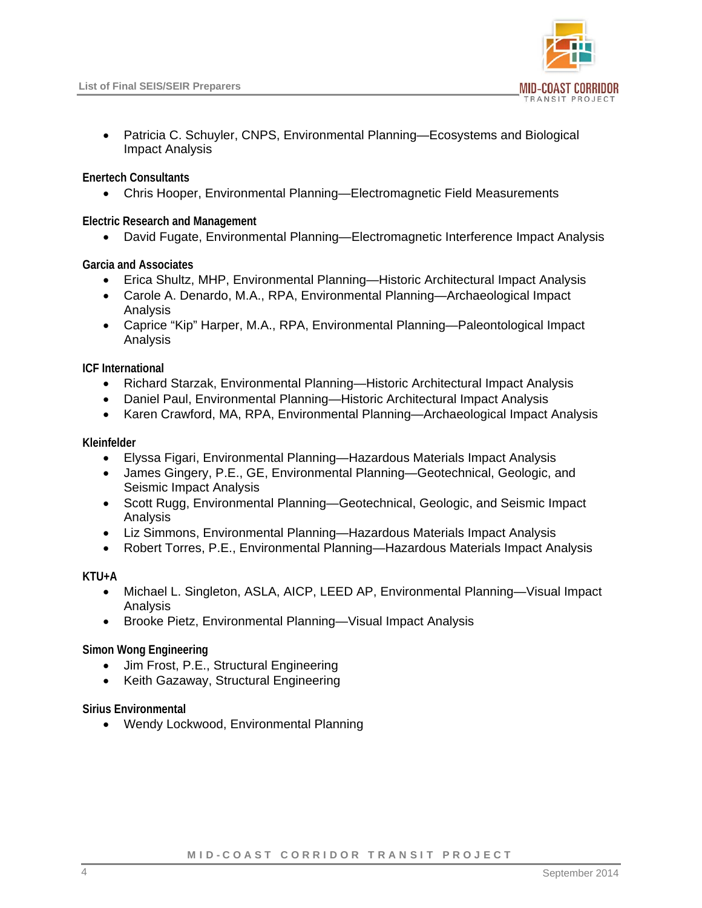- Patricia C. Schuyler, CNPS, Environmental Planning—Ecosystems and Biological Impact Analysis

**Enertech Consultants**

- Chris Hooper, Environmental Planning—Electromagnetic Field Measurements

**Electric Research and Management**

- David Fugate, Environmental Planning—Electromagnetic Interference Impact Analysis

**Garcia and Associates**

- Erica Shultz, MHP, Environmental Planning—Historic Architectural Impact Analysis
- Carole A. Denardo, M.A., RPA, Environmental Planning—Archaeological Impact Analysis
- Caprice "Kip" Harper, M.A., RPA, Environmental Planning—Paleontological Impact Analysis

**ICF International**

- Richard Starzak, Environmental Planning—Historic Architectural Impact Analysis
- Daniel Paul, Environmental Planning—Historic Architectural Impact Analysis
- Karen Crawford, MA, RPA, Environmental Planning—Archaeological Impact Analysis

**Kleinfelder**

- Elyssa Figari, Environmental Planning—Hazardous Materials Impact Analysis
- James Gingery, P.E., GE, Environmental Planning—Geotechnical, Geologic, and Seismic Impact Analysis
- Scott Rugg, Environmental Planning—Geotechnical, Geologic, and Seismic Impact Analysis
- Liz Simmons, Environmental Planning—Hazardous Materials Impact Analysis
- Robert Torres, P.E., Environmental Planning—Hazardous Materials Impact Analysis

**KTU+A**

- Michael L. Singleton, ASLA, AICP, LEED AP, Environmental Planning—Visual Impact Analysis
- Brooke Pietz, Environmental Planning—Visual Impact Analysis

**Simon Wong Engineering**

- Jim Frost, P.E., Structural Engineering
- Keith Gazaway, Structural Engineering

**Sirius Environmental**

- Wendy Lockwood, Environmental Planning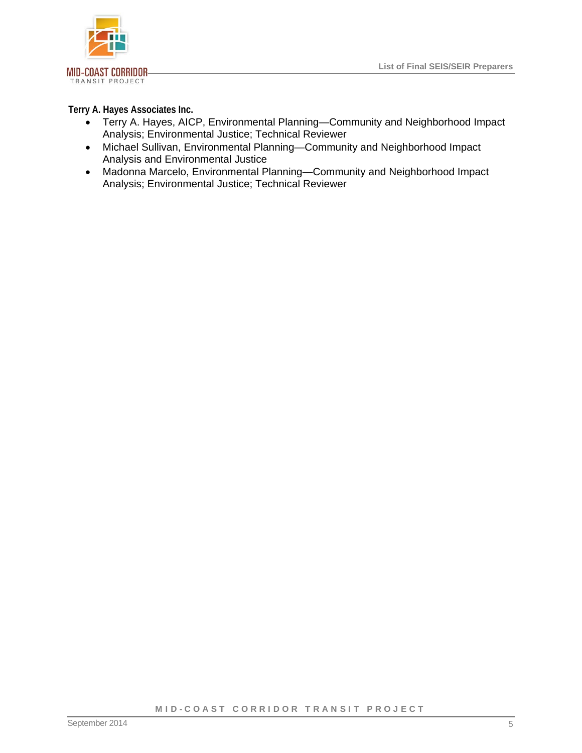**Terry A. Hayes Associates Inc.**

- Terry A. Hayes, AICP, Environmental Planning—Community and Neighborhood Impact Analysis; Environmental Justice; Technical Reviewer
- Michael Sullivan, Environmental Planning—Community and Neighborhood Impact Analysis and Environmental Justice
- Madonna Marcelo, Environmental Planning—Community and Neighborhood Impact Analysis; Environmental Justice; Technical Reviewer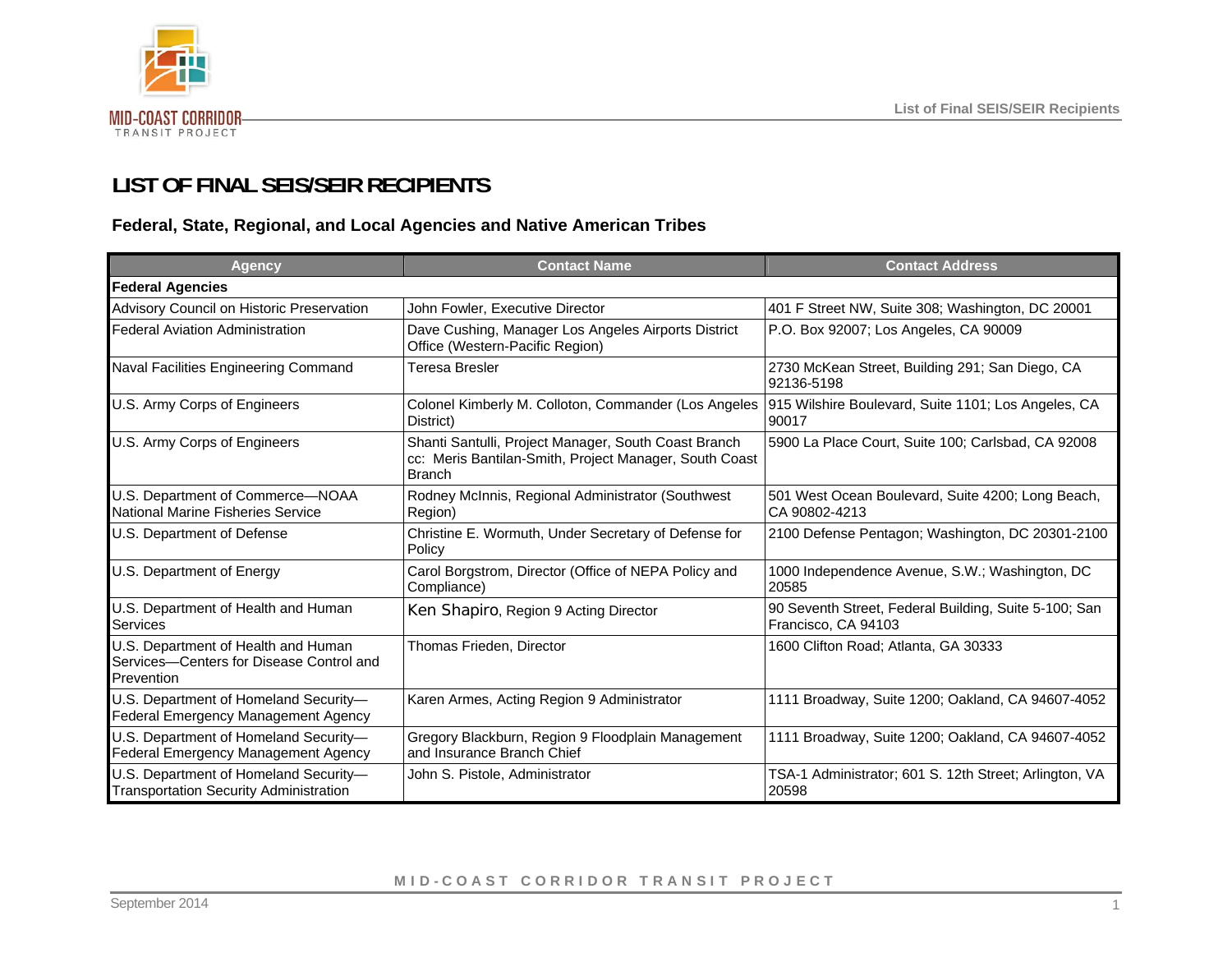# LIST OF FINAL SEIS/SEIR RECIPIENTS

## Federal, State, Regional, and Local Agencies and Native American Tribes

| Agency | Contact Name | Contact Address |
|---|---|---|
| **Federal Agencies** | | |
| Advisory Council on Historic Preservation | John Fowler, Executive Director | 401 F Street NW, Suite 308; Washington, DC 20001 |
| Federal Aviation Administration | Dave Cushing, Manager Los Angeles Airports District Office (Western-Pacific Region) | P.O. Box 92007; Los Angeles, CA 90009 |
| Naval Facilities Engineering Command | Teresa Bresler | 2730 McKean Street, Building 291; San Diego, CA 92136-5198 |
| U.S. Army Corps of Engineers | Colonel Kimberly M. Colloton, Commander (Los Angeles District) | 915 Wilshire Boulevard, Suite 1101; Los Angeles, CA 90017 |
| U.S. Army Corps of Engineers | Shanti Santulli, Project Manager, South Coast Branch cc: Meris Bantilan-Smith, Project Manager, South Coast Branch | 5900 La Place Court, Suite 100; Carlsbad, CA 92008 |
| U.S. Department of Commerce—NOAA National Marine Fisheries Service | Rodney McInnis, Regional Administrator (Southwest Region) | 501 West Ocean Boulevard, Suite 4200; Long Beach, CA 90802-4213 |
| U.S. Department of Defense | Christine E. Wormuth, Under Secretary of Defense for Policy | 2100 Defense Pentagon; Washington, DC 20301-2100 |
| U.S. Department of Energy | Carol Borgstrom, Director (Office of NEPA Policy and Compliance) | 1000 Independence Avenue, S.W.; Washington, DC 20585 |
| U.S. Department of Health and Human Services | Ken Shapiro, Region 9 Acting Director | 90 Seventh Street, Federal Building, Suite 5-100; San Francisco, CA 94103 |
| U.S. Department of Health and Human Services—Centers for Disease Control and Prevention | Thomas Frieden, Director | 1600 Clifton Road; Atlanta, GA 30333 |
| U.S. Department of Homeland Security—Federal Emergency Management Agency | Karen Armes, Acting Region 9 Administrator | 1111 Broadway, Suite 1200; Oakland, CA 94607-4052 |
| U.S. Department of Homeland Security—Federal Emergency Management Agency | Gregory Blackburn, Region 9 Floodplain Management and Insurance Branch Chief | 1111 Broadway, Suite 1200; Oakland, CA 94607-4052 |
| U.S. Department of Homeland Security—Transportation Security Administration | John S. Pistole, Administrator | TSA-1 Administrator; 601 S. 12th Street; Arlington, VA 20598 |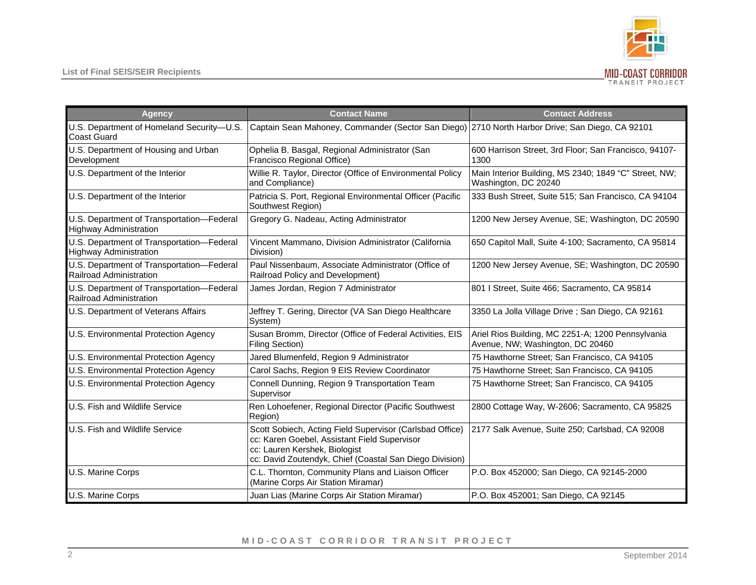| Agency | Contact Name | Contact Address |
|---|---|---|
| U.S. Department of Homeland Security—U.S. Coast Guard | Captain Sean Mahoney, Commander (Sector San Diego) | 2710 North Harbor Drive; San Diego, CA 92101 |
| U.S. Department of Housing and Urban Development | Ophelia B. Basgal, Regional Administrator (San Francisco Regional Office) | 600 Harrison Street, 3rd Floor; San Francisco, 94107-1300 |
| U.S. Department of the Interior | Willie R. Taylor, Director (Office of Environmental Policy and Compliance) | Main Interior Building, MS 2340; 1849 "C" Street, NW; Washington, DC 20240 |
| U.S. Department of the Interior | Patricia S. Port, Regional Environmental Officer (Pacific Southwest Region) | 333 Bush Street, Suite 515; San Francisco, CA 94104 |
| U.S. Department of Transportation—Federal Highway Administration | Gregory G. Nadeau, Acting Administrator | 1200 New Jersey Avenue, SE; Washington, DC 20590 |
| U.S. Department of Transportation—Federal Highway Administration | Vincent Mammano, Division Administrator (California Division) | 650 Capitol Mall, Suite 4-100; Sacramento, CA 95814 |
| U.S. Department of Transportation—Federal Railroad Administration | Paul Nissenbaum, Associate Administrator (Office of Railroad Policy and Development) | 1200 New Jersey Avenue, SE; Washington, DC 20590 |
| U.S. Department of Transportation—Federal Railroad Administration | James Jordan, Region 7 Administrator | 801 I Street, Suite 466; Sacramento, CA 95814 |
| U.S. Department of Veterans Affairs | Jeffrey T. Gering, Director (VA San Diego Healthcare System) | 3350 La Jolla Village Drive ; San Diego, CA 92161 |
| U.S. Environmental Protection Agency | Susan Bromm, Director (Office of Federal Activities, EIS Filing Section) | Ariel Rios Building, MC 2251-A; 1200 Pennsylvania Avenue, NW; Washington, DC 20460 |
| U.S. Environmental Protection Agency | Jared Blumenfeld, Region 9 Administrator | 75 Hawthorne Street; San Francisco, CA 94105 |
| U.S. Environmental Protection Agency | Carol Sachs, Region 9 EIS Review Coordinator | 75 Hawthorne Street; San Francisco, CA 94105 |
| U.S. Environmental Protection Agency | Connell Dunning, Region 9 Transportation Team Supervisor | 75 Hawthorne Street; San Francisco, CA 94105 |
| U.S. Fish and Wildlife Service | Ren Lohoefener, Regional Director (Pacific Southwest Region) | 2800 Cottage Way, W-2606; Sacramento, CA 95825 |
| U.S. Fish and Wildlife Service | Scott Sobiech, Acting Field Supervisor (Carlsbad Office)<br>cc: Karen Goebel, Assistant Field Supervisor<br>cc: Lauren Kershek, Biologist<br>cc: David Zoutendyk, Chief (Coastal San Diego Division) | 2177 Salk Avenue, Suite 250; Carlsbad, CA 92008 |
| U.S. Marine Corps | C.L. Thornton, Community Plans and Liaison Officer (Marine Corps Air Station Miramar) | P.O. Box 452000; San Diego, CA 92145-2000 |
| U.S. Marine Corps | Juan Lias (Marine Corps Air Station Miramar) | P.O. Box 452001; San Diego, CA 92145 |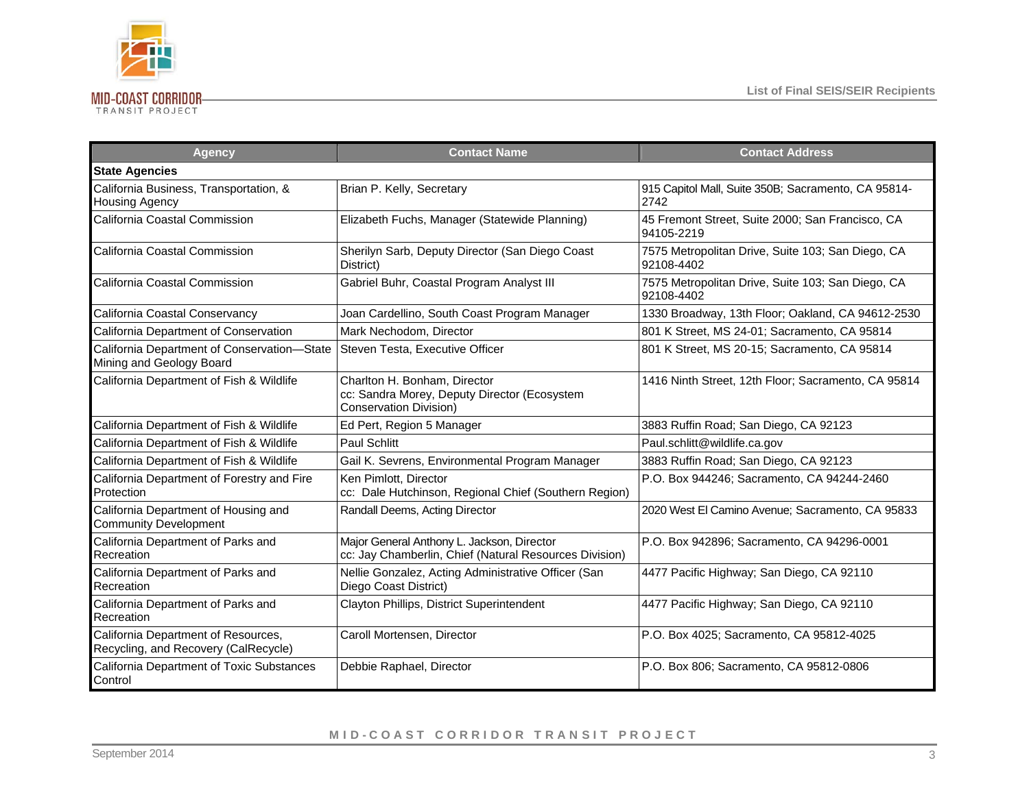| Agency | Contact Name | Contact Address |
|---|---|---|
| **State Agencies** | | |
| California Business, Transportation, & Housing Agency | Brian P. Kelly, Secretary | 915 Capitol Mall, Suite 350B; Sacramento, CA 95814-2742 |
| California Coastal Commission | Elizabeth Fuchs, Manager (Statewide Planning) | 45 Fremont Street, Suite 2000; San Francisco, CA 94105-2219 |
| California Coastal Commission | Sherilyn Sarb, Deputy Director (San Diego Coast District) | 7575 Metropolitan Drive, Suite 103; San Diego, CA 92108-4402 |
| California Coastal Commission | Gabriel Buhr, Coastal Program Analyst III | 7575 Metropolitan Drive, Suite 103; San Diego, CA 92108-4402 |
| California Coastal Conservancy | Joan Cardellino, South Coast Program Manager | 1330 Broadway, 13th Floor; Oakland, CA 94612-2530 |
| California Department of Conservation | Mark Nechodom, Director | 801 K Street, MS 24-01; Sacramento, CA 95814 |
| California Department of Conservation—State Mining and Geology Board | Steven Testa, Executive Officer | 801 K Street, MS 20-15; Sacramento, CA 95814 |
| California Department of Fish & Wildlife | Charlton H. Bonham, Director<br>cc: Sandra Morey, Deputy Director (Ecosystem Conservation Division) | 1416 Ninth Street, 12th Floor; Sacramento, CA 95814 |
| California Department of Fish & Wildlife | Ed Pert, Region 5 Manager | 3883 Ruffin Road; San Diego, CA 92123 |
| California Department of Fish & Wildlife | Paul Schlitt | Paul.schlitt@wildlife.ca.gov |
| California Department of Fish & Wildlife | Gail K. Sevrens, Environmental Program Manager | 3883 Ruffin Road; San Diego, CA 92123 |
| California Department of Forestry and Fire Protection | Ken Pimlott, Director<br>cc: Dale Hutchinson, Regional Chief (Southern Region) | P.O. Box 944246; Sacramento, CA 94244-2460 |
| California Department of Housing and Community Development | Randall Deems, Acting Director | 2020 West El Camino Avenue; Sacramento, CA 95833 |
| California Department of Parks and Recreation | Major General Anthony L. Jackson, Director<br>cc: Jay Chamberlin, Chief (Natural Resources Division) | P.O. Box 942896; Sacramento, CA 94296-0001 |
| California Department of Parks and Recreation | Nellie Gonzalez, Acting Administrative Officer (San Diego Coast District) | 4477 Pacific Highway; San Diego, CA 92110 |
| California Department of Parks and Recreation | Clayton Phillips, District Superintendent | 4477 Pacific Highway; San Diego, CA 92110 |
| California Department of Resources, Recycling, and Recovery (CalRecycle) | Caroll Mortensen, Director | P.O. Box 4025; Sacramento, CA 95812-4025 |
| California Department of Toxic Substances Control | Debbie Raphael, Director | P.O. Box 806; Sacramento, CA 95812-0806 |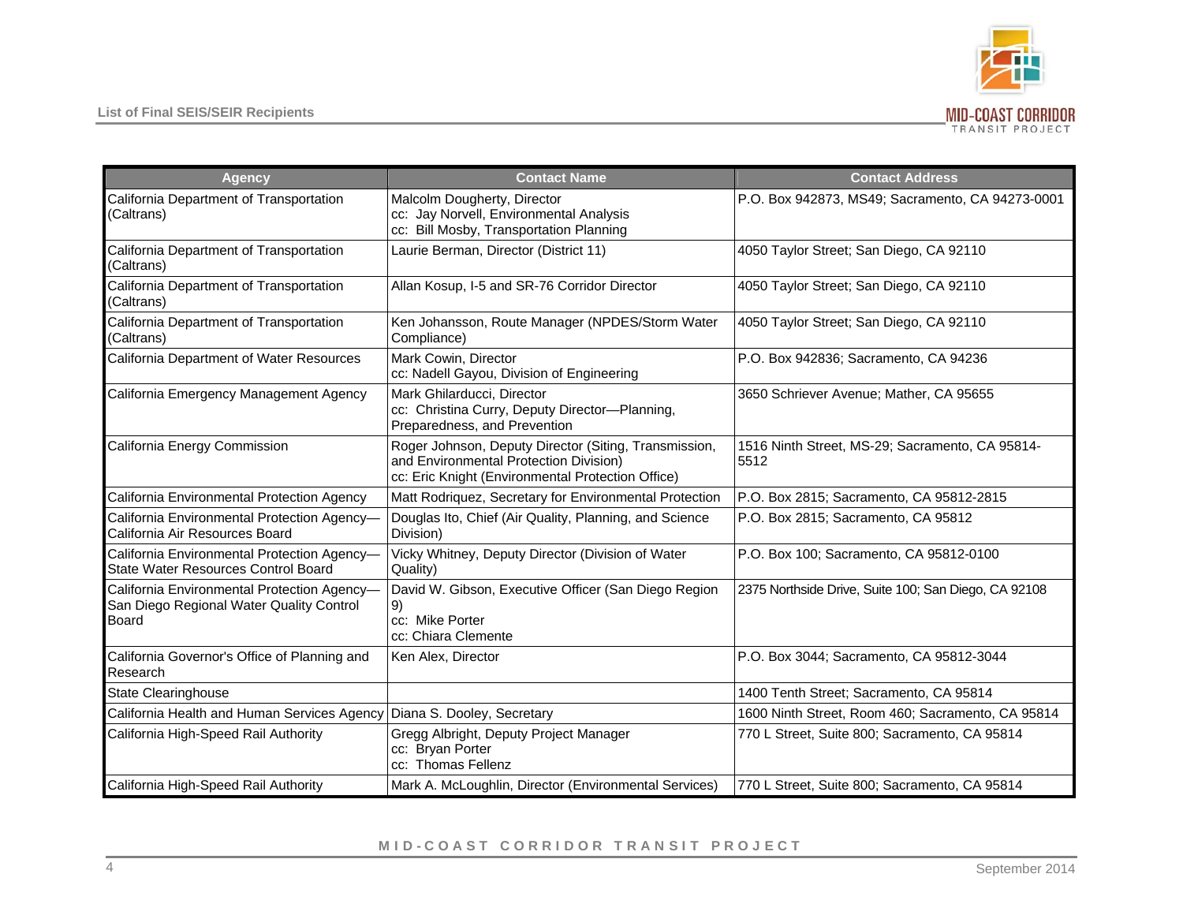| Agency | Contact Name | Contact Address |
|---|---|---|
| California Department of Transportation (Caltrans) | Malcolm Dougherty, Director<br>cc: Jay Norvell, Environmental Analysis<br>cc: Bill Mosby, Transportation Planning | P.O. Box 942873, MS49; Sacramento, CA 94273-0001 |
| California Department of Transportation (Caltrans) | Laurie Berman, Director (District 11) | 4050 Taylor Street; San Diego, CA 92110 |
| California Department of Transportation (Caltrans) | Allan Kosup, I-5 and SR-76 Corridor Director | 4050 Taylor Street; San Diego, CA 92110 |
| California Department of Transportation (Caltrans) | Ken Johansson, Route Manager (NPDES/Storm Water Compliance) | 4050 Taylor Street; San Diego, CA 92110 |
| California Department of Water Resources | Mark Cowin, Director<br>cc: Nadell Gayou, Division of Engineering | P.O. Box 942836; Sacramento, CA 94236 |
| California Emergency Management Agency | Mark Ghilarducci, Director<br>cc: Christina Curry, Deputy Director—Planning, Preparedness, and Prevention | 3650 Schriever Avenue; Mather, CA 95655 |
| California Energy Commission | Roger Johnson, Deputy Director (Siting, Transmission, and Environmental Protection Division)<br>cc: Eric Knight (Environmental Protection Office) | 1516 Ninth Street, MS-29; Sacramento, CA 95814-5512 |
| California Environmental Protection Agency | Matt Rodriquez, Secretary for Environmental Protection | P.O. Box 2815; Sacramento, CA 95812-2815 |
| California Environmental Protection Agency—California Air Resources Board | Douglas Ito, Chief (Air Quality, Planning, and Science Division) | P.O. Box 2815; Sacramento, CA 95812 |
| California Environmental Protection Agency—State Water Resources Control Board | Vicky Whitney, Deputy Director (Division of Water Quality) | P.O. Box 100; Sacramento, CA 95812-0100 |
| California Environmental Protection Agency—San Diego Regional Water Quality Control Board | David W. Gibson, Executive Officer (San Diego Region 9)<br>cc: Mike Porter<br>cc: Chiara Clemente | 2375 Northside Drive, Suite 100; San Diego, CA 92108 |
| California Governor's Office of Planning and Research | Ken Alex, Director | P.O. Box 3044; Sacramento, CA 95812-3044 |
| State Clearinghouse | | 1400 Tenth Street; Sacramento, CA 95814 |
| California Health and Human Services Agency | Diana S. Dooley, Secretary | 1600 Ninth Street, Room 460; Sacramento, CA 95814 |
| California High-Speed Rail Authority | Gregg Albright, Deputy Project Manager<br>cc: Bryan Porter<br>cc: Thomas Fellenz | 770 L Street, Suite 800; Sacramento, CA 95814 |
| California High-Speed Rail Authority | Mark A. McLoughlin, Director (Environmental Services) | 770 L Street, Suite 800; Sacramento, CA 95814 |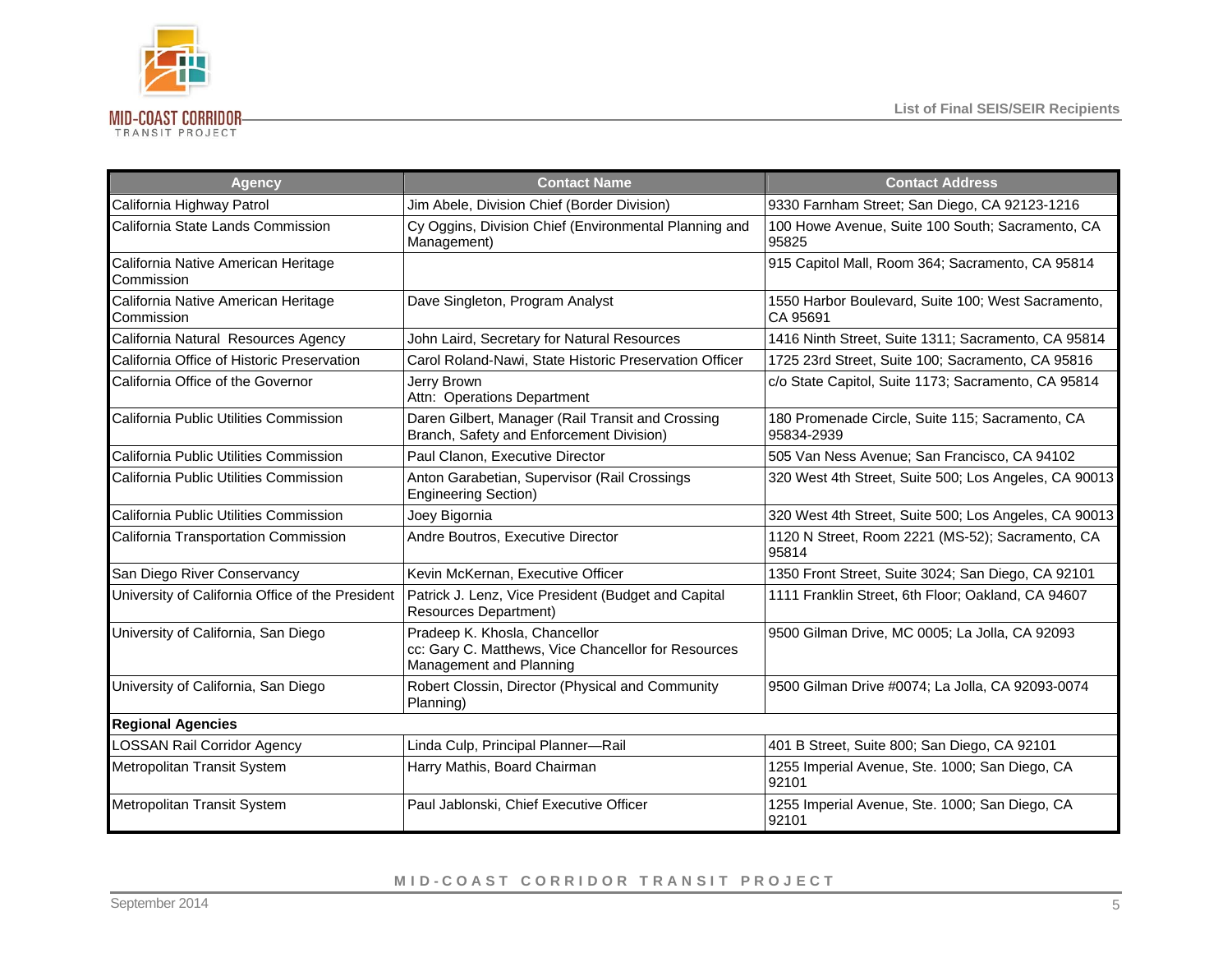| Agency | Contact Name | Contact Address |
|---|---|---|
| California Highway Patrol | Jim Abele, Division Chief (Border Division) | 9330 Farnham Street; San Diego, CA 92123-1216 |
| California State Lands Commission | Cy Oggins, Division Chief (Environmental Planning and Management) | 100 Howe Avenue, Suite 100 South; Sacramento, CA 95825 |
| California Native American Heritage Commission | | 915 Capitol Mall, Room 364; Sacramento, CA 95814 |
| California Native American Heritage Commission | Dave Singleton, Program Analyst | 1550 Harbor Boulevard, Suite 100; West Sacramento, CA 95691 |
| California Natural Resources Agency | John Laird, Secretary for Natural Resources | 1416 Ninth Street, Suite 1311; Sacramento, CA 95814 |
| California Office of Historic Preservation | Carol Roland-Nawi, State Historic Preservation Officer | 1725 23rd Street, Suite 100; Sacramento, CA 95816 |
| California Office of the Governor | Jerry Brown<br>Attn: Operations Department | c/o State Capitol, Suite 1173; Sacramento, CA 95814 |
| California Public Utilities Commission | Daren Gilbert, Manager (Rail Transit and Crossing Branch, Safety and Enforcement Division) | 180 Promenade Circle, Suite 115; Sacramento, CA 95834-2939 |
| California Public Utilities Commission | Paul Clanon, Executive Director | 505 Van Ness Avenue; San Francisco, CA 94102 |
| California Public Utilities Commission | Anton Garabetian, Supervisor (Rail Crossings Engineering Section) | 320 West 4th Street, Suite 500; Los Angeles, CA 90013 |
| California Public Utilities Commission | Joey Bigornia | 320 West 4th Street, Suite 500; Los Angeles, CA 90013 |
| California Transportation Commission | Andre Boutros, Executive Director | 1120 N Street, Room 2221 (MS-52); Sacramento, CA 95814 |
| San Diego River Conservancy | Kevin McKernan, Executive Officer | 1350 Front Street, Suite 3024; San Diego, CA 92101 |
| University of California Office of the President | Patrick J. Lenz, Vice President (Budget and Capital Resources Department) | 1111 Franklin Street, 6th Floor; Oakland, CA 94607 |
| University of California, San Diego | Pradeep K. Khosla, Chancellor<br>cc: Gary C. Matthews, Vice Chancellor for Resources Management and Planning | 9500 Gilman Drive, MC 0005; La Jolla, CA 92093 |
| University of California, San Diego | Robert Clossin, Director (Physical and Community Planning) | 9500 Gilman Drive #0074; La Jolla, CA 92093-0074 |
| **Regional Agencies** | | |
| LOSSAN Rail Corridor Agency | Linda Culp, Principal Planner—Rail | 401 B Street, Suite 800; San Diego, CA 92101 |
| Metropolitan Transit System | Harry Mathis, Board Chairman | 1255 Imperial Avenue, Ste. 1000; San Diego, CA 92101 |
| Metropolitan Transit System | Paul Jablonski, Chief Executive Officer | 1255 Imperial Avenue, Ste. 1000; San Diego, CA 92101 |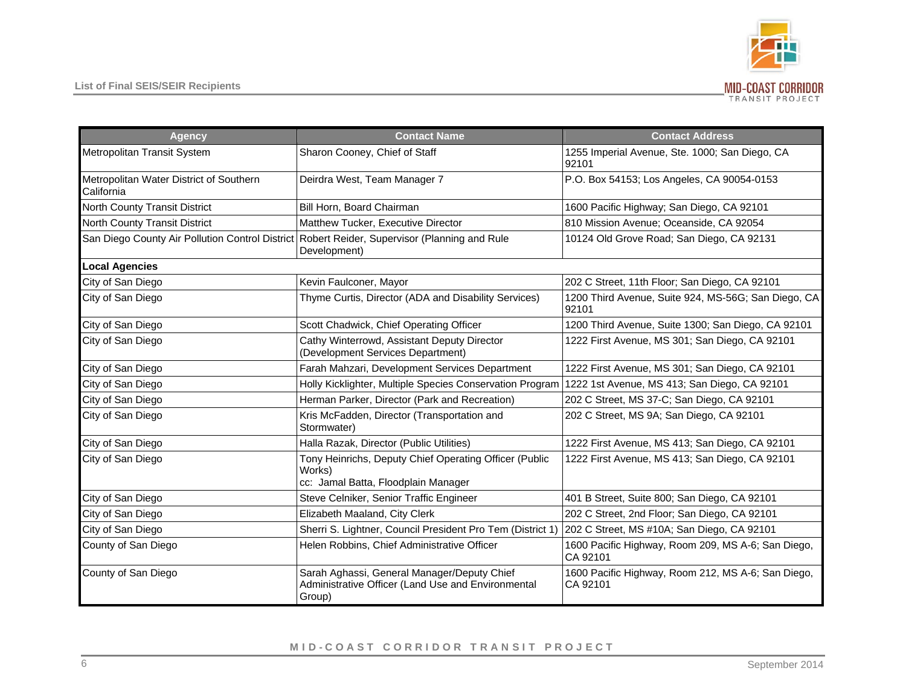| Agency | Contact Name | Contact Address |
| --- | --- | --- |
| Metropolitan Transit System | Sharon Cooney, Chief of Staff | 1255 Imperial Avenue, Ste. 1000; San Diego, CA 92101 |
| Metropolitan Water District of Southern California | Deirdra West, Team Manager 7 | P.O. Box 54153; Los Angeles, CA 90054-0153 |
| North County Transit District | Bill Horn, Board Chairman | 1600 Pacific Highway; San Diego, CA 92101 |
| North County Transit District | Matthew Tucker, Executive Director | 810 Mission Avenue; Oceanside, CA 92054 |
| San Diego County Air Pollution Control District | Robert Reider, Supervisor (Planning and Rule Development) | 10124 Old Grove Road; San Diego, CA 92131 |
| **Local Agencies** | | |
| City of San Diego | Kevin Faulconer, Mayor | 202 C Street, 11th Floor; San Diego, CA 92101 |
| City of San Diego | Thyme Curtis, Director (ADA and Disability Services) | 1200 Third Avenue, Suite 924, MS-56G; San Diego, CA 92101 |
| City of San Diego | Scott Chadwick, Chief Operating Officer | 1200 Third Avenue, Suite 1300; San Diego, CA 92101 |
| City of San Diego | Cathy Winterrowd, Assistant Deputy Director (Development Services Department) | 1222 First Avenue, MS 301; San Diego, CA 92101 |
| City of San Diego | Farah Mahzari, Development Services Department | 1222 First Avenue, MS 301; San Diego, CA 92101 |
| City of San Diego | Holly Kicklighter, Multiple Species Conservation Program | 1222 1st Avenue, MS 413; San Diego, CA 92101 |
| City of San Diego | Herman Parker, Director (Park and Recreation) | 202 C Street, MS 37-C; San Diego, CA 92101 |
| City of San Diego | Kris McFadden, Director (Transportation and Stormwater) | 202 C Street, MS 9A; San Diego, CA 92101 |
| City of San Diego | Halla Razak, Director (Public Utilities) | 1222 First Avenue, MS 413; San Diego, CA 92101 |
| City of San Diego | Tony Heinrichs, Deputy Chief Operating Officer (Public Works)<br>cc: Jamal Batta, Floodplain Manager | 1222 First Avenue, MS 413; San Diego, CA 92101 |
| City of San Diego | Steve Celniker, Senior Traffic Engineer | 401 B Street, Suite 800; San Diego, CA 92101 |
| City of San Diego | Elizabeth Maaland, City Clerk | 202 C Street, 2nd Floor; San Diego, CA 92101 |
| City of San Diego | Sherri S. Lightner, Council President Pro Tem (District 1) | 202 C Street, MS #10A; San Diego, CA 92101 |
| County of San Diego | Helen Robbins, Chief Administrative Officer | 1600 Pacific Highway, Room 209, MS A-6; San Diego, CA 92101 |
| County of San Diego | Sarah Aghassi, General Manager/Deputy Chief Administrative Officer (Land Use and Environmental Group) | 1600 Pacific Highway, Room 212, MS A-6; San Diego, CA 92101 |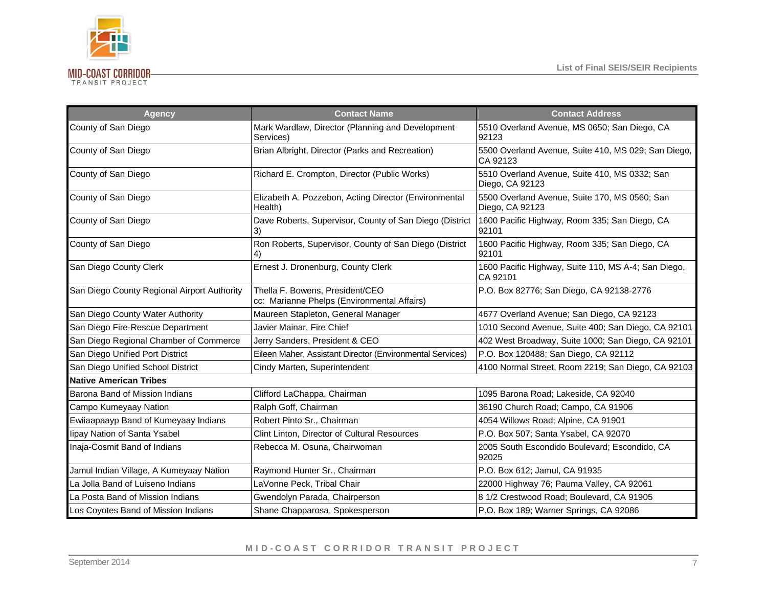| Agency | Contact Name | Contact Address |
|---|---|---|
| County of San Diego | Mark Wardlaw, Director (Planning and Development Services) | 5510 Overland Avenue, MS 0650; San Diego, CA 92123 |
| County of San Diego | Brian Albright, Director (Parks and Recreation) | 5500 Overland Avenue, Suite 410, MS 029; San Diego, CA 92123 |
| County of San Diego | Richard E. Crompton, Director (Public Works) | 5510 Overland Avenue, Suite 410, MS 0332; San Diego, CA 92123 |
| County of San Diego | Elizabeth A. Pozzebon, Acting Director (Environmental Health) | 5500 Overland Avenue, Suite 170, MS 0560; San Diego, CA 92123 |
| County of San Diego | Dave Roberts, Supervisor, County of San Diego (District 3) | 1600 Pacific Highway, Room 335; San Diego, CA 92101 |
| County of San Diego | Ron Roberts, Supervisor, County of San Diego (District 4) | 1600 Pacific Highway, Room 335; San Diego, CA 92101 |
| San Diego County Clerk | Ernest J. Dronenburg, County Clerk | 1600 Pacific Highway, Suite 110, MS A-4; San Diego, CA 92101 |
| San Diego County Regional Airport Authority | Thella F. Bowens, President/CEO<br>cc: Marianne Phelps (Environmental Affairs) | P.O. Box 82776; San Diego, CA 92138-2776 |
| San Diego County Water Authority | Maureen Stapleton, General Manager | 4677 Overland Avenue; San Diego, CA 92123 |
| San Diego Fire-Rescue Department | Javier Mainar, Fire Chief | 1010 Second Avenue, Suite 400; San Diego, CA 92101 |
| San Diego Regional Chamber of Commerce | Jerry Sanders, President & CEO | 402 West Broadway, Suite 1000; San Diego, CA 92101 |
| San Diego Unified Port District | Eileen Maher, Assistant Director (Environmental Services) | P.O. Box 120488; San Diego, CA 92112 |
| San Diego Unified School District | Cindy Marten, Superintendent | 4100 Normal Street, Room 2219; San Diego, CA 92103 |
| **Native American Tribes** | | |
| Barona Band of Mission Indians | Clifford LaChappa, Chairman | 1095 Barona Road; Lakeside, CA 92040 |
| Campo Kumeyaay Nation | Ralph Goff, Chairman | 36190 Church Road; Campo, CA 91906 |
| Ewiiaapaayp Band of Kumeyaay Indians | Robert Pinto Sr., Chairman | 4054 Willows Road; Alpine, CA 91901 |
| Iipay Nation of Santa Ysabel | Clint Linton, Director of Cultural Resources | P.O. Box 507; Santa Ysabel, CA 92070 |
| Inaja-Cosmit Band of Indians | Rebecca M. Osuna, Chairwoman | 2005 South Escondido Boulevard; Escondido, CA 92025 |
| Jamul Indian Village, A Kumeyaay Nation | Raymond Hunter Sr., Chairman | P.O. Box 612; Jamul, CA 91935 |
| La Jolla Band of Luiseno Indians | LaVonne Peck, Tribal Chair | 22000 Highway 76; Pauma Valley, CA 92061 |
| La Posta Band of Mission Indians | Gwendolyn Parada, Chairperson | 8 1/2 Crestwood Road; Boulevard, CA 91905 |
| Los Coyotes Band of Mission Indians | Shane Chapparosa, Spokesperson | P.O. Box 189; Warner Springs, CA 92086 |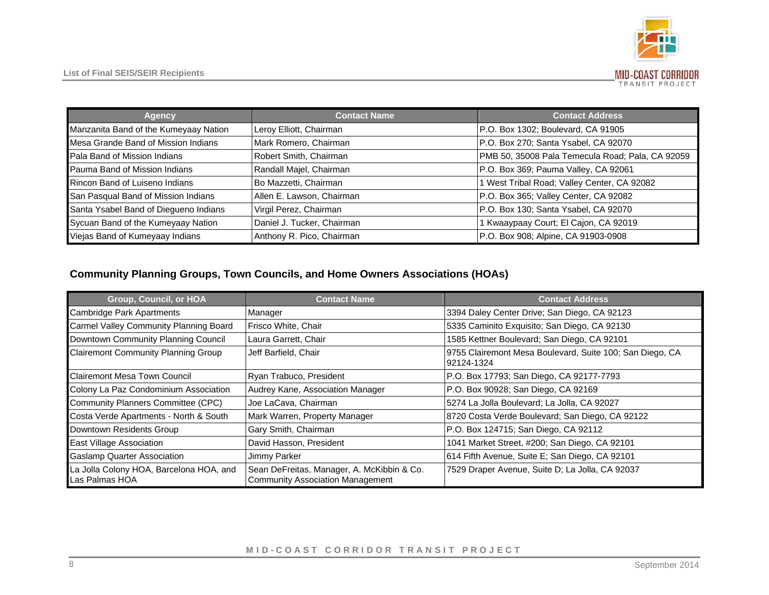| Agency | Contact Name | Contact Address |
|---|---|---|
| Manzanita Band of the Kumeyaay Nation | Leroy Elliott, Chairman | P.O. Box 1302; Boulevard, CA 91905 |
| Mesa Grande Band of Mission Indians | Mark Romero, Chairman | P.O. Box 270; Santa Ysabel, CA 92070 |
| Pala Band of Mission Indians | Robert Smith, Chairman | PMB 50, 35008 Pala Temecula Road; Pala, CA 92059 |
| Pauma Band of Mission Indians | Randall Majel, Chairman | P.O. Box 369; Pauma Valley, CA 92061 |
| Rincon Band of Luiseno Indians | Bo Mazzetti, Chairman | 1 West Tribal Road; Valley Center, CA 92082 |
| San Pasqual Band of Mission Indians | Allen E. Lawson, Chairman | P.O. Box 365; Valley Center, CA 92082 |
| Santa Ysabel Band of Diegueno Indians | Virgil Perez, Chairman | P.O. Box 130; Santa Ysabel, CA 92070 |
| Sycuan Band of the Kumeyaay Nation | Daniel J. Tucker, Chairman | 1 Kwaaypaay Court; El Cajon, CA 92019 |
| Viejas Band of Kumeyaay Indians | Anthony R. Pico, Chairman | P.O. Box 908; Alpine, CA 91903-0908 |

### Community Planning Groups, Town Councils, and Home Owners Associations (HOAs)

| Group, Council, or HOA | Contact Name | Contact Address |
|---|---|---|
| Cambridge Park Apartments | Manager | 3394 Daley Center Drive; San Diego, CA 92123 |
| Carmel Valley Community Planning Board | Frisco White, Chair | 5335 Caminito Exquisito; San Diego, CA 92130 |
| Downtown Community Planning Council | Laura Garrett, Chair | 1585 Kettner Boulevard; San Diego, CA 92101 |
| Clairemont Community Planning Group | Jeff Barfield, Chair | 9755 Clairemont Mesa Boulevard, Suite 100; San Diego, CA 92124-1324 |
| Clairemont Mesa Town Council | Ryan Trabuco, President | P.O. Box 17793; San Diego, CA 92177-7793 |
| Colony La Paz Condominium Association | Audrey Kane, Association Manager | P.O. Box 90928; San Diego, CA 92169 |
| Community Planners Committee (CPC) | Joe LaCava, Chairman | 5274 La Jolla Boulevard; La Jolla, CA 92027 |
| Costa Verde Apartments - North & South | Mark Warren, Property Manager | 8720 Costa Verde Boulevard; San Diego, CA 92122 |
| Downtown Residents Group | Gary Smith, Chairman | P.O. Box 124715; San Diego, CA 92112 |
| East Village Association | David Hasson, President | 1041 Market Street, #200; San Diego, CA 92101 |
| Gaslamp Quarter Association | Jimmy Parker | 614 Fifth Avenue, Suite E; San Diego, CA 92101 |
| La Jolla Colony HOA, Barcelona HOA, and Las Palmas HOA | Sean DeFreitas, Manager, A. McKibbin & Co. Community Association Management | 7529 Draper Avenue, Suite D; La Jolla, CA 92037 |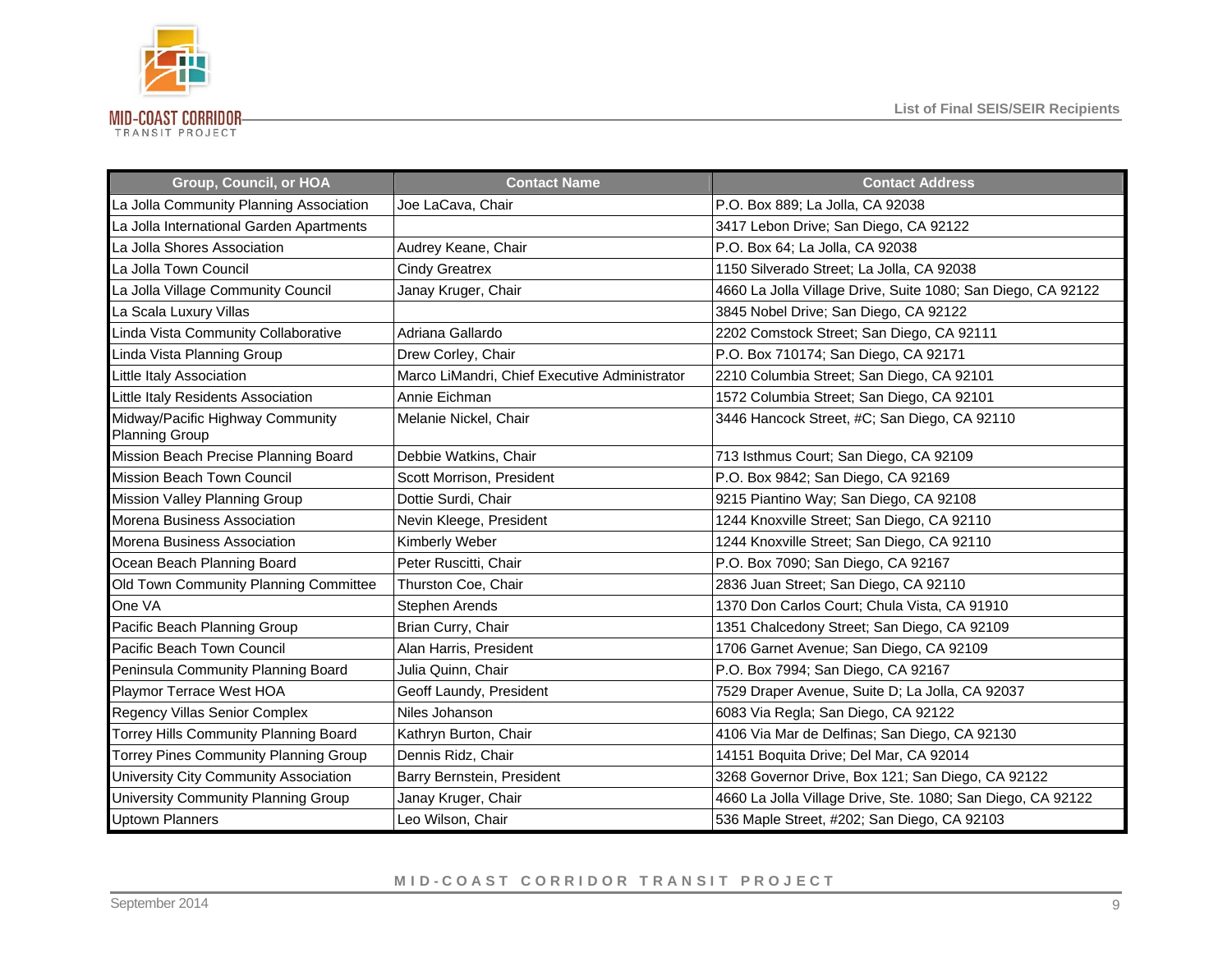| Group, Council, or HOA | Contact Name | Contact Address |
|---|---|---|
| La Jolla Community Planning Association | Joe LaCava, Chair | P.O. Box 889; La Jolla, CA 92038 |
| La Jolla International Garden Apartments | | 3417 Lebon Drive; San Diego, CA 92122 |
| La Jolla Shores Association | Audrey Keane, Chair | P.O. Box 64; La Jolla, CA 92038 |
| La Jolla Town Council | Cindy Greatrex | 1150 Silverado Street; La Jolla, CA 92038 |
| La Jolla Village Community Council | Janay Kruger, Chair | 4660 La Jolla Village Drive, Suite 1080; San Diego, CA 92122 |
| La Scala Luxury Villas | | 3845 Nobel Drive; San Diego, CA 92122 |
| Linda Vista Community Collaborative | Adriana Gallardo | 2202 Comstock Street; San Diego, CA 92111 |
| Linda Vista Planning Group | Drew Corley, Chair | P.O. Box 710174; San Diego, CA 92171 |
| Little Italy Association | Marco LiMandri, Chief Executive Administrator | 2210 Columbia Street; San Diego, CA 92101 |
| Little Italy Residents Association | Annie Eichman | 1572 Columbia Street; San Diego, CA 92101 |
| Midway/Pacific Highway Community Planning Group | Melanie Nickel, Chair | 3446 Hancock Street, #C; San Diego, CA 92110 |
| Mission Beach Precise Planning Board | Debbie Watkins, Chair | 713 Isthmus Court; San Diego, CA 92109 |
| Mission Beach Town Council | Scott Morrison, President | P.O. Box 9842; San Diego, CA 92169 |
| Mission Valley Planning Group | Dottie Surdi, Chair | 9215 Piantino Way; San Diego, CA 92108 |
| Morena Business Association | Nevin Kleege, President | 1244 Knoxville Street; San Diego, CA 92110 |
| Morena Business Association | Kimberly Weber | 1244 Knoxville Street; San Diego, CA 92110 |
| Ocean Beach Planning Board | Peter Ruscitti, Chair | P.O. Box 7090; San Diego, CA 92167 |
| Old Town Community Planning Committee | Thurston Coe, Chair | 2836 Juan Street; San Diego, CA 92110 |
| One VA | Stephen Arends | 1370 Don Carlos Court; Chula Vista, CA 91910 |
| Pacific Beach Planning Group | Brian Curry, Chair | 1351 Chalcedony Street; San Diego, CA 92109 |
| Pacific Beach Town Council | Alan Harris, President | 1706 Garnet Avenue; San Diego, CA 92109 |
| Peninsula Community Planning Board | Julia Quinn, Chair | P.O. Box 7994; San Diego, CA 92167 |
| Playmor Terrace West HOA | Geoff Laundy, President | 7529 Draper Avenue, Suite D; La Jolla, CA 92037 |
| Regency Villas Senior Complex | Niles Johanson | 6083 Via Regla; San Diego, CA 92122 |
| Torrey Hills Community Planning Board | Kathryn Burton, Chair | 4106 Via Mar de Delfinas; San Diego, CA 92130 |
| Torrey Pines Community Planning Group | Dennis Ridz, Chair | 14151 Boquita Drive; Del Mar, CA 92014 |
| University City Community Association | Barry Bernstein, President | 3268 Governor Drive, Box 121; San Diego, CA 92122 |
| University Community Planning Group | Janay Kruger, Chair | 4660 La Jolla Village Drive, Ste. 1080; San Diego, CA 92122 |
| Uptown Planners | Leo Wilson, Chair | 536 Maple Street, #202; San Diego, CA 92103 |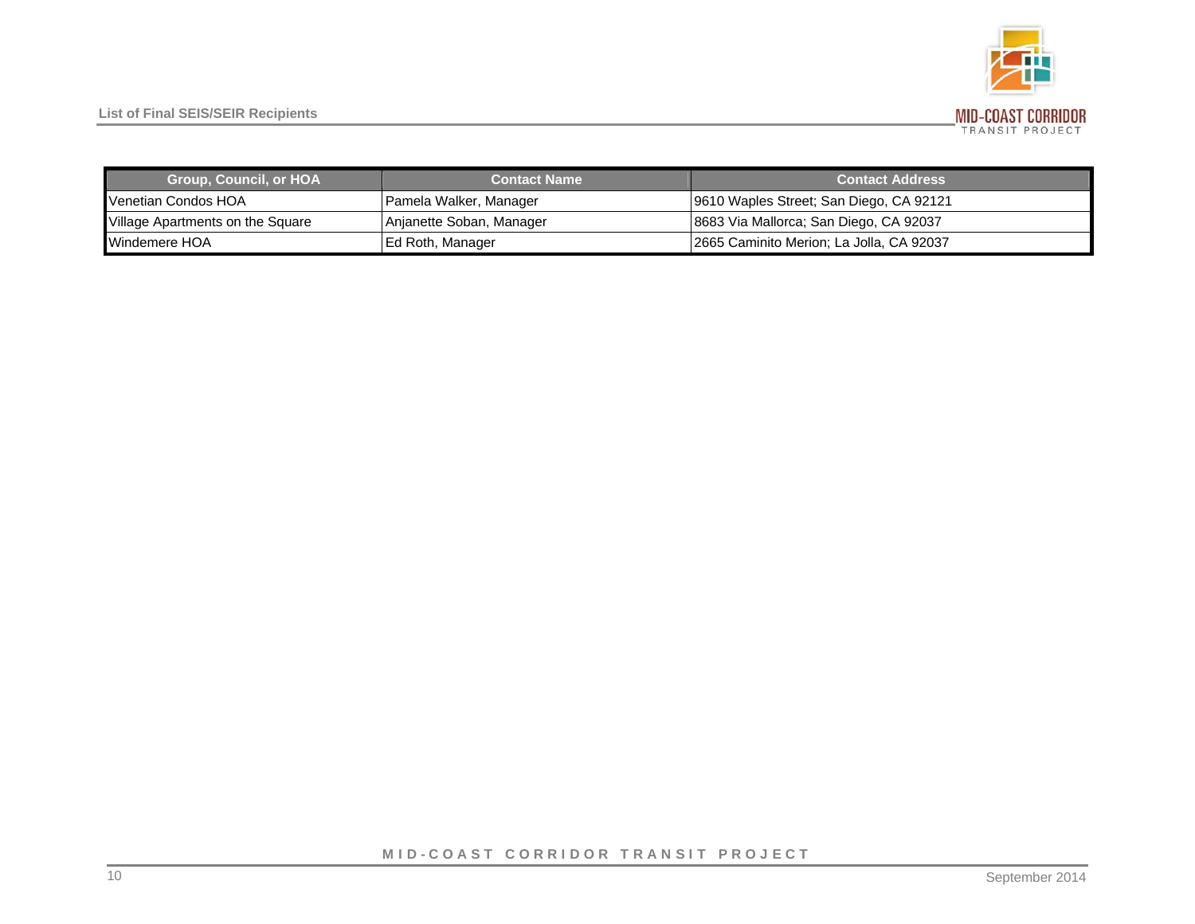| Group, Council, or HOA | Contact Name | Contact Address |
|---|---|---|
| Venetian Condos HOA | Pamela Walker, Manager | 9610 Waples Street; San Diego, CA 92121 |
| Village Apartments on the Square | Anjanette Soban, Manager | 8683 Via Mallorca; San Diego, CA 92037 |
| Windemere HOA | Ed Roth, Manager | 2665 Caminito Merion; La Jolla, CA 92037 |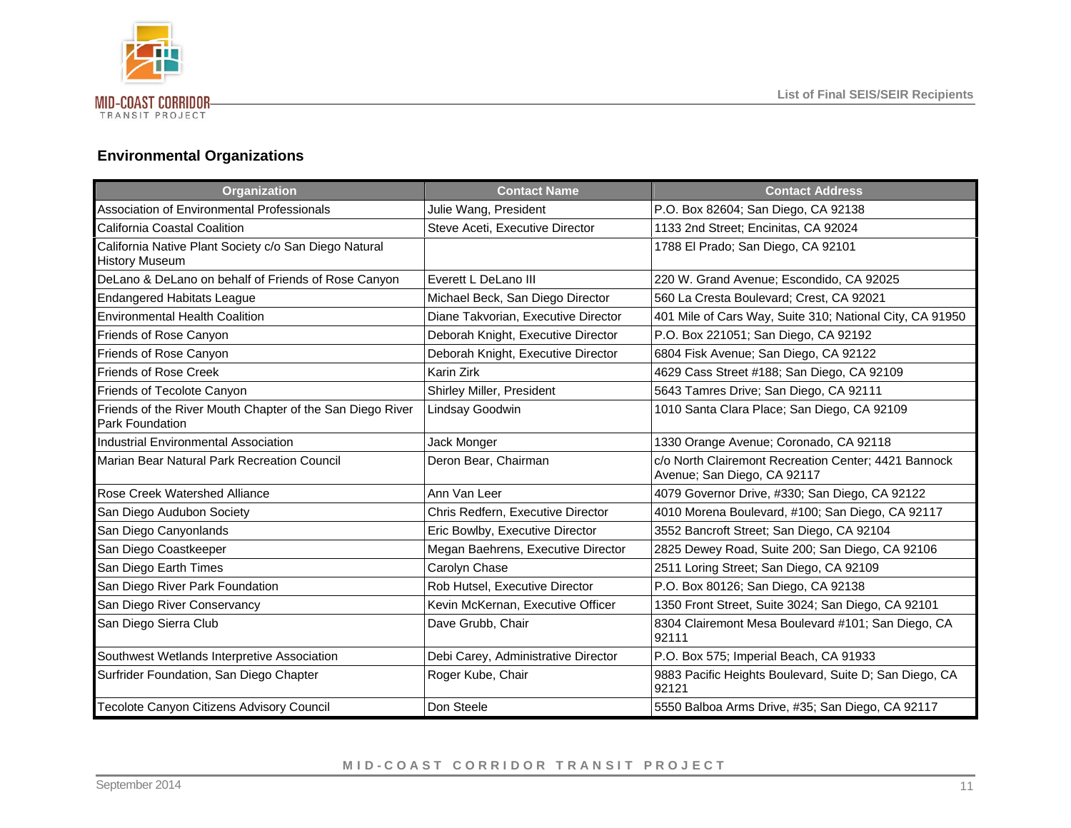## Environmental Organizations

| Organization | Contact Name | Contact Address |
|---|---|---|
| Association of Environmental Professionals | Julie Wang, President | P.O. Box 82604; San Diego, CA 92138 |
| California Coastal Coalition | Steve Aceti, Executive Director | 1133 2nd Street; Encinitas, CA 92024 |
| California Native Plant Society c/o San Diego Natural History Museum | | 1788 El Prado; San Diego, CA 92101 |
| DeLano & DeLano on behalf of Friends of Rose Canyon | Everett L DeLano III | 220 W. Grand Avenue; Escondido, CA 92025 |
| Endangered Habitats League | Michael Beck, San Diego Director | 560 La Cresta Boulevard; Crest, CA 92021 |
| Environmental Health Coalition | Diane Takvorian, Executive Director | 401 Mile of Cars Way, Suite 310; National City, CA 91950 |
| Friends of Rose Canyon | Deborah Knight, Executive Director | P.O. Box 221051; San Diego, CA 92192 |
| Friends of Rose Canyon | Deborah Knight, Executive Director | 6804 Fisk Avenue; San Diego, CA 92122 |
| Friends of Rose Creek | Karin Zirk | 4629 Cass Street #188; San Diego, CA 92109 |
| Friends of Tecolote Canyon | Shirley Miller, President | 5643 Tamres Drive; San Diego, CA 92111 |
| Friends of the River Mouth Chapter of the San Diego River Park Foundation | Lindsay Goodwin | 1010 Santa Clara Place; San Diego, CA 92109 |
| Industrial Environmental Association | Jack Monger | 1330 Orange Avenue; Coronado, CA 92118 |
| Marian Bear Natural Park Recreation Council | Deron Bear, Chairman | c/o North Clairemont Recreation Center; 4421 Bannock Avenue; San Diego, CA 92117 |
| Rose Creek Watershed Alliance | Ann Van Leer | 4079 Governor Drive, #330; San Diego, CA 92122 |
| San Diego Audubon Society | Chris Redfern, Executive Director | 4010 Morena Boulevard, #100; San Diego, CA 92117 |
| San Diego Canyonlands | Eric Bowlby, Executive Director | 3552 Bancroft Street; San Diego, CA 92104 |
| San Diego Coastkeeper | Megan Baehrens, Executive Director | 2825 Dewey Road, Suite 200; San Diego, CA 92106 |
| San Diego Earth Times | Carolyn Chase | 2511 Loring Street; San Diego, CA 92109 |
| San Diego River Park Foundation | Rob Hutsel, Executive Director | P.O. Box 80126; San Diego, CA 92138 |
| San Diego River Conservancy | Kevin McKernan, Executive Officer | 1350 Front Street, Suite 3024; San Diego, CA 92101 |
| San Diego Sierra Club | Dave Grubb, Chair | 8304 Clairemont Mesa Boulevard #101; San Diego, CA 92111 |
| Southwest Wetlands Interpretive Association | Debi Carey, Administrative Director | P.O. Box 575; Imperial Beach, CA 91933 |
| Surfrider Foundation, San Diego Chapter | Roger Kube, Chair | 9883 Pacific Heights Boulevard, Suite D; San Diego, CA 92121 |
| Tecolote Canyon Citizens Advisory Council | Don Steele | 5550 Balboa Arms Drive, #35; San Diego, CA 92117 |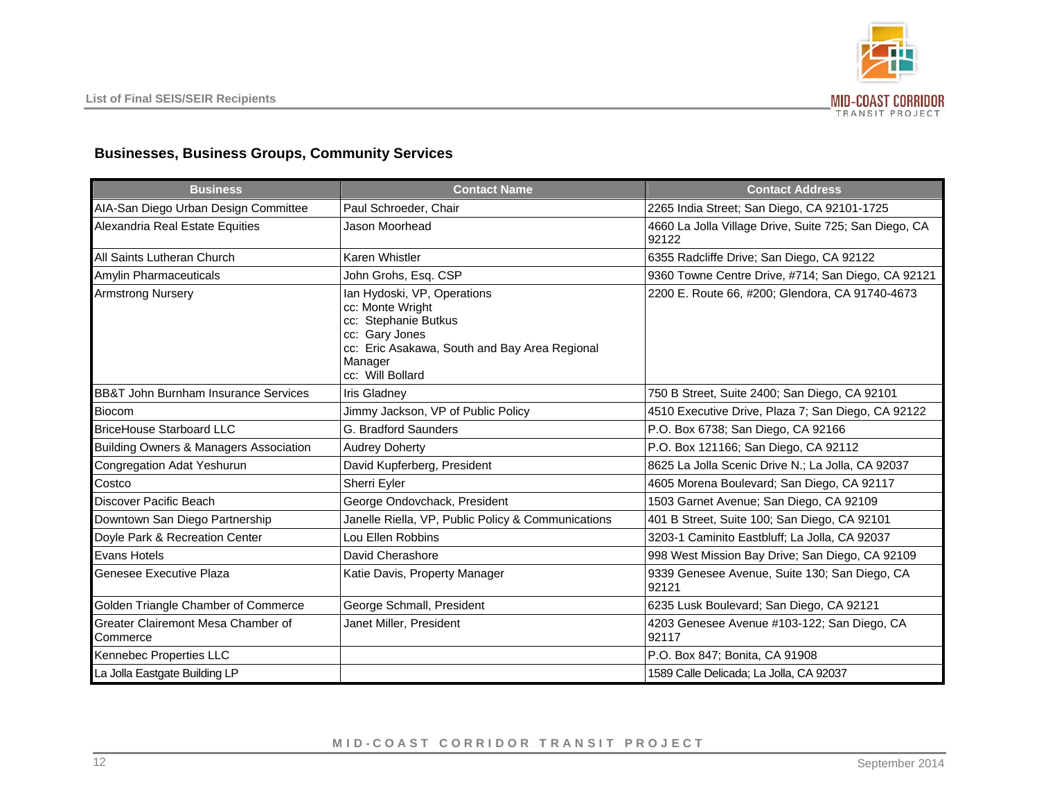## Businesses, Business Groups, Community Services

| Business | Contact Name | Contact Address |
|---|---|---|
| AIA-San Diego Urban Design Committee | Paul Schroeder, Chair | 2265 India Street; San Diego, CA 92101-1725 |
| Alexandria Real Estate Equities | Jason Moorhead | 4660 La Jolla Village Drive, Suite 725; San Diego, CA 92122 |
| All Saints Lutheran Church | Karen Whistler | 6355 Radcliffe Drive; San Diego, CA 92122 |
| Amylin Pharmaceuticals | John Grohs, Esq. CSP | 9360 Towne Centre Drive, #714; San Diego, CA 92121 |
| Armstrong Nursery | Ian Hydoski, VP, Operations<br>cc: Monte Wright<br>cc: Stephanie Butkus<br>cc: Gary Jones<br>cc: Eric Asakawa, South and Bay Area Regional Manager<br>cc: Will Bollard | 2200 E. Route 66, #200; Glendora, CA 91740-4673 |
| BB&T John Burnham Insurance Services | Iris Gladney | 750 B Street, Suite 2400; San Diego, CA 92101 |
| Biocom | Jimmy Jackson, VP of Public Policy | 4510 Executive Drive, Plaza 7; San Diego, CA 92122 |
| BriceHouse Starboard LLC | G. Bradford Saunders | P.O. Box 6738; San Diego, CA 92166 |
| Building Owners & Managers Association | Audrey Doherty | P.O. Box 121166; San Diego, CA 92112 |
| Congregation Adat Yeshurun | David Kupferberg, President | 8625 La Jolla Scenic Drive N.; La Jolla, CA 92037 |
| Costco | Sherri Eyler | 4605 Morena Boulevard; San Diego, CA 92117 |
| Discover Pacific Beach | George Ondovchack, President | 1503 Garnet Avenue; San Diego, CA 92109 |
| Downtown San Diego Partnership | Janelle Riella, VP, Public Policy & Communications | 401 B Street, Suite 100; San Diego, CA 92101 |
| Doyle Park & Recreation Center | Lou Ellen Robbins | 3203-1 Caminito Eastbluff; La Jolla, CA 92037 |
| Evans Hotels | David Cherashore | 998 West Mission Bay Drive; San Diego, CA 92109 |
| Genesee Executive Plaza | Katie Davis, Property Manager | 9339 Genesee Avenue, Suite 130; San Diego, CA 92121 |
| Golden Triangle Chamber of Commerce | George Schmall, President | 6235 Lusk Boulevard; San Diego, CA 92121 |
| Greater Clairemont Mesa Chamber of Commerce | Janet Miller, President | 4203 Genesee Avenue #103-122; San Diego, CA 92117 |
| Kennebec Properties LLC | | P.O. Box 847; Bonita, CA 91908 |
| La Jolla Eastgate Building LP | | 1589 Calle Delicada; La Jolla, CA 92037 |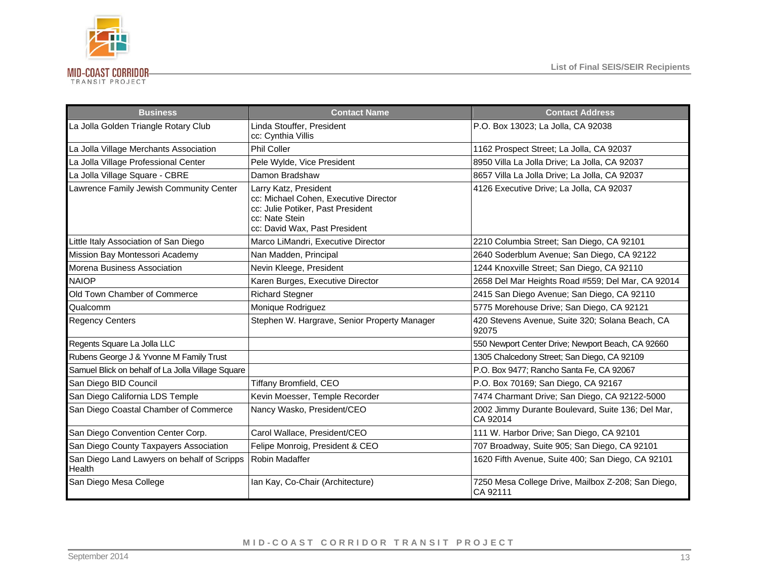| Business | Contact Name | Contact Address |
|---|---|---|
| La Jolla Golden Triangle Rotary Club | Linda Stouffer, President<br>cc: Cynthia Villis | P.O. Box 13023; La Jolla, CA 92038 |
| La Jolla Village Merchants Association | Phil Coller | 1162 Prospect Street; La Jolla, CA 92037 |
| La Jolla Village Professional Center | Pele Wylde, Vice President | 8950 Villa La Jolla Drive; La Jolla, CA 92037 |
| La Jolla Village Square - CBRE | Damon Bradshaw | 8657 Villa La Jolla Drive; La Jolla, CA 92037 |
| Lawrence Family Jewish Community Center | Larry Katz, President<br>cc: Michael Cohen, Executive Director<br>cc: Julie Potiker, Past President<br>cc: Nate Stein<br>cc: David Wax, Past President | 4126 Executive Drive; La Jolla, CA 92037 |
| Little Italy Association of San Diego | Marco LiMandri, Executive Director | 2210 Columbia Street; San Diego, CA 92101 |
| Mission Bay Montessori Academy | Nan Madden, Principal | 2640 Soderblum Avenue; San Diego, CA 92122 |
| Morena Business Association | Nevin Kleege, President | 1244 Knoxville Street; San Diego, CA 92110 |
| NAIOP | Karen Burges, Executive Director | 2658 Del Mar Heights Road #559; Del Mar, CA 92014 |
| Old Town Chamber of Commerce | Richard Stegner | 2415 San Diego Avenue; San Diego, CA 92110 |
| Qualcomm | Monique Rodriguez | 5775 Morehouse Drive; San Diego, CA 92121 |
| Regency Centers | Stephen W. Hargrave, Senior Property Manager | 420 Stevens Avenue, Suite 320; Solana Beach, CA 92075 |
| Regents Square La Jolla LLC | | 550 Newport Center Drive; Newport Beach, CA 92660 |
| Rubens George J & Yvonne M Family Trust | | 1305 Chalcedony Street; San Diego, CA 92109 |
| Samuel Blick on behalf of La Jolla Village Square | | P.O. Box 9477; Rancho Santa Fe, CA 92067 |
| San Diego BID Council | Tiffany Bromfield, CEO | P.O. Box 70169; San Diego, CA 92167 |
| San Diego California LDS Temple | Kevin Moesser, Temple Recorder | 7474 Charmant Drive; San Diego, CA 92122-5000 |
| San Diego Coastal Chamber of Commerce | Nancy Wasko, President/CEO | 2002 Jimmy Durante Boulevard, Suite 136; Del Mar, CA 92014 |
| San Diego Convention Center Corp. | Carol Wallace, President/CEO | 111 W. Harbor Drive; San Diego, CA 92101 |
| San Diego County Taxpayers Association | Felipe Monroig, President & CEO | 707 Broadway, Suite 905; San Diego, CA 92101 |
| San Diego Land Lawyers on behalf of Scripps Health | Robin Madaffer | 1620 Fifth Avenue, Suite 400; San Diego, CA 92101 |
| San Diego Mesa College | Ian Kay, Co-Chair (Architecture) | 7250 Mesa College Drive, Mailbox Z-208; San Diego, CA 92111 |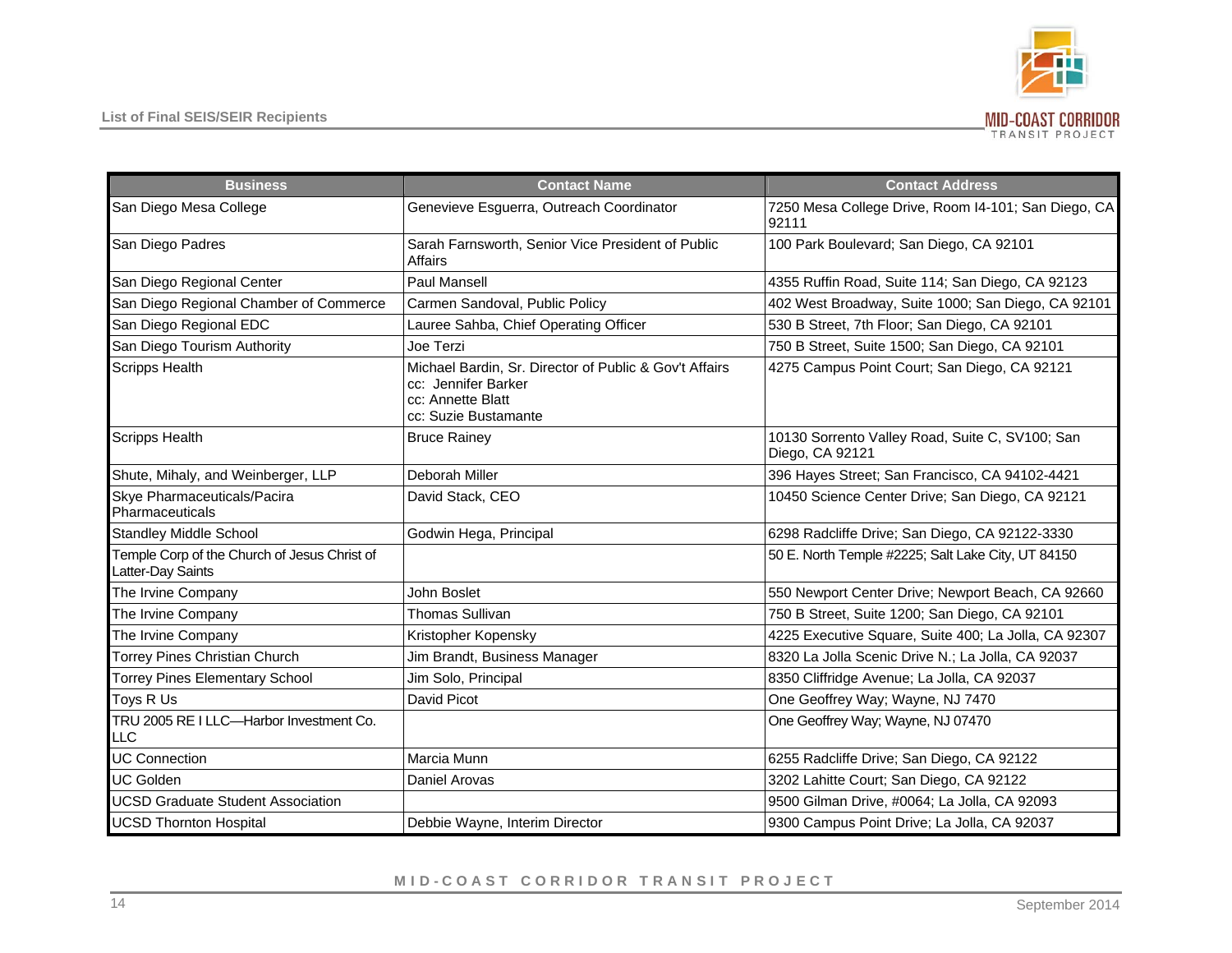| Business | Contact Name | Contact Address |
|---|---|---|
| San Diego Mesa College | Genevieve Esguerra, Outreach Coordinator | 7250 Mesa College Drive, Room I4-101; San Diego, CA 92111 |
| San Diego Padres | Sarah Farnsworth, Senior Vice President of Public Affairs | 100 Park Boulevard; San Diego, CA 92101 |
| San Diego Regional Center | Paul Mansell | 4355 Ruffin Road, Suite 114; San Diego, CA 92123 |
| San Diego Regional Chamber of Commerce | Carmen Sandoval, Public Policy | 402 West Broadway, Suite 1000; San Diego, CA 92101 |
| San Diego Regional EDC | Lauree Sahba, Chief Operating Officer | 530 B Street, 7th Floor; San Diego, CA 92101 |
| San Diego Tourism Authority | Joe Terzi | 750 B Street, Suite 1500; San Diego, CA 92101 |
| Scripps Health | Michael Bardin, Sr. Director of Public & Gov't Affairs<br>cc: Jennifer Barker<br>cc: Annette Blatt<br>cc: Suzie Bustamante | 4275 Campus Point Court; San Diego, CA 92121 |
| Scripps Health | Bruce Rainey | 10130 Sorrento Valley Road, Suite C, SV100; San Diego, CA 92121 |
| Shute, Mihaly, and Weinberger, LLP | Deborah Miller | 396 Hayes Street; San Francisco, CA 94102-4421 |
| Skye Pharmaceuticals/Pacira Pharmaceuticals | David Stack, CEO | 10450 Science Center Drive; San Diego, CA 92121 |
| Standley Middle School | Godwin Hega, Principal | 6298 Radcliffe Drive; San Diego, CA 92122-3330 |
| Temple Corp of the Church of Jesus Christ of Latter-Day Saints | | 50 E. North Temple #2225; Salt Lake City, UT 84150 |
| The Irvine Company | John Boslet | 550 Newport Center Drive; Newport Beach, CA 92660 |
| The Irvine Company | Thomas Sullivan | 750 B Street, Suite 1200; San Diego, CA 92101 |
| The Irvine Company | Kristopher Kopensky | 4225 Executive Square, Suite 400; La Jolla, CA 92307 |
| Torrey Pines Christian Church | Jim Brandt, Business Manager | 8320 La Jolla Scenic Drive N.; La Jolla, CA 92037 |
| Torrey Pines Elementary School | Jim Solo, Principal | 8350 Cliffridge Avenue; La Jolla, CA 92037 |
| Toys R Us | David Picot | One Geoffrey Way; Wayne, NJ 7470 |
| TRU 2005 RE I LLC—Harbor Investment Co. LLC | | One Geoffrey Way; Wayne, NJ 07470 |
| UC Connection | Marcia Munn | 6255 Radcliffe Drive; San Diego, CA 92122 |
| UC Golden | Daniel Arovas | 3202 Lahitte Court; San Diego, CA 92122 |
| UCSD Graduate Student Association | | 9500 Gilman Drive, #0064; La Jolla, CA 92093 |
| UCSD Thornton Hospital | Debbie Wayne, Interim Director | 9300 Campus Point Drive; La Jolla, CA 92037 |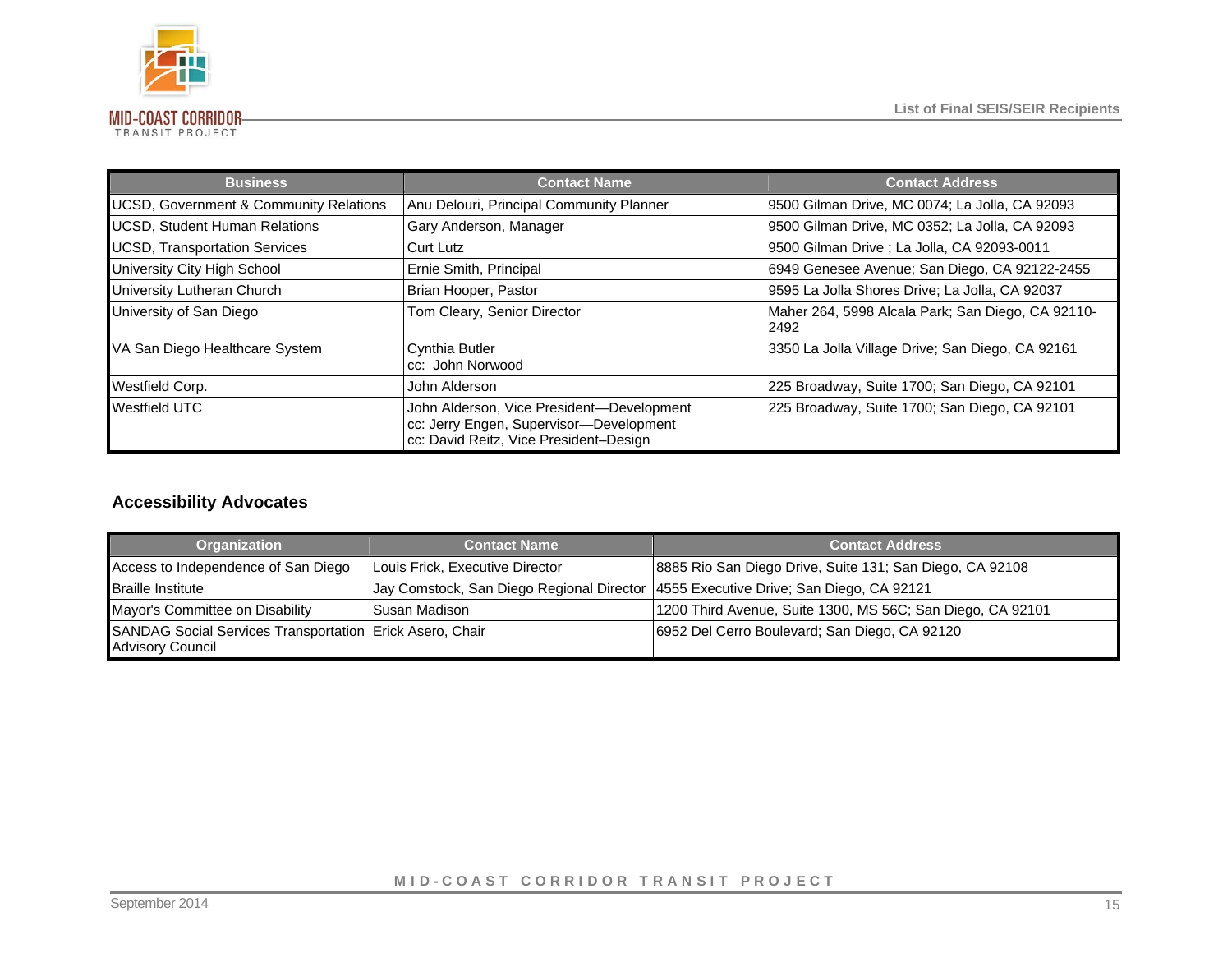| Business | Contact Name | Contact Address |
|---|---|---|
| UCSD, Government & Community Relations | Anu Delouri, Principal Community Planner | 9500 Gilman Drive, MC 0074; La Jolla, CA 92093 |
| UCSD, Student Human Relations | Gary Anderson, Manager | 9500 Gilman Drive, MC 0352; La Jolla, CA 92093 |
| UCSD, Transportation Services | Curt Lutz | 9500 Gilman Drive ; La Jolla, CA 92093-0011 |
| University City High School | Ernie Smith, Principal | 6949 Genesee Avenue; San Diego, CA 92122-2455 |
| University Lutheran Church | Brian Hooper, Pastor | 9595 La Jolla Shores Drive; La Jolla, CA 92037 |
| University of San Diego | Tom Cleary, Senior Director | Maher 264, 5998 Alcala Park; San Diego, CA 92110-2492 |
| VA San Diego Healthcare System | Cynthia Butler<br>cc: John Norwood | 3350 La Jolla Village Drive; San Diego, CA 92161 |
| Westfield Corp. | John Alderson | 225 Broadway, Suite 1700; San Diego, CA 92101 |
| Westfield UTC | John Alderson, Vice President—Development<br>cc: Jerry Engen, Supervisor—Development<br>cc: David Reitz, Vice President–Design | 225 Broadway, Suite 1700; San Diego, CA 92101 |

## Accessibility Advocates

| Organization | Contact Name | Contact Address |
|---|---|---|
| Access to Independence of San Diego | Louis Frick, Executive Director | 8885 Rio San Diego Drive, Suite 131; San Diego, CA 92108 |
| Braille Institute | Jay Comstock, San Diego Regional Director | 4555 Executive Drive; San Diego, CA 92121 |
| Mayor's Committee on Disability | Susan Madison | 1200 Third Avenue, Suite 1300, MS 56C; San Diego, CA 92101 |
| SANDAG Social Services Transportation Advisory Council | Erick Asero, Chair | 6952 Del Cerro Boulevard; San Diego, CA 92120 |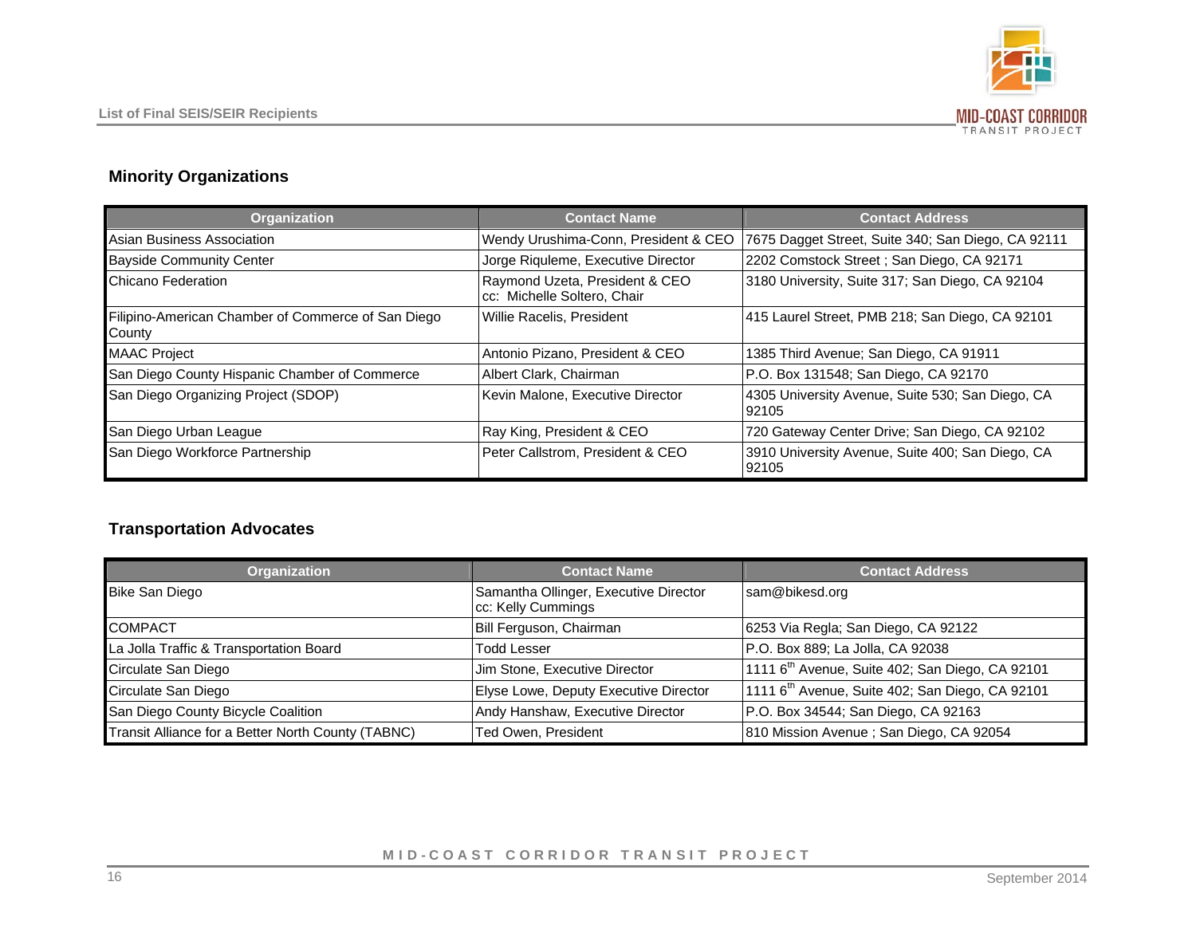## Minority Organizations

| Organization | Contact Name | Contact Address |
|---|---|---|
| Asian Business Association | Wendy Urushima-Conn, President & CEO | 7675 Dagget Street, Suite 340; San Diego, CA 92111 |
| Bayside Community Center | Jorge Riquleme, Executive Director | 2202 Comstock Street ; San Diego, CA 92171 |
| Chicano Federation | Raymond Uzeta, President & CEO<br>cc: Michelle Soltero, Chair | 3180 University, Suite 317; San Diego, CA 92104 |
| Filipino-American Chamber of Commerce of San Diego County | Willie Racelis, President | 415 Laurel Street, PMB 218; San Diego, CA 92101 |
| MAAC Project | Antonio Pizano, President & CEO | 1385 Third Avenue; San Diego, CA 91911 |
| San Diego County Hispanic Chamber of Commerce | Albert Clark, Chairman | P.O. Box 131548; San Diego, CA 92170 |
| San Diego Organizing Project (SDOP) | Kevin Malone, Executive Director | 4305 University Avenue, Suite 530; San Diego, CA 92105 |
| San Diego Urban League | Ray King, President & CEO | 720 Gateway Center Drive; San Diego, CA 92102 |
| San Diego Workforce Partnership | Peter Callstrom, President & CEO | 3910 University Avenue, Suite 400; San Diego, CA 92105 |

## Transportation Advocates

| Organization | Contact Name | Contact Address |
|---|---|---|
| Bike San Diego | Samantha Ollinger, Executive Director<br>cc: Kelly Cummings | sam@bikesd.org |
| COMPACT | Bill Ferguson, Chairman | 6253 Via Regla; San Diego, CA 92122 |
| La Jolla Traffic & Transportation Board | Todd Lesser | P.O. Box 889; La Jolla, CA 92038 |
| Circulate San Diego | Jim Stone, Executive Director | 1111 6th Avenue, Suite 402; San Diego, CA 92101 |
| Circulate San Diego | Elyse Lowe, Deputy Executive Director | 1111 6th Avenue, Suite 402; San Diego, CA 92101 |
| San Diego County Bicycle Coalition | Andy Hanshaw, Executive Director | P.O. Box 34544; San Diego, CA 92163 |
| Transit Alliance for a Better North County (TABNC) | Ted Owen, President | 810 Mission Avenue ; San Diego, CA 92054 |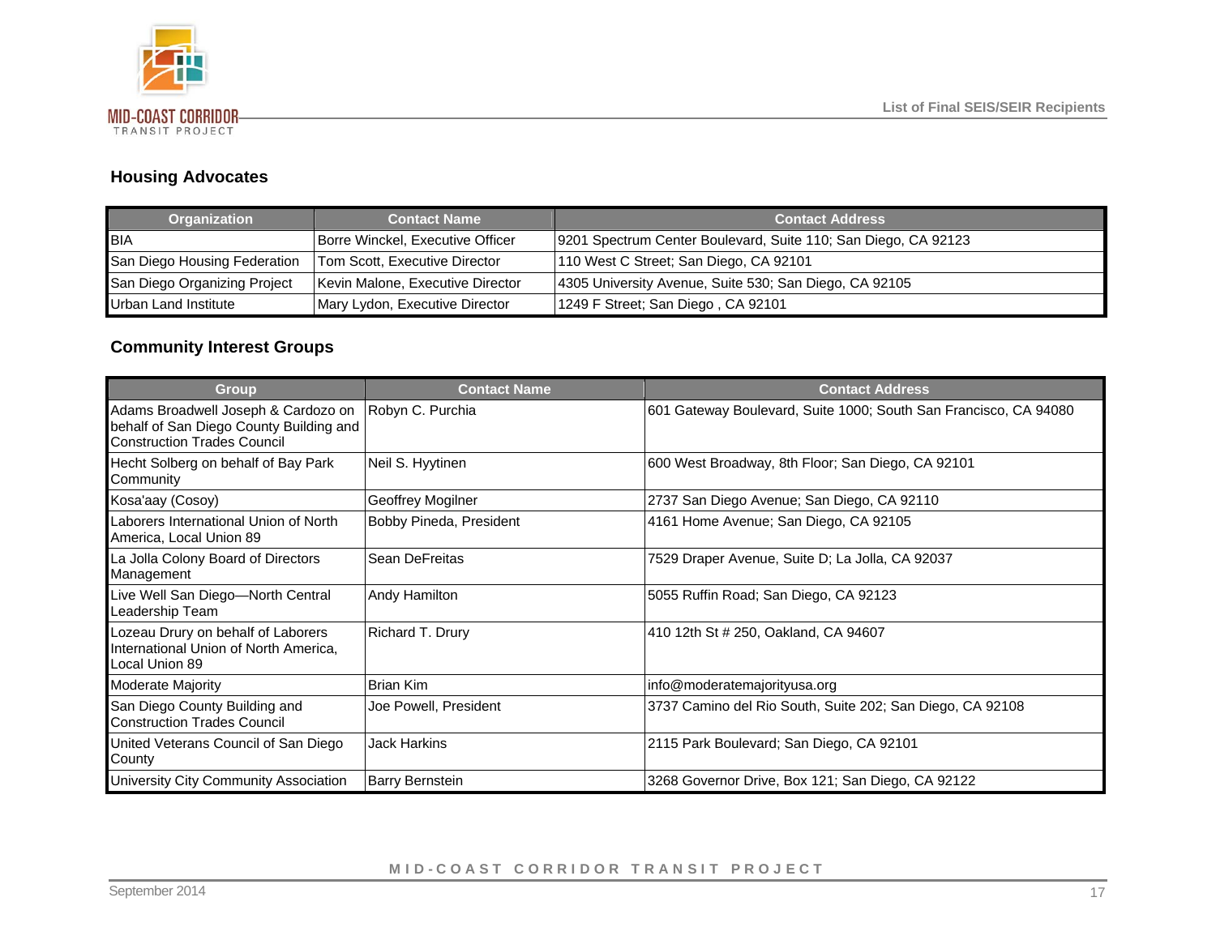## Housing Advocates

| Organization | Contact Name | Contact Address |
|---|---|---|
| BIA | Borre Winckel, Executive Officer | 9201 Spectrum Center Boulevard, Suite 110; San Diego, CA 92123 |
| San Diego Housing Federation | Tom Scott, Executive Director | 110 West C Street; San Diego, CA 92101 |
| San Diego Organizing Project | Kevin Malone, Executive Director | 4305 University Avenue, Suite 530; San Diego, CA 92105 |
| Urban Land Institute | Mary Lydon, Executive Director | 1249 F Street; San Diego , CA 92101 |

## Community Interest Groups

| Group | Contact Name | Contact Address |
|---|---|---|
| Adams Broadwell Joseph & Cardozo on behalf of San Diego County Building and Construction Trades Council | Robyn C. Purchia | 601 Gateway Boulevard, Suite 1000; South San Francisco, CA 94080 |
| Hecht Solberg on behalf of Bay Park Community | Neil S. Hyytinen | 600 West Broadway, 8th Floor; San Diego, CA 92101 |
| Kosa'aay (Cosoy) | Geoffrey Mogilner | 2737 San Diego Avenue; San Diego, CA 92110 |
| Laborers International Union of North America, Local Union 89 | Bobby Pineda, President | 4161 Home Avenue; San Diego, CA 92105 |
| La Jolla Colony Board of Directors Management | Sean DeFreitas | 7529 Draper Avenue, Suite D; La Jolla, CA 92037 |
| Live Well San Diego—North Central Leadership Team | Andy Hamilton | 5055 Ruffin Road; San Diego, CA 92123 |
| Lozeau Drury on behalf of Laborers International Union of North America, Local Union 89 | Richard T. Drury | 410 12th St # 250, Oakland, CA 94607 |
| Moderate Majority | Brian Kim | info@moderatemajorityusa.org |
| San Diego County Building and Construction Trades Council | Joe Powell, President | 3737 Camino del Rio South, Suite 202; San Diego, CA 92108 |
| United Veterans Council of San Diego County | Jack Harkins | 2115 Park Boulevard; San Diego, CA 92101 |
| University City Community Association | Barry Bernstein | 3268 Governor Drive, Box 121; San Diego, CA 92122 |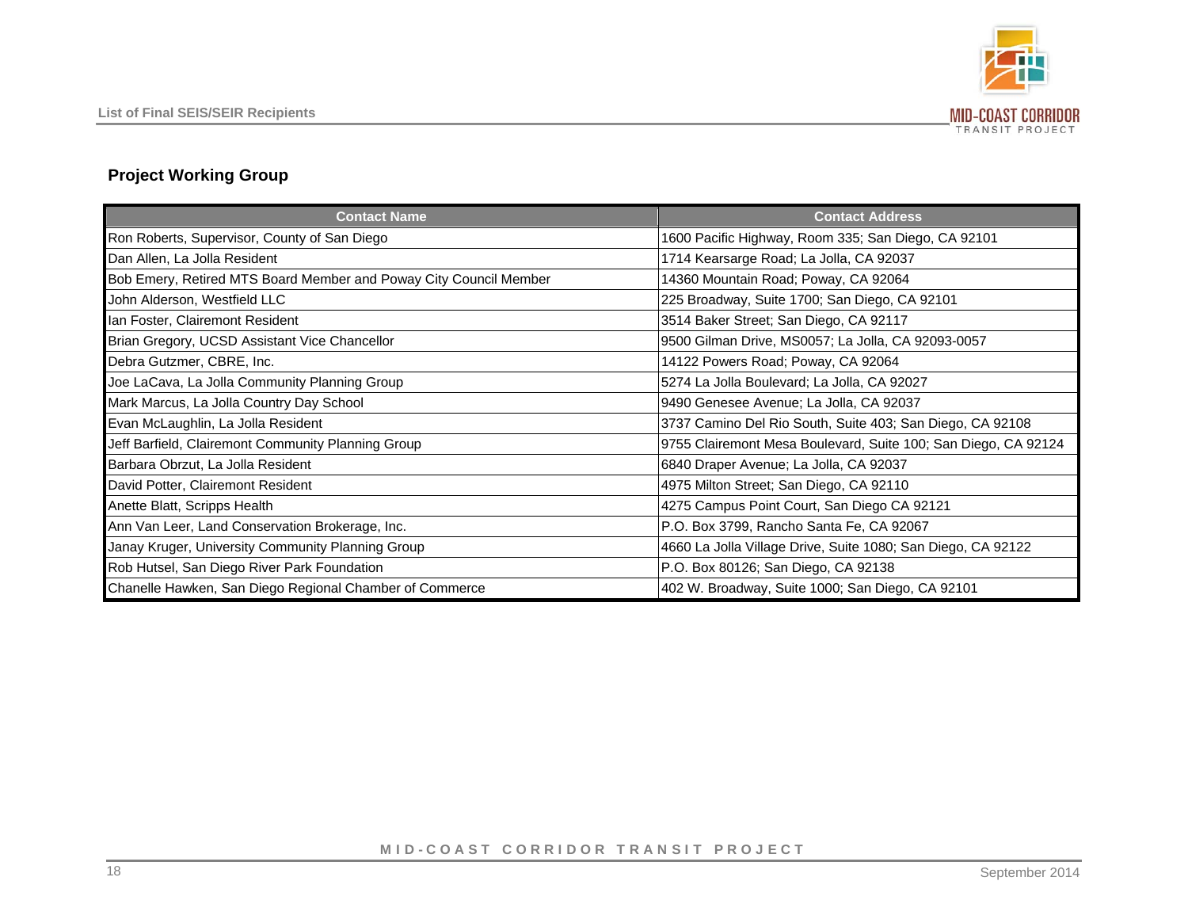## Project Working Group

| Contact Name | Contact Address |
|---|---|
| Ron Roberts, Supervisor, County of San Diego | 1600 Pacific Highway, Room 335; San Diego, CA 92101 |
| Dan Allen, La Jolla Resident | 1714 Kearsarge Road; La Jolla, CA 92037 |
| Bob Emery, Retired MTS Board Member and Poway City Council Member | 14360 Mountain Road; Poway, CA 92064 |
| John Alderson, Westfield LLC | 225 Broadway, Suite 1700; San Diego, CA 92101 |
| Ian Foster, Clairemont Resident | 3514 Baker Street; San Diego, CA 92117 |
| Brian Gregory, UCSD Assistant Vice Chancellor | 9500 Gilman Drive, MS0057; La Jolla, CA 92093-0057 |
| Debra Gutzmer, CBRE, Inc. | 14122 Powers Road; Poway, CA 92064 |
| Joe LaCava, La Jolla Community Planning Group | 5274 La Jolla Boulevard; La Jolla, CA 92027 |
| Mark Marcus, La Jolla Country Day School | 9490 Genesee Avenue; La Jolla, CA 92037 |
| Evan McLaughlin, La Jolla Resident | 3737 Camino Del Rio South, Suite 403; San Diego, CA 92108 |
| Jeff Barfield, Clairemont Community Planning Group | 9755 Clairemont Mesa Boulevard, Suite 100; San Diego, CA 92124 |
| Barbara Obrzut, La Jolla Resident | 6840 Draper Avenue; La Jolla, CA 92037 |
| David Potter, Clairemont Resident | 4975 Milton Street; San Diego, CA 92110 |
| Anette Blatt, Scripps Health | 4275 Campus Point Court, San Diego CA 92121 |
| Ann Van Leer, Land Conservation Brokerage, Inc. | P.O. Box 3799, Rancho Santa Fe, CA 92067 |
| Janay Kruger, University Community Planning Group | 4660 La Jolla Village Drive, Suite 1080; San Diego, CA 92122 |
| Rob Hutsel, San Diego River Park Foundation | P.O. Box 80126; San Diego, CA 92138 |
| Chanelle Hawken, San Diego Regional Chamber of Commerce | 402 W. Broadway, Suite 1000; San Diego, CA 92101 |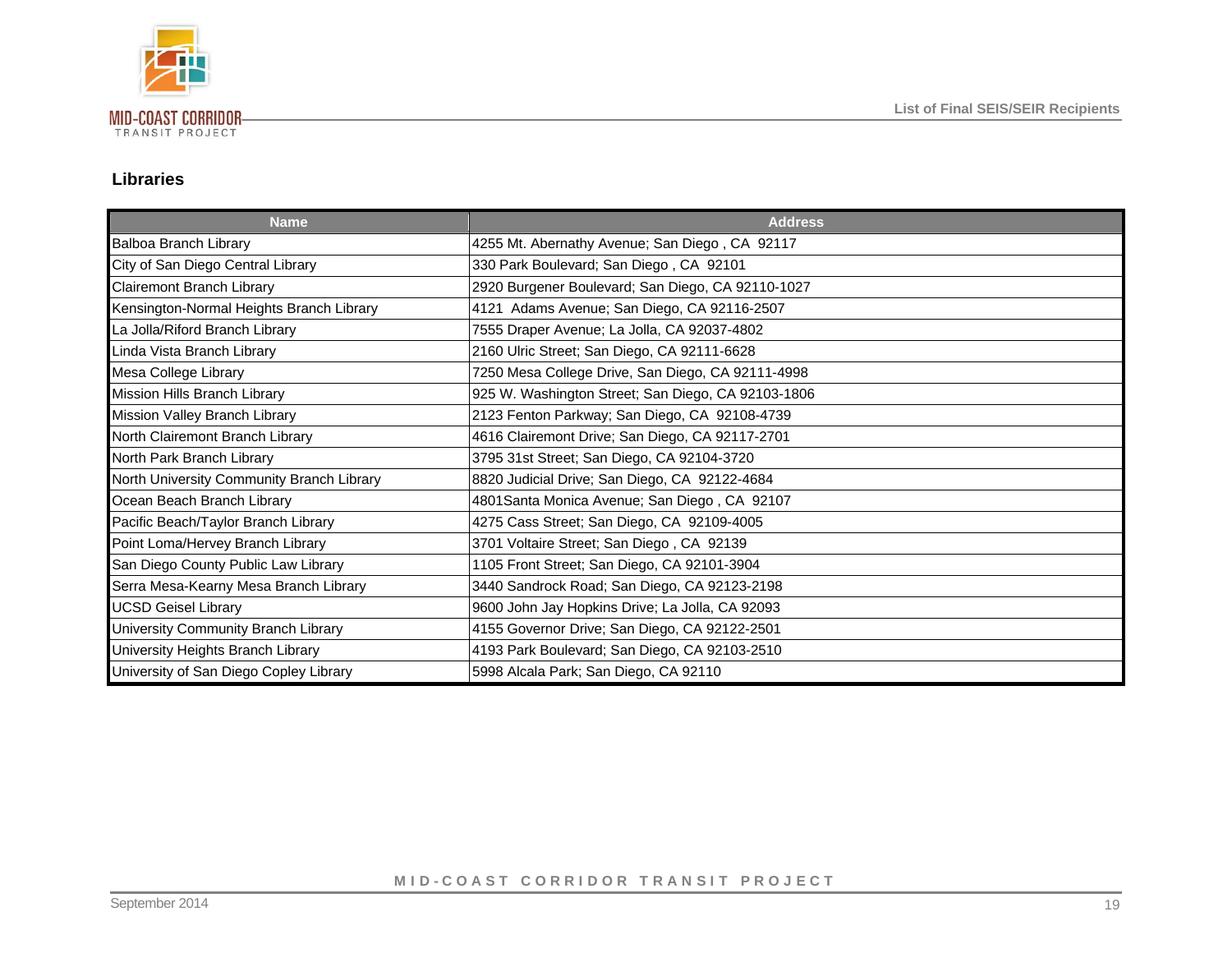## Libraries

| Name | Address |
|---|---|
| Balboa Branch Library | 4255 Mt. Abernathy Avenue; San Diego , CA  92117 |
| City of San Diego Central Library | 330 Park Boulevard; San Diego , CA  92101 |
| Clairemont Branch Library | 2920 Burgener Boulevard; San Diego, CA 92110-1027 |
| Kensington-Normal Heights Branch Library | 4121  Adams Avenue; San Diego, CA 92116-2507 |
| La Jolla/Riford Branch Library | 7555 Draper Avenue; La Jolla, CA 92037-4802 |
| Linda Vista Branch Library | 2160 Ulric Street; San Diego, CA 92111-6628 |
| Mesa College Library | 7250 Mesa College Drive, San Diego, CA 92111-4998 |
| Mission Hills Branch Library | 925 W. Washington Street; San Diego, CA 92103-1806 |
| Mission Valley Branch Library | 2123 Fenton Parkway; San Diego, CA  92108-4739 |
| North Clairemont Branch Library | 4616 Clairemont Drive; San Diego, CA 92117-2701 |
| North Park Branch Library | 3795 31st Street; San Diego, CA 92104-3720 |
| North University Community Branch Library | 8820 Judicial Drive; San Diego, CA  92122-4684 |
| Ocean Beach Branch Library | 4801Santa Monica Avenue; San Diego , CA  92107 |
| Pacific Beach/Taylor Branch Library | 4275 Cass Street; San Diego, CA  92109-4005 |
| Point Loma/Hervey Branch Library | 3701 Voltaire Street; San Diego , CA  92139 |
| San Diego County Public Law Library | 1105 Front Street; San Diego, CA 92101-3904 |
| Serra Mesa-Kearny Mesa Branch Library | 3440 Sandrock Road; San Diego, CA 92123-2198 |
| UCSD Geisel Library | 9600 John Jay Hopkins Drive; La Jolla, CA 92093 |
| University Community Branch Library | 4155 Governor Drive; San Diego, CA 92122-2501 |
| University Heights Branch Library | 4193 Park Boulevard; San Diego, CA 92103-2510 |
| University of San Diego Copley Library | 5998 Alcala Park; San Diego, CA 92110 |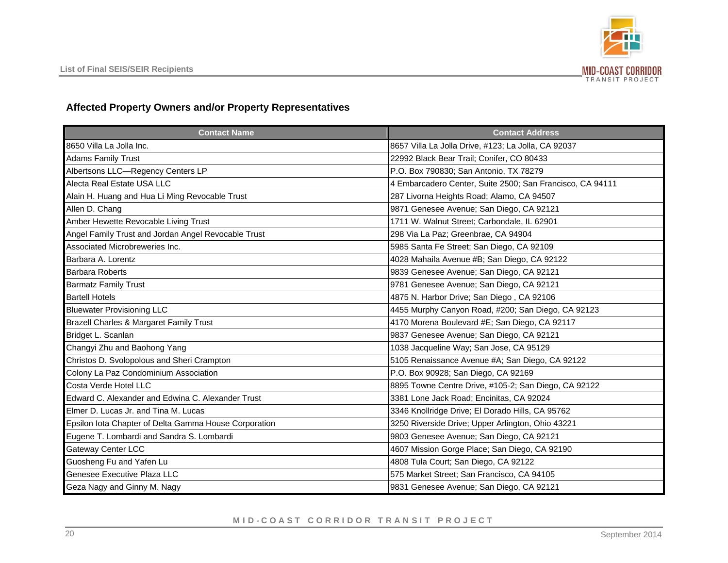## Affected Property Owners and/or Property Representatives

| Contact Name | Contact Address |
|---|---|
| 8650 Villa La Jolla Inc. | 8657 Villa La Jolla Drive, #123; La Jolla, CA 92037 |
| Adams Family Trust | 22992 Black Bear Trail; Conifer, CO 80433 |
| Albertsons LLC—Regency Centers LP | P.O. Box 790830; San Antonio, TX 78279 |
| Alecta Real Estate USA LLC | 4 Embarcadero Center, Suite 2500; San Francisco, CA 94111 |
| Alain H. Huang and Hua Li Ming Revocable Trust | 287 Livorna Heights Road; Alamo, CA 94507 |
| Allen D. Chang | 9871 Genesee Avenue; San Diego, CA 92121 |
| Amber Hewette Revocable Living Trust | 1711 W. Walnut Street; Carbondale, IL 62901 |
| Angel Family Trust and Jordan Angel Revocable Trust | 298 Via La Paz; Greenbrae, CA 94904 |
| Associated Microbreweries Inc. | 5985 Santa Fe Street; San Diego, CA 92109 |
| Barbara A. Lorentz | 4028 Mahaila Avenue #B; San Diego, CA 92122 |
| Barbara Roberts | 9839 Genesee Avenue; San Diego, CA 92121 |
| Barmatz Family Trust | 9781 Genesee Avenue; San Diego, CA 92121 |
| Bartell Hotels | 4875 N. Harbor Drive; San Diego , CA 92106 |
| Bluewater Provisioning LLC | 4455 Murphy Canyon Road, #200; San Diego, CA 92123 |
| Brazell Charles & Margaret Family Trust | 4170 Morena Boulevard #E; San Diego, CA 92117 |
| Bridget L. Scanlan | 9837 Genesee Avenue; San Diego, CA 92121 |
| Changyi Zhu and Baohong Yang | 1038 Jacqueline Way; San Jose, CA 95129 |
| Christos D. Svolopolous and Sheri Crampton | 5105 Renaissance Avenue #A; San Diego, CA 92122 |
| Colony La Paz Condominium Association | P.O. Box 90928; San Diego, CA 92169 |
| Costa Verde Hotel LLC | 8895 Towne Centre Drive, #105-2; San Diego, CA 92122 |
| Edward C. Alexander and Edwina C. Alexander Trust | 3381 Lone Jack Road; Encinitas, CA 92024 |
| Elmer D. Lucas Jr. and Tina M. Lucas | 3346 Knollridge Drive; El Dorado Hills, CA 95762 |
| Epsilon Iota Chapter of Delta Gamma House Corporation | 3250 Riverside Drive; Upper Arlington, Ohio 43221 |
| Eugene T. Lombardi and Sandra S. Lombardi | 9803 Genesee Avenue; San Diego, CA 92121 |
| Gateway Center LCC | 4607 Mission Gorge Place; San Diego, CA 92190 |
| Guosheng Fu and Yafen Lu | 4808 Tula Court; San Diego, CA 92122 |
| Genesee Executive Plaza LLC | 575 Market Street; San Francisco, CA 94105 |
| Geza Nagy and Ginny M. Nagy | 9831 Genesee Avenue; San Diego, CA 92121 |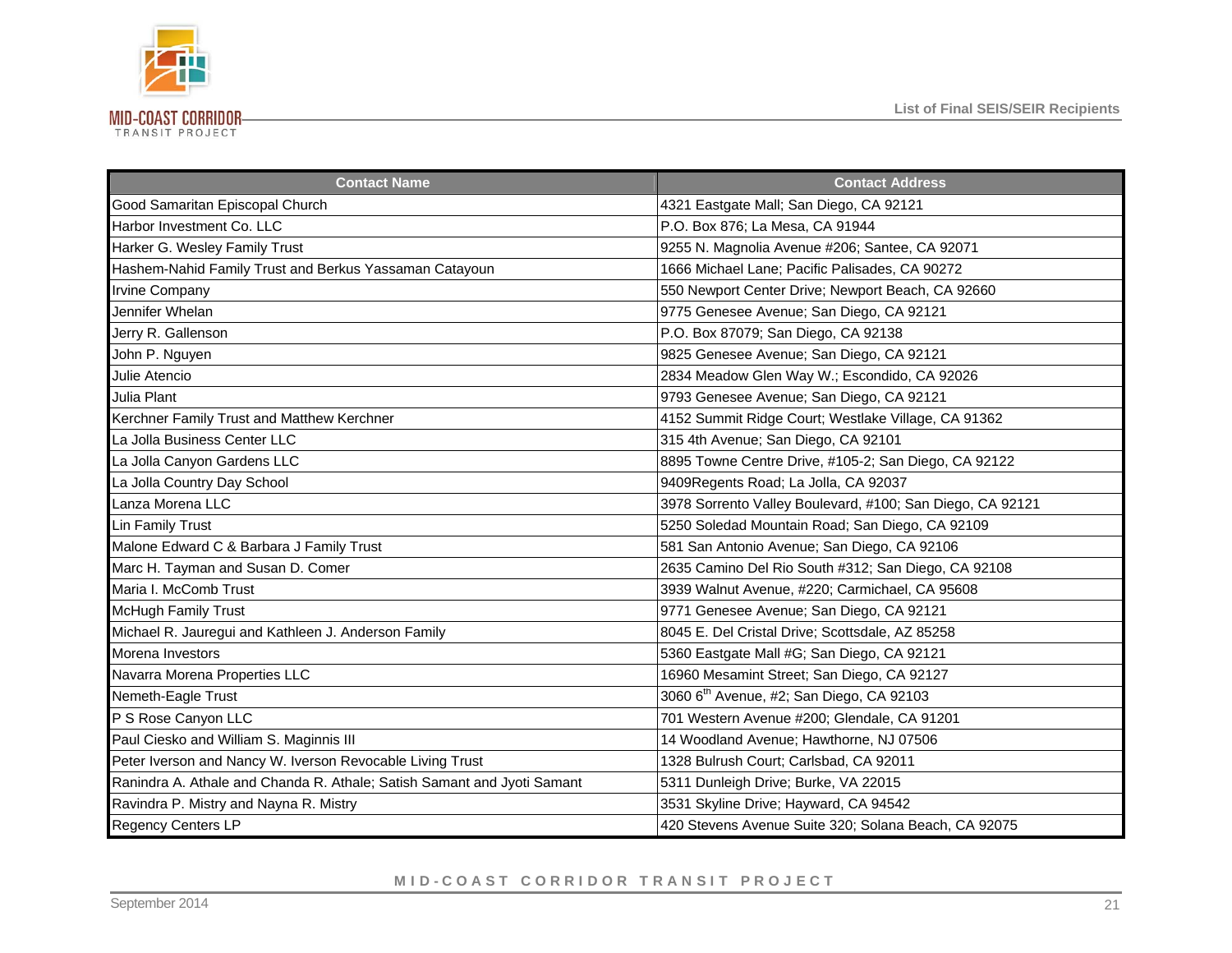| Contact Name | Contact Address |
| --- | --- |
| Good Samaritan Episcopal Church | 4321 Eastgate Mall; San Diego, CA 92121 |
| Harbor Investment Co. LLC | P.O. Box 876; La Mesa, CA 91944 |
| Harker G. Wesley Family Trust | 9255 N. Magnolia Avenue #206; Santee, CA 92071 |
| Hashem-Nahid Family Trust and Berkus Yassaman Catayoun | 1666 Michael Lane; Pacific Palisades, CA 90272 |
| Irvine Company | 550 Newport Center Drive; Newport Beach, CA 92660 |
| Jennifer Whelan | 9775 Genesee Avenue; San Diego, CA 92121 |
| Jerry R. Gallenson | P.O. Box 87079; San Diego, CA 92138 |
| John P. Nguyen | 9825 Genesee Avenue; San Diego, CA 92121 |
| Julie Atencio | 2834 Meadow Glen Way W.; Escondido, CA 92026 |
| Julia Plant | 9793 Genesee Avenue; San Diego, CA 92121 |
| Kerchner Family Trust and Matthew Kerchner | 4152 Summit Ridge Court; Westlake Village, CA 91362 |
| La Jolla Business Center LLC | 315 4th Avenue; San Diego, CA 92101 |
| La Jolla Canyon Gardens LLC | 8895 Towne Centre Drive, #105-2; San Diego, CA 92122 |
| La Jolla Country Day School | 9409Regents Road; La Jolla, CA 92037 |
| Lanza Morena LLC | 3978 Sorrento Valley Boulevard, #100; San Diego, CA 92121 |
| Lin Family Trust | 5250 Soledad Mountain Road; San Diego, CA 92109 |
| Malone Edward C & Barbara J Family Trust | 581 San Antonio Avenue; San Diego, CA 92106 |
| Marc H. Tayman and Susan D. Comer | 2635 Camino Del Rio South #312; San Diego, CA 92108 |
| Maria I. McComb Trust | 3939 Walnut Avenue, #220; Carmichael, CA 95608 |
| McHugh Family Trust | 9771 Genesee Avenue; San Diego, CA 92121 |
| Michael R. Jauregui and Kathleen J. Anderson Family | 8045 E. Del Cristal Drive; Scottsdale, AZ 85258 |
| Morena Investors | 5360 Eastgate Mall #G; San Diego, CA 92121 |
| Navarra Morena Properties LLC | 16960 Mesamint Street; San Diego, CA 92127 |
| Nemeth-Eagle Trust | 3060 6th Avenue, #2; San Diego, CA 92103 |
| P S Rose Canyon LLC | 701 Western Avenue #200; Glendale, CA 91201 |
| Paul Ciesko and William S. Maginnis III | 14 Woodland Avenue; Hawthorne, NJ 07506 |
| Peter Iverson and Nancy W. Iverson Revocable Living Trust | 1328 Bulrush Court; Carlsbad, CA 92011 |
| Ranindra A. Athale and Chanda R. Athale; Satish Samant and Jyoti Samant | 5311 Dunleigh Drive; Burke, VA 22015 |
| Ravindra P. Mistry and Nayna R. Mistry | 3531 Skyline Drive; Hayward, CA 94542 |
| Regency Centers LP | 420 Stevens Avenue Suite 320; Solana Beach, CA 92075 |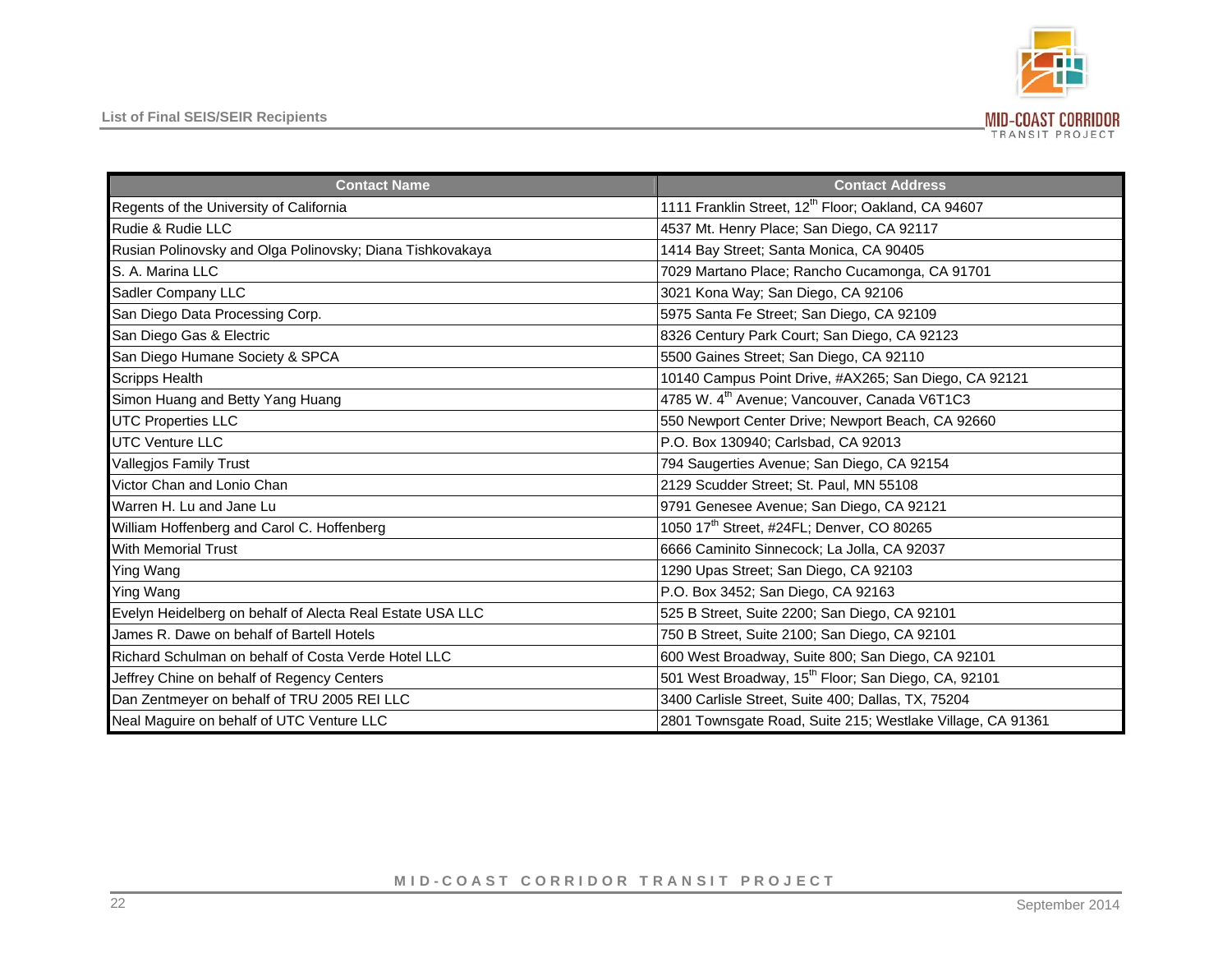| Contact Name | Contact Address |
|---|---|
| Regents of the University of California | 1111 Franklin Street, 12th Floor; Oakland, CA 94607 |
| Rudie & Rudie LLC | 4537 Mt. Henry Place; San Diego, CA 92117 |
| Rusian Polinovsky and Olga Polinovsky; Diana Tishkovakaya | 1414 Bay Street; Santa Monica, CA 90405 |
| S. A. Marina LLC | 7029 Martano Place; Rancho Cucamonga, CA 91701 |
| Sadler Company LLC | 3021 Kona Way; San Diego, CA 92106 |
| San Diego Data Processing Corp. | 5975 Santa Fe Street; San Diego, CA 92109 |
| San Diego Gas & Electric | 8326 Century Park Court; San Diego, CA 92123 |
| San Diego Humane Society & SPCA | 5500 Gaines Street; San Diego, CA 92110 |
| Scripps Health | 10140 Campus Point Drive, #AX265; San Diego, CA 92121 |
| Simon Huang and Betty Yang Huang | 4785 W. 4th Avenue; Vancouver, Canada V6T1C3 |
| UTC Properties LLC | 550 Newport Center Drive; Newport Beach, CA 92660 |
| UTC Venture LLC | P.O. Box 130940; Carlsbad, CA 92013 |
| Vallegjos Family Trust | 794 Saugerties Avenue; San Diego, CA 92154 |
| Victor Chan and Lonio Chan | 2129 Scudder Street; St. Paul, MN 55108 |
| Warren H. Lu and Jane Lu | 9791 Genesee Avenue; San Diego, CA 92121 |
| William Hoffenberg and Carol C. Hoffenberg | 1050 17th Street, #24FL; Denver, CO 80265 |
| With Memorial Trust | 6666 Caminito Sinnecock; La Jolla, CA 92037 |
| Ying Wang | 1290 Upas Street; San Diego, CA 92103 |
| Ying Wang | P.O. Box 3452; San Diego, CA 92163 |
| Evelyn Heidelberg on behalf of Alecta Real Estate USA LLC | 525 B Street, Suite 2200; San Diego, CA 92101 |
| James R. Dawe on behalf of Bartell Hotels | 750 B Street, Suite 2100; San Diego, CA 92101 |
| Richard Schulman on behalf of Costa Verde Hotel LLC | 600 West Broadway, Suite 800; San Diego, CA 92101 |
| Jeffrey Chine on behalf of Regency Centers | 501 West Broadway, 15th Floor; San Diego, CA, 92101 |
| Dan Zentmeyer on behalf of TRU 2005 REI LLC | 3400 Carlisle Street, Suite 400; Dallas, TX, 75204 |
| Neal Maguire on behalf of UTC Venture LLC | 2801 Townsgate Road, Suite 215; Westlake Village, CA 91361 |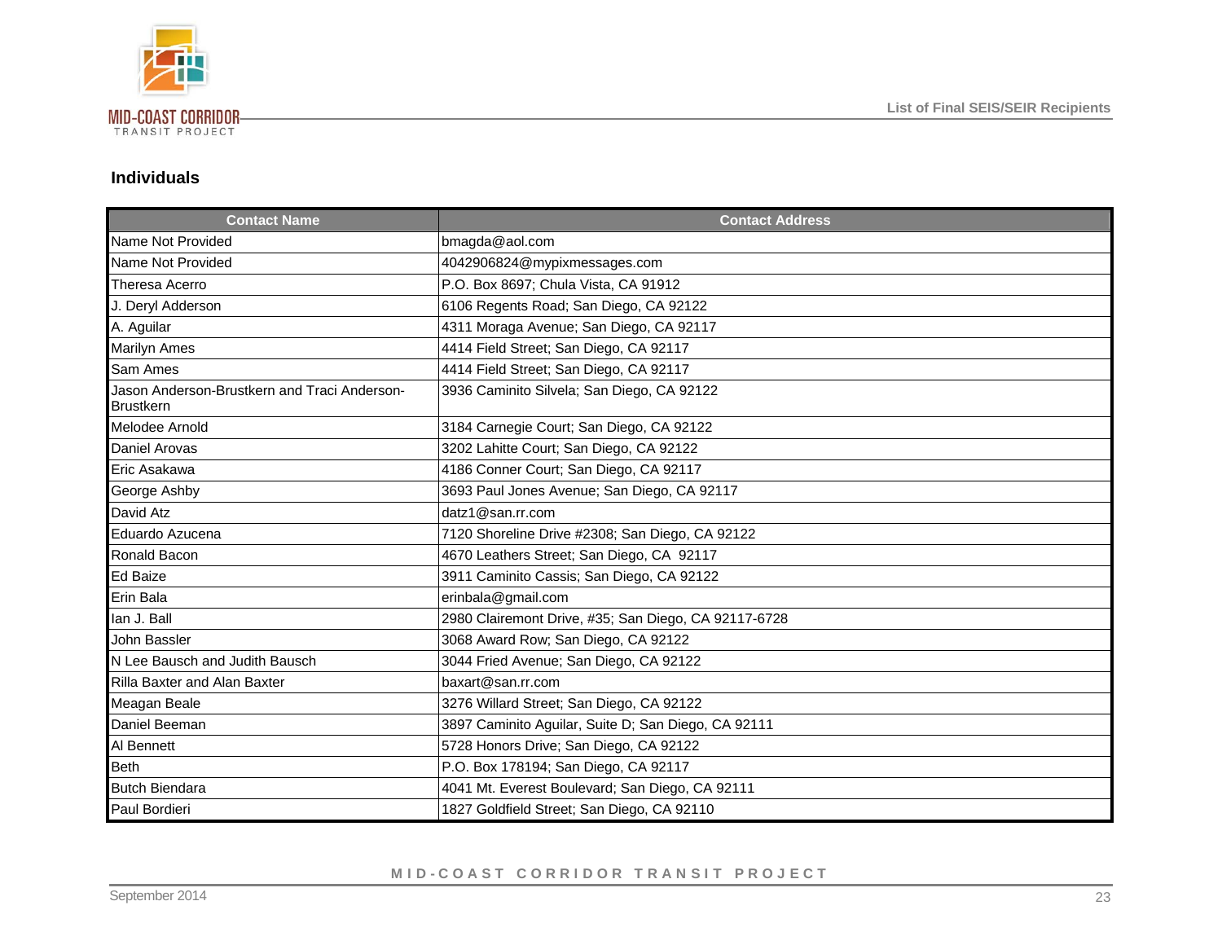## Individuals

| Contact Name | Contact Address |
|---|---|
| Name Not Provided | bmagda@aol.com |
| Name Not Provided | 4042906824@mypixmessages.com |
| Theresa Acerro | P.O. Box 8697; Chula Vista, CA 91912 |
| J. Deryl Adderson | 6106 Regents Road; San Diego, CA 92122 |
| A. Aguilar | 4311 Moraga Avenue; San Diego, CA 92117 |
| Marilyn Ames | 4414 Field Street; San Diego, CA 92117 |
| Sam Ames | 4414 Field Street; San Diego, CA 92117 |
| Jason Anderson-Brustkern and Traci Anderson-Brustkern | 3936 Caminito Silvela; San Diego, CA 92122 |
| Melodee Arnold | 3184 Carnegie Court; San Diego, CA 92122 |
| Daniel Arovas | 3202 Lahitte Court; San Diego, CA 92122 |
| Eric Asakawa | 4186 Conner Court; San Diego, CA 92117 |
| George Ashby | 3693 Paul Jones Avenue; San Diego, CA 92117 |
| David Atz | datz1@san.rr.com |
| Eduardo Azucena | 7120 Shoreline Drive #2308; San Diego, CA 92122 |
| Ronald Bacon | 4670 Leathers Street; San Diego, CA 92117 |
| Ed Baize | 3911 Caminito Cassis; San Diego, CA 92122 |
| Erin Bala | erinbala@gmail.com |
| Ian J. Ball | 2980 Clairemont Drive, #35; San Diego, CA 92117-6728 |
| John Bassler | 3068 Award Row; San Diego, CA 92122 |
| N Lee Bausch and Judith Bausch | 3044 Fried Avenue; San Diego, CA 92122 |
| Rilla Baxter and Alan Baxter | baxart@san.rr.com |
| Meagan Beale | 3276 Willard Street; San Diego, CA 92122 |
| Daniel Beeman | 3897 Caminito Aguilar, Suite D; San Diego, CA 92111 |
| Al Bennett | 5728 Honors Drive; San Diego, CA 92122 |
| Beth | P.O. Box 178194; San Diego, CA 92117 |
| Butch Biendara | 4041 Mt. Everest Boulevard; San Diego, CA 92111 |
| Paul Bordieri | 1827 Goldfield Street; San Diego, CA 92110 |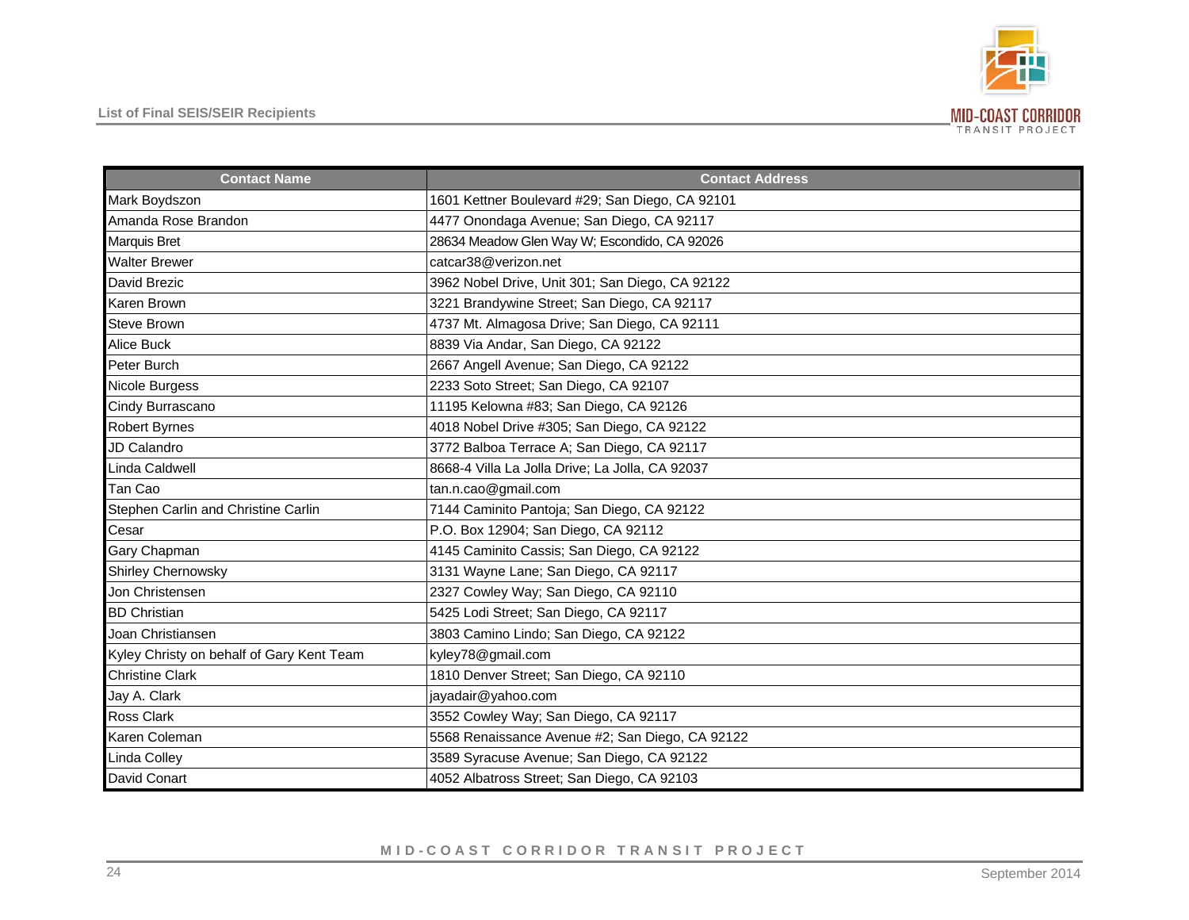| Contact Name | Contact Address |
|---|---|
| Mark Boydszon | 1601 Kettner Boulevard #29; San Diego, CA 92101 |
| Amanda Rose Brandon | 4477 Onondaga Avenue; San Diego, CA 92117 |
| Marquis Bret | 28634 Meadow Glen Way W; Escondido, CA 92026 |
| Walter Brewer | catcar38@verizon.net |
| David Brezic | 3962 Nobel Drive, Unit 301; San Diego, CA 92122 |
| Karen Brown | 3221 Brandywine Street; San Diego, CA 92117 |
| Steve Brown | 4737 Mt. Almagosa Drive; San Diego, CA 92111 |
| Alice Buck | 8839 Via Andar, San Diego, CA 92122 |
| Peter Burch | 2667 Angell Avenue; San Diego, CA 92122 |
| Nicole Burgess | 2233 Soto Street; San Diego, CA 92107 |
| Cindy Burrascano | 11195 Kelowna #83; San Diego, CA 92126 |
| Robert Byrnes | 4018 Nobel Drive #305; San Diego, CA 92122 |
| JD Calandro | 3772 Balboa Terrace A; San Diego, CA 92117 |
| Linda Caldwell | 8668-4 Villa La Jolla Drive; La Jolla, CA 92037 |
| Tan Cao | tan.n.cao@gmail.com |
| Stephen Carlin and Christine Carlin | 7144 Caminito Pantoja; San Diego, CA 92122 |
| Cesar | P.O. Box 12904; San Diego, CA 92112 |
| Gary Chapman | 4145 Caminito Cassis; San Diego, CA 92122 |
| Shirley Chernowsky | 3131 Wayne Lane; San Diego, CA 92117 |
| Jon Christensen | 2327 Cowley Way; San Diego, CA 92110 |
| BD Christian | 5425 Lodi Street; San Diego, CA 92117 |
| Joan Christiansen | 3803 Camino Lindo; San Diego, CA 92122 |
| Kyley Christy on behalf of Gary Kent Team | kyley78@gmail.com |
| Christine Clark | 1810 Denver Street; San Diego, CA 92110 |
| Jay A. Clark | jayadair@yahoo.com |
| Ross Clark | 3552 Cowley Way; San Diego, CA 92117 |
| Karen Coleman | 5568 Renaissance Avenue #2; San Diego, CA 92122 |
| Linda Colley | 3589 Syracuse Avenue; San Diego, CA 92122 |
| David Conart | 4052 Albatross Street; San Diego, CA 92103 |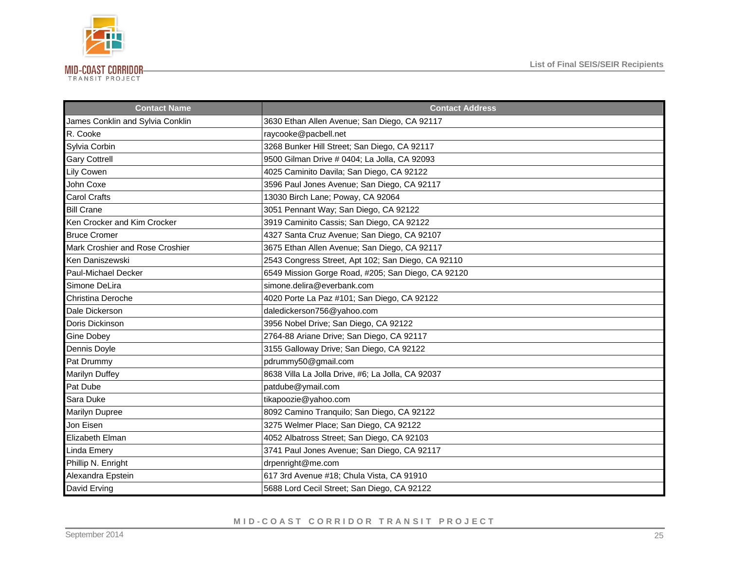| Contact Name | Contact Address |
|---|---|
| James Conklin and Sylvia Conklin | 3630 Ethan Allen Avenue; San Diego, CA 92117 |
| R. Cooke | raycooke@pacbell.net |
| Sylvia Corbin | 3268 Bunker Hill Street; San Diego, CA 92117 |
| Gary Cottrell | 9500 Gilman Drive # 0404; La Jolla, CA 92093 |
| Lily Cowen | 4025 Caminito Davila; San Diego, CA 92122 |
| John Coxe | 3596 Paul Jones Avenue; San Diego, CA 92117 |
| Carol Crafts | 13030 Birch Lane; Poway, CA 92064 |
| Bill Crane | 3051 Pennant Way; San Diego, CA 92122 |
| Ken Crocker and Kim Crocker | 3919 Caminito Cassis; San Diego, CA 92122 |
| Bruce Cromer | 4327 Santa Cruz Avenue; San Diego, CA 92107 |
| Mark Croshier and Rose Croshier | 3675 Ethan Allen Avenue; San Diego, CA 92117 |
| Ken Daniszewski | 2543 Congress Street, Apt 102; San Diego, CA 92110 |
| Paul-Michael Decker | 6549 Mission Gorge Road, #205; San Diego, CA 92120 |
| Simone DeLira | simone.delira@everbank.com |
| Christina Deroche | 4020 Porte La Paz #101; San Diego, CA 92122 |
| Dale Dickerson | daledickerson756@yahoo.com |
| Doris Dickinson | 3956 Nobel Drive; San Diego, CA 92122 |
| Gine Dobey | 2764-88 Ariane Drive; San Diego, CA 92117 |
| Dennis Doyle | 3155 Galloway Drive; San Diego, CA 92122 |
| Pat Drummy | pdrummy50@gmail.com |
| Marilyn Duffey | 8638 Villa La Jolla Drive, #6; La Jolla, CA 92037 |
| Pat Dube | patdube@ymail.com |
| Sara Duke | tikapoozie@yahoo.com |
| Marilyn Dupree | 8092 Camino Tranquilo; San Diego, CA 92122 |
| Jon Eisen | 3275 Welmer Place; San Diego, CA 92122 |
| Elizabeth Elman | 4052 Albatross Street; San Diego, CA 92103 |
| Linda Emery | 3741 Paul Jones Avenue; San Diego, CA 92117 |
| Phillip N. Enright | drpenright@me.com |
| Alexandra Epstein | 617 3rd Avenue #18; Chula Vista, CA 91910 |
| David Erving | 5688 Lord Cecil Street; San Diego, CA 92122 |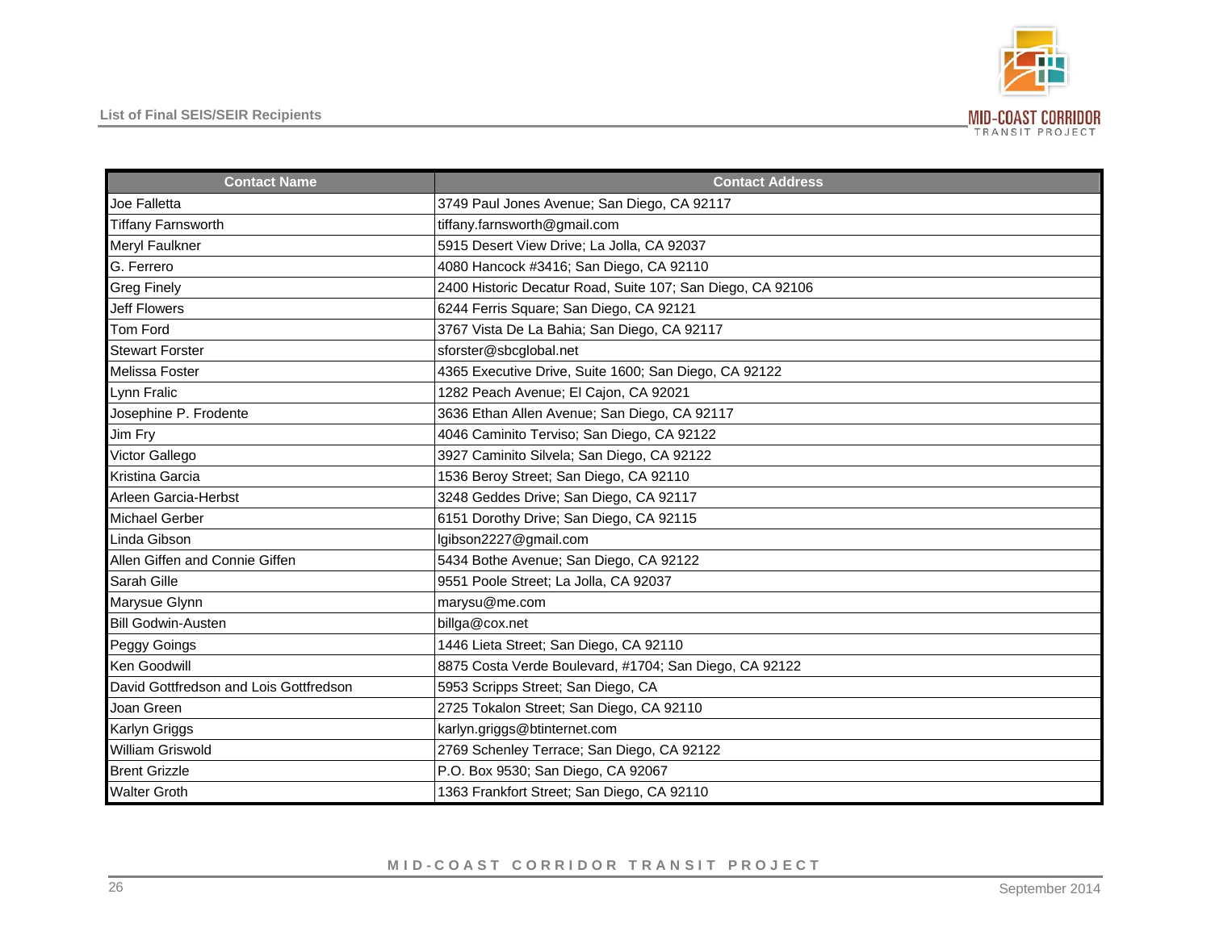| Contact Name | Contact Address |
|---|---|
| Joe Falletta | 3749 Paul Jones Avenue; San Diego, CA 92117 |
| Tiffany Farnsworth | tiffany.farnsworth@gmail.com |
| Meryl Faulkner | 5915 Desert View Drive; La Jolla, CA 92037 |
| G. Ferrero | 4080 Hancock #3416; San Diego, CA 92110 |
| Greg Finely | 2400 Historic Decatur Road, Suite 107; San Diego, CA 92106 |
| Jeff Flowers | 6244 Ferris Square; San Diego, CA 92121 |
| Tom Ford | 3767 Vista De La Bahia; San Diego, CA 92117 |
| Stewart Forster | sforster@sbcglobal.net |
| Melissa Foster | 4365 Executive Drive, Suite 1600; San Diego, CA 92122 |
| Lynn Fralic | 1282 Peach Avenue; El Cajon, CA 92021 |
| Josephine P. Frodente | 3636 Ethan Allen Avenue; San Diego, CA 92117 |
| Jim Fry | 4046 Caminito Terviso; San Diego, CA 92122 |
| Victor Gallego | 3927 Caminito Silvela; San Diego, CA 92122 |
| Kristina Garcia | 1536 Beroy Street; San Diego, CA 92110 |
| Arleen Garcia-Herbst | 3248 Geddes Drive; San Diego, CA 92117 |
| Michael Gerber | 6151 Dorothy Drive; San Diego, CA 92115 |
| Linda Gibson | lgibson2227@gmail.com |
| Allen Giffen and Connie Giffen | 5434 Bothe Avenue; San Diego, CA 92122 |
| Sarah Gille | 9551 Poole Street; La Jolla, CA 92037 |
| Marysue Glynn | marysu@me.com |
| Bill Godwin-Austen | billga@cox.net |
| Peggy Goings | 1446 Lieta Street; San Diego, CA 92110 |
| Ken Goodwill | 8875 Costa Verde Boulevard, #1704; San Diego, CA 92122 |
| David Gottfredson and Lois Gottfredson | 5953 Scripps Street; San Diego, CA |
| Joan Green | 2725 Tokalon Street; San Diego, CA 92110 |
| Karlyn Griggs | karlyn.griggs@btinternet.com |
| William Griswold | 2769 Schenley Terrace; San Diego, CA 92122 |
| Brent Grizzle | P.O. Box 9530; San Diego, CA 92067 |
| Walter Groth | 1363 Frankfort Street; San Diego, CA 92110 |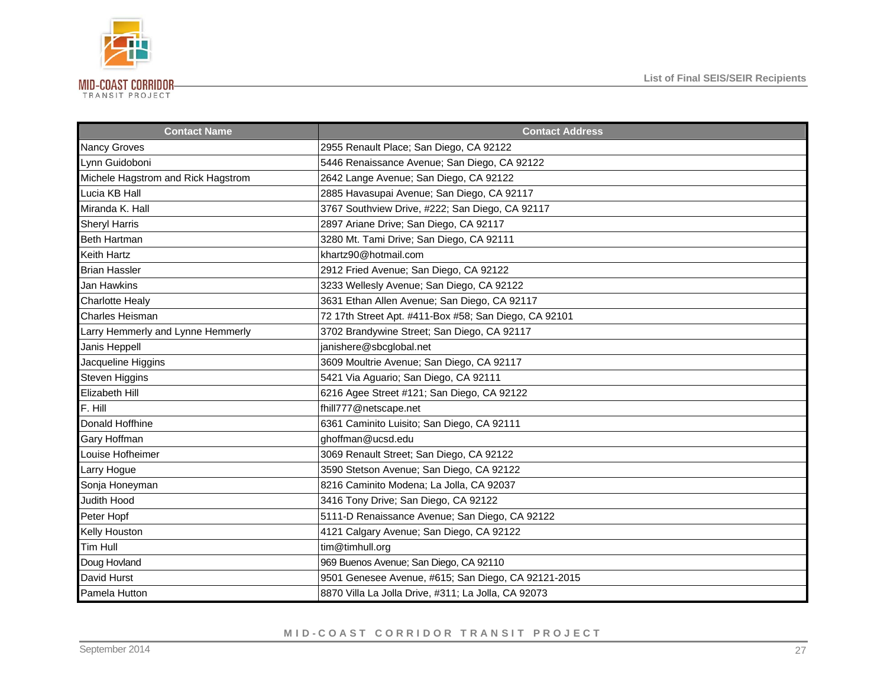| Contact Name | Contact Address |
|---|---|
| Nancy Groves | 2955 Renault Place; San Diego, CA 92122 |
| Lynn Guidoboni | 5446 Renaissance Avenue; San Diego, CA 92122 |
| Michele Hagstrom and Rick Hagstrom | 2642 Lange Avenue; San Diego, CA 92122 |
| Lucia KB Hall | 2885 Havasupai Avenue; San Diego, CA 92117 |
| Miranda K. Hall | 3767 Southview Drive, #222; San Diego, CA 92117 |
| Sheryl Harris | 2897 Ariane Drive; San Diego, CA 92117 |
| Beth Hartman | 3280 Mt. Tami Drive; San Diego, CA 92111 |
| Keith Hartz | khartz90@hotmail.com |
| Brian Hassler | 2912 Fried Avenue; San Diego, CA 92122 |
| Jan Hawkins | 3233 Wellesly Avenue; San Diego, CA 92122 |
| Charlotte Healy | 3631 Ethan Allen Avenue; San Diego, CA 92117 |
| Charles Heisman | 72 17th Street Apt. #411-Box #58; San Diego, CA 92101 |
| Larry Hemmerly and Lynne Hemmerly | 3702 Brandywine Street; San Diego, CA 92117 |
| Janis Heppell | janishere@sbcglobal.net |
| Jacqueline Higgins | 3609 Moultrie Avenue; San Diego, CA 92117 |
| Steven Higgins | 5421 Via Aguario; San Diego, CA 92111 |
| Elizabeth Hill | 6216 Agee Street #121; San Diego, CA 92122 |
| F. Hill | fhill777@netscape.net |
| Donald Hoffhine | 6361 Caminito Luisito; San Diego, CA 92111 |
| Gary Hoffman | ghoffman@ucsd.edu |
| Louise Hofheimer | 3069 Renault Street; San Diego, CA 92122 |
| Larry Hogue | 3590 Stetson Avenue; San Diego, CA 92122 |
| Sonja Honeyman | 8216 Caminito Modena; La Jolla, CA 92037 |
| Judith Hood | 3416 Tony Drive; San Diego, CA 92122 |
| Peter Hopf | 5111-D Renaissance Avenue; San Diego, CA 92122 |
| Kelly Houston | 4121 Calgary Avenue; San Diego, CA 92122 |
| Tim Hull | tim@timhull.org |
| Doug Hovland | 969 Buenos Avenue; San Diego, CA 92110 |
| David Hurst | 9501 Genesee Avenue, #615; San Diego, CA 92121-2015 |
| Pamela Hutton | 8870 Villa La Jolla Drive, #311; La Jolla, CA 92073 |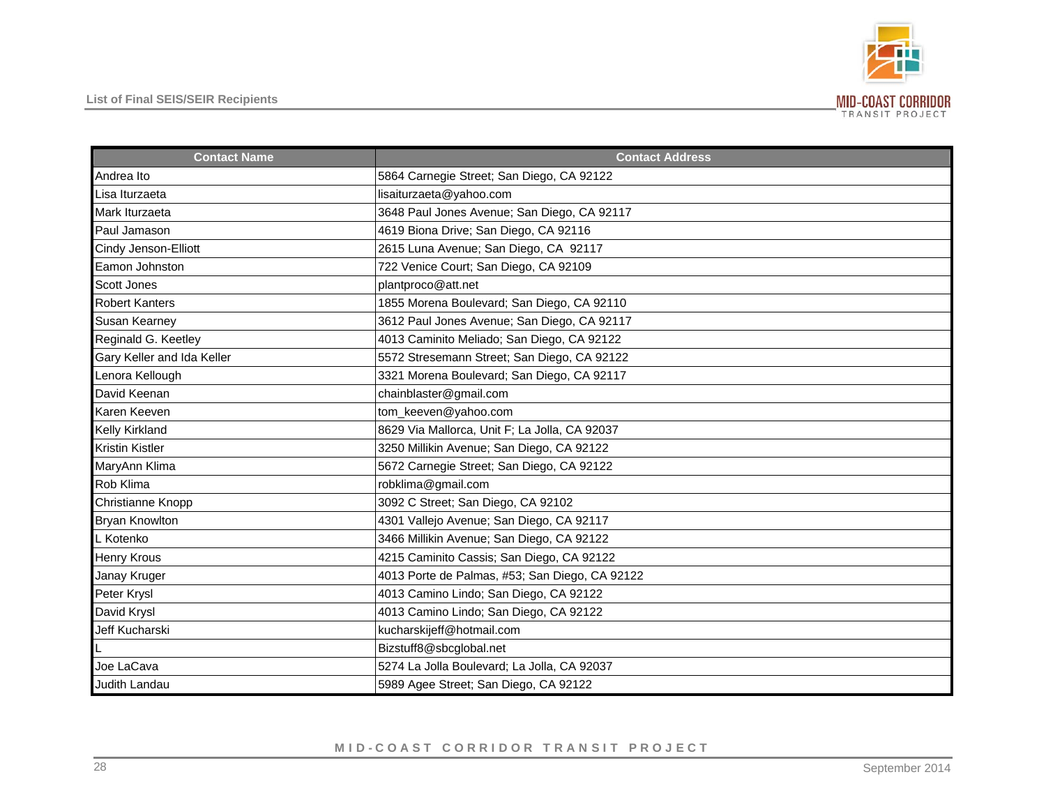| Contact Name | Contact Address |
|---|---|
| Andrea Ito | 5864 Carnegie Street; San Diego, CA 92122 |
| Lisa Iturzaeta | lisaiturzaeta@yahoo.com |
| Mark Iturzaeta | 3648 Paul Jones Avenue; San Diego, CA 92117 |
| Paul Jamason | 4619 Biona Drive; San Diego, CA 92116 |
| Cindy Jenson-Elliott | 2615 Luna Avenue; San Diego, CA 92117 |
| Eamon Johnston | 722 Venice Court; San Diego, CA 92109 |
| Scott Jones | plantproco@att.net |
| Robert Kanters | 1855 Morena Boulevard; San Diego, CA 92110 |
| Susan Kearney | 3612 Paul Jones Avenue; San Diego, CA 92117 |
| Reginald G. Keetley | 4013 Caminito Meliado; San Diego, CA 92122 |
| Gary Keller and Ida Keller | 5572 Stresemann Street; San Diego, CA 92122 |
| Lenora Kellough | 3321 Morena Boulevard; San Diego, CA 92117 |
| David Keenan | chainblaster@gmail.com |
| Karen Keeven | tom_keeven@yahoo.com |
| Kelly Kirkland | 8629 Via Mallorca, Unit F; La Jolla, CA 92037 |
| Kristin Kistler | 3250 Millikin Avenue; San Diego, CA 92122 |
| MaryAnn Klima | 5672 Carnegie Street; San Diego, CA 92122 |
| Rob Klima | robklima@gmail.com |
| Christianne Knopp | 3092 C Street; San Diego, CA 92102 |
| Bryan Knowlton | 4301 Vallejo Avenue; San Diego, CA 92117 |
| L Kotenko | 3466 Millikin Avenue; San Diego, CA 92122 |
| Henry Krous | 4215 Caminito Cassis; San Diego, CA 92122 |
| Janay Kruger | 4013 Porte de Palmas, #53; San Diego, CA 92122 |
| Peter Krysl | 4013 Camino Lindo; San Diego, CA 92122 |
| David Krysl | 4013 Camino Lindo; San Diego, CA 92122 |
| Jeff Kucharski | kucharskijeff@hotmail.com |
| L | Bizstuff8@sbcglobal.net |
| Joe LaCava | 5274 La Jolla Boulevard; La Jolla, CA 92037 |
| Judith Landau | 5989 Agee Street; San Diego, CA 92122 |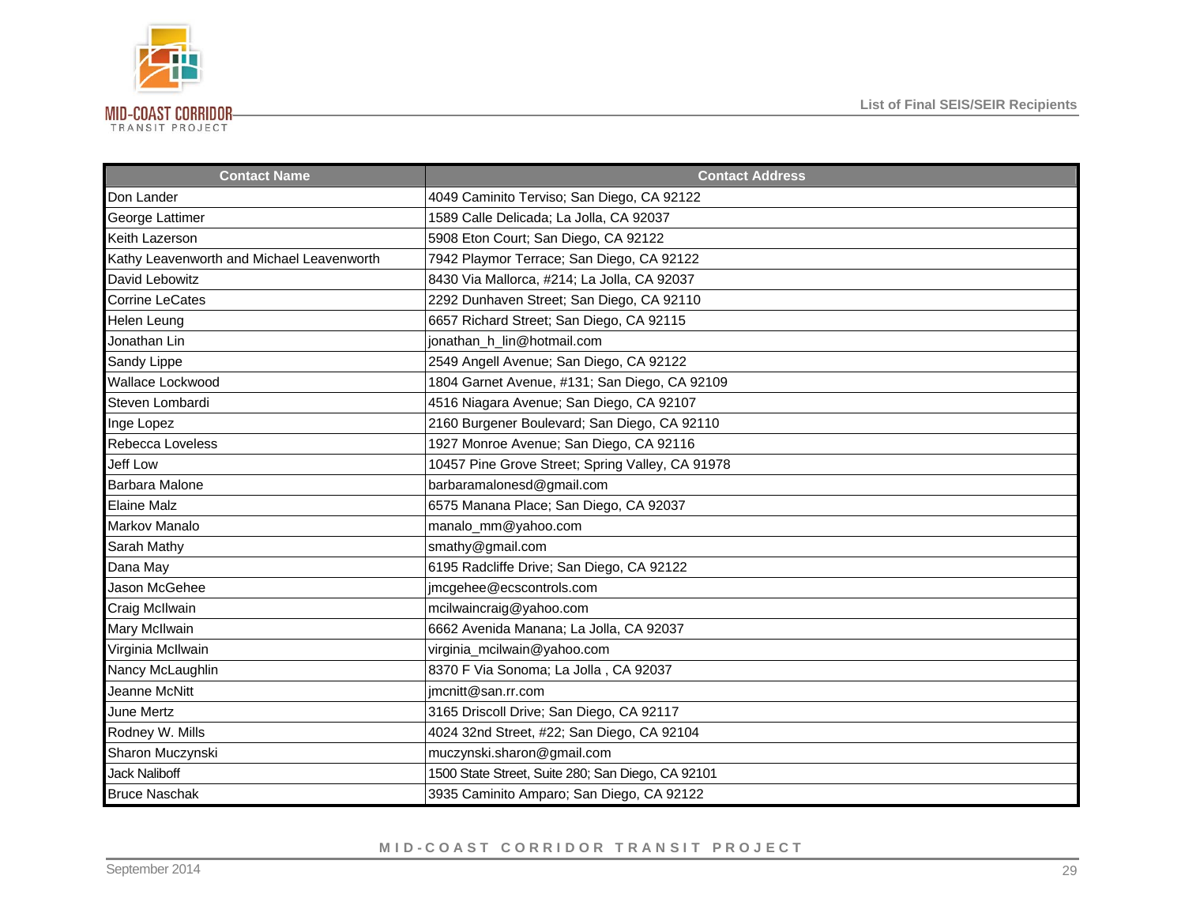| Contact Name | Contact Address |
|---|---|
| Don Lander | 4049 Caminito Terviso; San Diego, CA 92122 |
| George Lattimer | 1589 Calle Delicada; La Jolla, CA 92037 |
| Keith Lazerson | 5908 Eton Court; San Diego, CA 92122 |
| Kathy Leavenworth and Michael Leavenworth | 7942 Playmor Terrace; San Diego, CA 92122 |
| David Lebowitz | 8430 Via Mallorca, #214; La Jolla, CA 92037 |
| Corrine LeCates | 2292 Dunhaven Street; San Diego, CA 92110 |
| Helen Leung | 6657 Richard Street; San Diego, CA 92115 |
| Jonathan Lin | jonathan_h_lin@hotmail.com |
| Sandy Lippe | 2549 Angell Avenue; San Diego, CA 92122 |
| Wallace Lockwood | 1804 Garnet Avenue, #131; San Diego, CA 92109 |
| Steven Lombardi | 4516 Niagara Avenue; San Diego, CA 92107 |
| Inge Lopez | 2160 Burgener Boulevard; San Diego, CA 92110 |
| Rebecca Loveless | 1927 Monroe Avenue; San Diego, CA 92116 |
| Jeff Low | 10457 Pine Grove Street; Spring Valley, CA 91978 |
| Barbara Malone | barbaramalonesd@gmail.com |
| Elaine Malz | 6575 Manana Place; San Diego, CA 92037 |
| Markov Manalo | manalo_mm@yahoo.com |
| Sarah Mathy | smathy@gmail.com |
| Dana May | 6195 Radcliffe Drive; San Diego, CA 92122 |
| Jason McGehee | jmcgehee@ecscontrols.com |
| Craig McIlwain | mcilwaincraig@yahoo.com |
| Mary McIlwain | 6662 Avenida Manana; La Jolla, CA 92037 |
| Virginia McIlwain | virginia_mcilwain@yahoo.com |
| Nancy McLaughlin | 8370 F Via Sonoma; La Jolla , CA 92037 |
| Jeanne McNitt | jmcnitt@san.rr.com |
| June Mertz | 3165 Driscoll Drive; San Diego, CA 92117 |
| Rodney W. Mills | 4024 32nd Street, #22; San Diego, CA 92104 |
| Sharon Muczynski | muczynski.sharon@gmail.com |
| Jack Naliboff | 1500 State Street, Suite 280; San Diego, CA 92101 |
| Bruce Naschak | 3935 Caminito Amparo; San Diego, CA 92122 |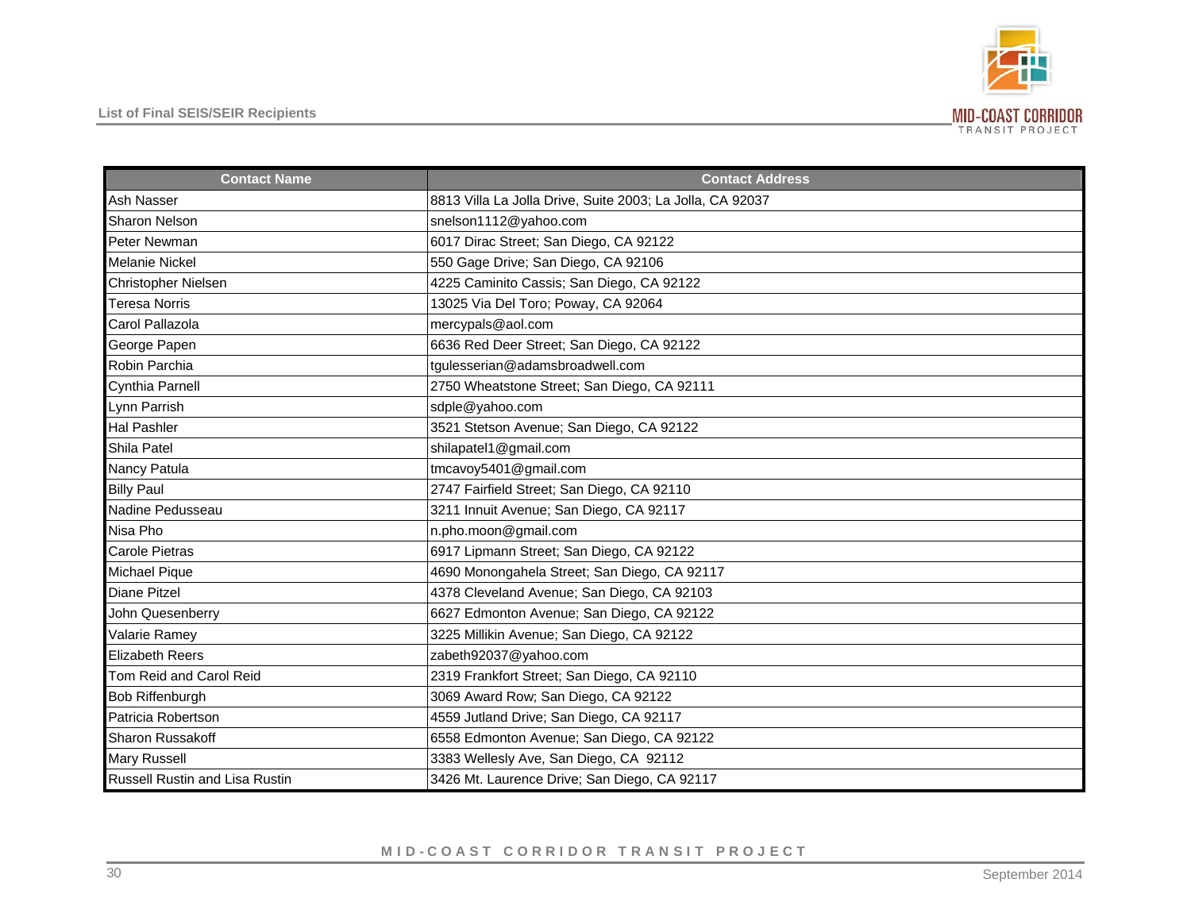| Contact Name | Contact Address |
|---|---|
| Ash Nasser | 8813 Villa La Jolla Drive, Suite 2003; La Jolla, CA 92037 |
| Sharon Nelson | snelson1112@yahoo.com |
| Peter Newman | 6017 Dirac Street; San Diego, CA 92122 |
| Melanie Nickel | 550 Gage Drive; San Diego, CA 92106 |
| Christopher Nielsen | 4225 Caminito Cassis; San Diego, CA 92122 |
| Teresa Norris | 13025 Via Del Toro; Poway, CA 92064 |
| Carol Pallazola | mercypals@aol.com |
| George Papen | 6636 Red Deer Street; San Diego, CA 92122 |
| Robin Parchia | tgulesserian@adamsbroadwell.com |
| Cynthia Parnell | 2750 Wheatstone Street; San Diego, CA 92111 |
| Lynn Parrish | sdple@yahoo.com |
| Hal Pashler | 3521 Stetson Avenue; San Diego, CA 92122 |
| Shila Patel | shilapatel1@gmail.com |
| Nancy Patula | tmcavoy5401@gmail.com |
| Billy Paul | 2747 Fairfield Street; San Diego, CA 92110 |
| Nadine Pedusseau | 3211 Innuit Avenue; San Diego, CA 92117 |
| Nisa Pho | n.pho.moon@gmail.com |
| Carole Pietras | 6917 Lipmann Street; San Diego, CA 92122 |
| Michael Pique | 4690 Monongahela Street; San Diego, CA 92117 |
| Diane Pitzel | 4378 Cleveland Avenue; San Diego, CA 92103 |
| John Quesenberry | 6627 Edmonton Avenue; San Diego, CA 92122 |
| Valarie Ramey | 3225 Millikin Avenue; San Diego, CA 92122 |
| Elizabeth Reers | zabeth92037@yahoo.com |
| Tom Reid and Carol Reid | 2319 Frankfort Street; San Diego, CA 92110 |
| Bob Riffenburgh | 3069 Award Row; San Diego, CA 92122 |
| Patricia Robertson | 4559 Jutland Drive; San Diego, CA 92117 |
| Sharon Russakoff | 6558 Edmonton Avenue; San Diego, CA 92122 |
| Mary Russell | 3383 Wellesly Ave, San Diego, CA 92112 |
| Russell Rustin and Lisa Rustin | 3426 Mt. Laurence Drive; San Diego, CA 92117 |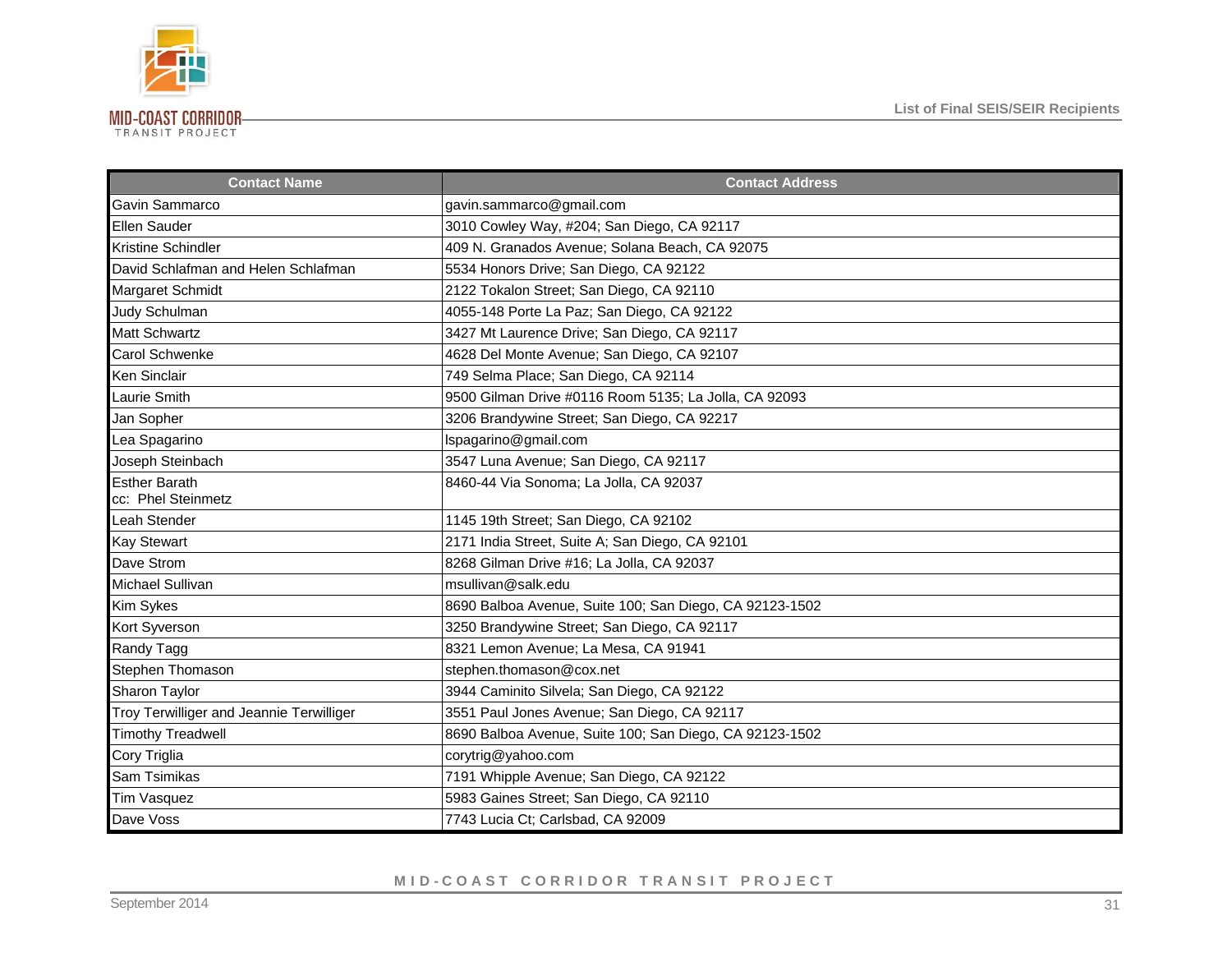| Contact Name | Contact Address |
|---|---|
| Gavin Sammarco | gavin.sammarco@gmail.com |
| Ellen Sauder | 3010 Cowley Way, #204; San Diego, CA 92117 |
| Kristine Schindler | 409 N. Granados Avenue; Solana Beach, CA 92075 |
| David Schlafman and Helen Schlafman | 5534 Honors Drive; San Diego, CA 92122 |
| Margaret Schmidt | 2122 Tokalon Street; San Diego, CA 92110 |
| Judy Schulman | 4055-148 Porte La Paz; San Diego, CA 92122 |
| Matt Schwartz | 3427 Mt Laurence Drive; San Diego, CA 92117 |
| Carol Schwenke | 4628 Del Monte Avenue; San Diego, CA 92107 |
| Ken Sinclair | 749 Selma Place; San Diego, CA 92114 |
| Laurie Smith | 9500 Gilman Drive #0116 Room 5135; La Jolla, CA 92093 |
| Jan Sopher | 3206 Brandywine Street; San Diego, CA 92217 |
| Lea Spagarino | lspagarino@gmail.com |
| Joseph Steinbach | 3547 Luna Avenue; San Diego, CA 92117 |
| Esther Barath<br>cc: Phel Steinmetz | 8460-44 Via Sonoma; La Jolla, CA 92037 |
| Leah Stender | 1145 19th Street; San Diego, CA 92102 |
| Kay Stewart | 2171 India Street, Suite A; San Diego, CA 92101 |
| Dave Strom | 8268 Gilman Drive #16; La Jolla, CA 92037 |
| Michael Sullivan | msullivan@salk.edu |
| Kim Sykes | 8690 Balboa Avenue, Suite 100; San Diego, CA 92123-1502 |
| Kort Syverson | 3250 Brandywine Street; San Diego, CA 92117 |
| Randy Tagg | 8321 Lemon Avenue; La Mesa, CA 91941 |
| Stephen Thomason | stephen.thomason@cox.net |
| Sharon Taylor | 3944 Caminito Silvela; San Diego, CA 92122 |
| Troy Terwilliger and Jeannie Terwilliger | 3551 Paul Jones Avenue; San Diego, CA 92117 |
| Timothy Treadwell | 8690 Balboa Avenue, Suite 100; San Diego, CA 92123-1502 |
| Cory Triglia | corytrig@yahoo.com |
| Sam Tsimikas | 7191 Whipple Avenue; San Diego, CA 92122 |
| Tim Vasquez | 5983 Gaines Street; San Diego, CA 92110 |
| Dave Voss | 7743 Lucia Ct; Carlsbad, CA 92009 |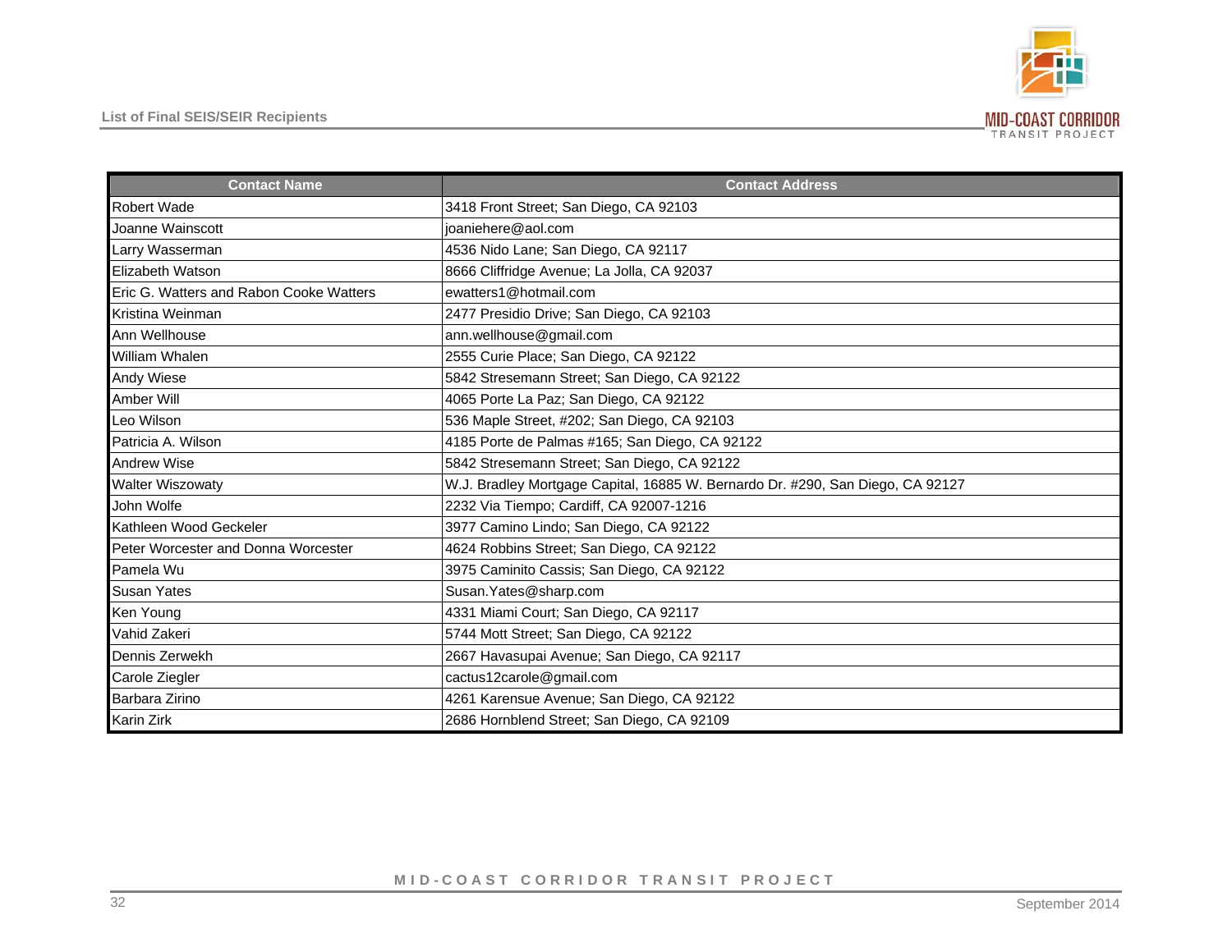| Contact Name | Contact Address |
|---|---|
| Robert Wade | 3418 Front Street; San Diego, CA 92103 |
| Joanne Wainscott | joaniehere@aol.com |
| Larry Wasserman | 4536 Nido Lane; San Diego, CA 92117 |
| Elizabeth Watson | 8666 Cliffridge Avenue; La Jolla, CA 92037 |
| Eric G. Watters and Rabon Cooke Watters | ewatters1@hotmail.com |
| Kristina Weinman | 2477 Presidio Drive; San Diego, CA 92103 |
| Ann Wellhouse | ann.wellhouse@gmail.com |
| William Whalen | 2555 Curie Place; San Diego, CA 92122 |
| Andy Wiese | 5842 Stresemann Street; San Diego, CA 92122 |
| Amber Will | 4065 Porte La Paz; San Diego, CA 92122 |
| Leo Wilson | 536 Maple Street, #202; San Diego, CA 92103 |
| Patricia A. Wilson | 4185 Porte de Palmas #165; San Diego, CA 92122 |
| Andrew Wise | 5842 Stresemann Street; San Diego, CA 92122 |
| Walter Wiszowaty | W.J. Bradley Mortgage Capital, 16885 W. Bernardo Dr. #290, San Diego, CA 92127 |
| John Wolfe | 2232 Via Tiempo; Cardiff, CA 92007-1216 |
| Kathleen Wood Geckeler | 3977 Camino Lindo; San Diego, CA 92122 |
| Peter Worcester and Donna Worcester | 4624 Robbins Street; San Diego, CA 92122 |
| Pamela Wu | 3975 Caminito Cassis; San Diego, CA 92122 |
| Susan Yates | Susan.Yates@sharp.com |
| Ken Young | 4331 Miami Court; San Diego, CA 92117 |
| Vahid Zakeri | 5744 Mott Street; San Diego, CA 92122 |
| Dennis Zerwekh | 2667 Havasupai Avenue; San Diego, CA 92117 |
| Carole Ziegler | cactus12carole@gmail.com |
| Barbara Zirino | 4261 Karensue Avenue; San Diego, CA 92122 |
| Karin Zirk | 2686 Hornblend Street; San Diego, CA 92109 |